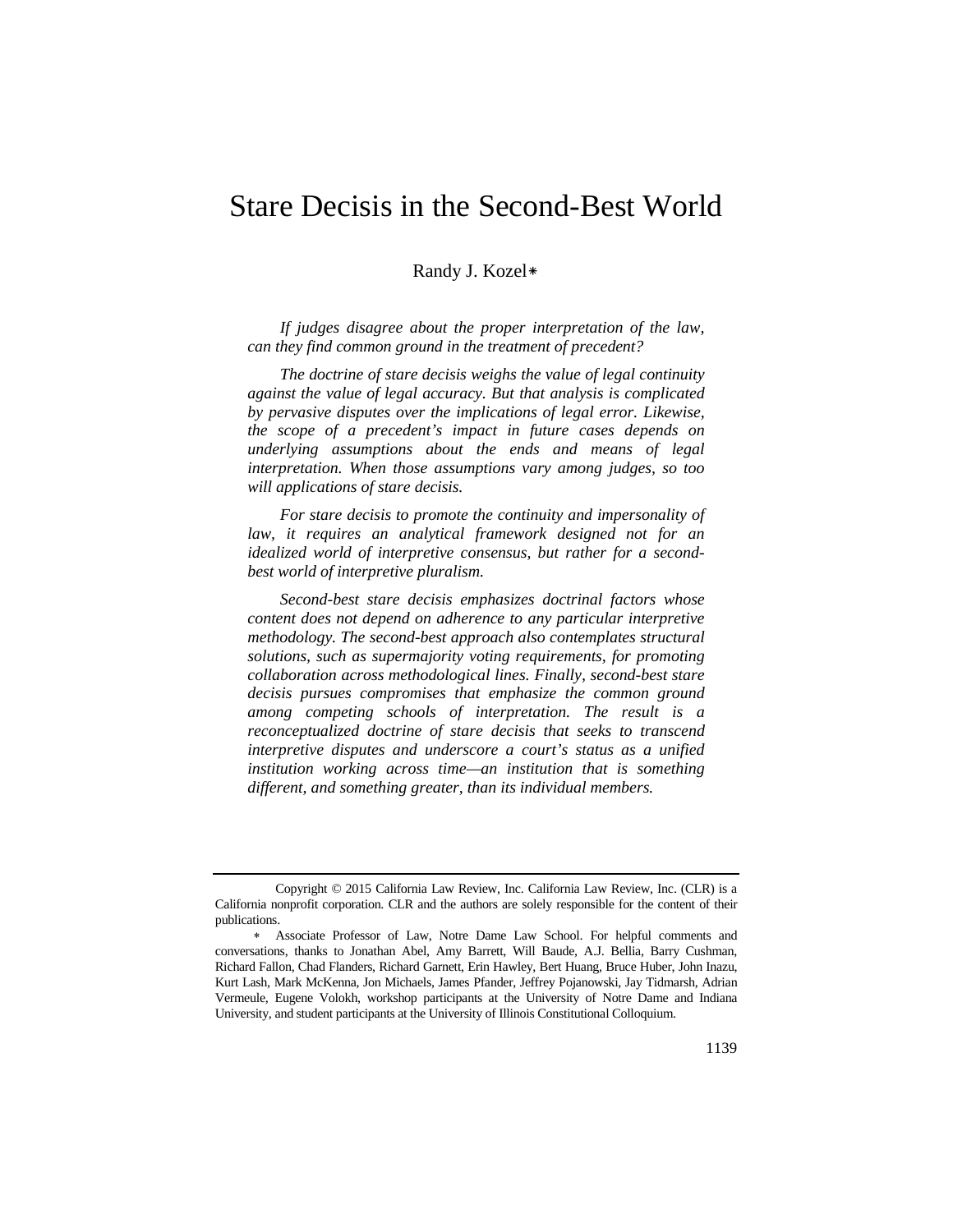# Stare Decisis in the Second-Best World

Randy J. Kozel*

*If judges disagree about the proper interpretation of the law, can they find common ground in the treatment of precedent?*

*The doctrine of stare decisis weighs the value of legal continuity against the value of legal accuracy. But that analysis is complicated by pervasive disputes over the implications of legal error. Likewise, the scope of a precedent's impact in future cases depends on underlying assumptions about the ends and means of legal interpretation. When those assumptions vary among judges, so too will applications of stare decisis.*

*For stare decisis to promote the continuity and impersonality of law, it requires an analytical framework designed not for an idealized world of interpretive consensus, but rather for a second-best world of interpretive pluralism.*

*Second-best stare decisis emphasizes doctrinal factors whose content does not depend on adherence to any particular interpretive methodology. The second-best approach also contemplates structural solutions, such as supermajority voting requirements, for promoting collaboration across methodological lines. Finally, second-best stare decisis pursues compromises that emphasize the common ground among competing schools of interpretation. The result is a reconceptualized doctrine of stare decisis that seeks to transcend interpretive disputes and underscore a court's status as a unified institution working across time—an institution that is something different, and something greater, than its individual members.*

---

Copyright © 2015 California Law Review, Inc. California Law Review, Inc. (CLR) is a California nonprofit corporation. CLR and the authors are solely responsible for the content of their publications.

\* Associate Professor of Law, Notre Dame Law School. For helpful comments and conversations, thanks to Jonathan Abel, Amy Barrett, Will Baude, A.J. Bellia, Barry Cushman, Richard Fallon, Chad Flanders, Richard Garnett, Erin Hawley, Bert Huang, Bruce Huber, John Inazu, Kurt Lash, Mark McKenna, Jon Michaels, James Pfander, Jeffrey Pojanowski, Jay Tidmarsh, Adrian Vermeule, Eugene Volokh, workshop participants at the University of Notre Dame and Indiana University, and student participants at the University of Illinois Constitutional Colloquium.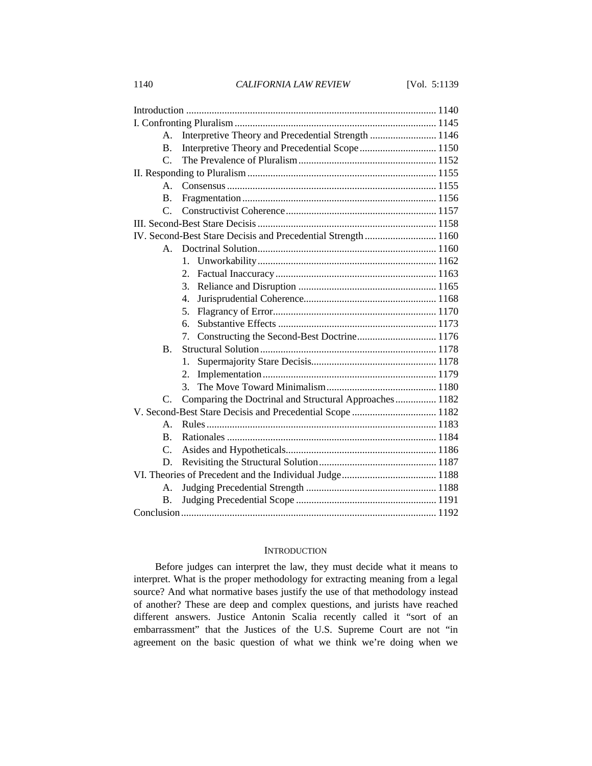| | |
|---|---|
| Introduction | 1140 |
| I. Confronting Pluralism | 1145 |
| A. Interpretive Theory and Precedential Strength | 1146 |
| B. Interpretive Theory and Precedential Scope | 1150 |
| C. The Prevalence of Pluralism | 1152 |
| II. Responding to Pluralism | 1155 |
| A. Consensus | 1155 |
| B. Fragmentation | 1156 |
| C. Constructivist Coherence | 1157 |
| III. Second-Best Stare Decisis | 1158 |
| IV. Second-Best Stare Decisis and Precedential Strength | 1160 |
| A. Doctrinal Solution | 1160 |
| 1. Unworkability | 1162 |
| 2. Factual Inaccuracy | 1163 |
| 3. Reliance and Disruption | 1165 |
| 4. Jurisprudential Coherence | 1168 |
| 5. Flagrancy of Error | 1170 |
| 6. Substantive Effects | 1173 |
| 7. Constructing the Second-Best Doctrine | 1176 |
| B. Structural Solution | 1178 |
| 1. Supermajority Stare Decisis | 1178 |
| 2. Implementation | 1179 |
| 3. The Move Toward Minimalism | 1180 |
| C. Comparing the Doctrinal and Structural Approaches | 1182 |
| V. Second-Best Stare Decisis and Precedential Scope | 1182 |
| A. Rules | 1183 |
| B. Rationales | 1184 |
| C. Asides and Hypotheticals | 1186 |
| D. Revisiting the Structural Solution | 1187 |
| VI. Theories of Precedent and the Individual Judge | 1188 |
| A. Judging Precedential Strength | 1188 |
| B. Judging Precedential Scope | 1191 |
| Conclusion | 1192 |

## INTRODUCTION

Before judges can interpret the law, they must decide what it means to interpret. What is the proper methodology for extracting meaning from a legal source? And what normative bases justify the use of that methodology instead of another? These are deep and complex questions, and jurists have reached different answers. Justice Antonin Scalia recently called it "sort of an embarrassment" that the Justices of the U.S. Supreme Court are not "in agreement on the basic question of what we think we're doing when we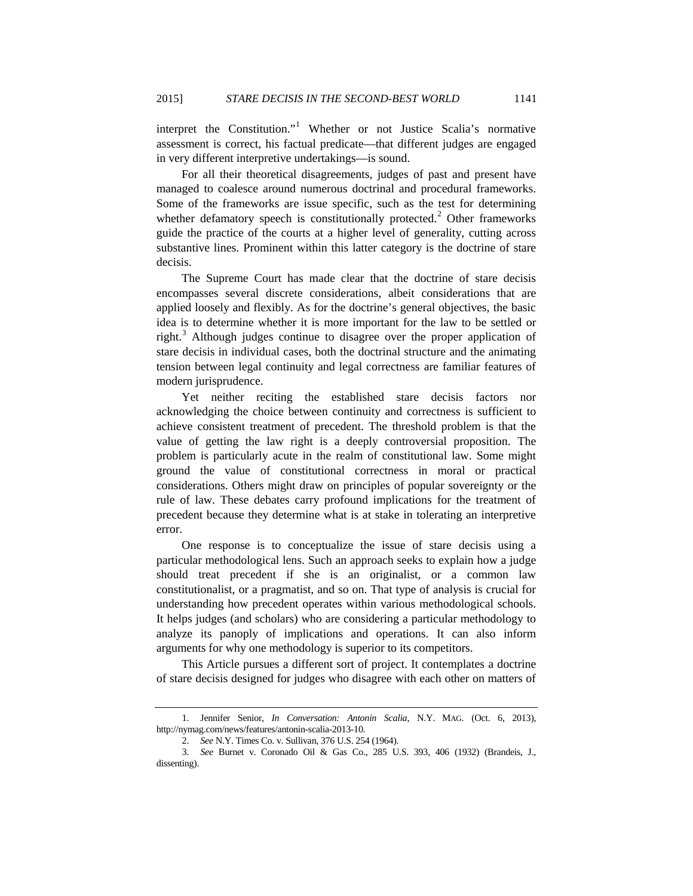interpret the Constitution."[1] Whether or not Justice Scalia's normative assessment is correct, his factual predicate—that different judges are engaged in very different interpretive undertakings—is sound.

For all their theoretical disagreements, judges of past and present have managed to coalesce around numerous doctrinal and procedural frameworks. Some of the frameworks are issue specific, such as the test for determining whether defamatory speech is constitutionally protected.[2] Other frameworks guide the practice of the courts at a higher level of generality, cutting across substantive lines. Prominent within this latter category is the doctrine of stare decisis.

The Supreme Court has made clear that the doctrine of stare decisis encompasses several discrete considerations, albeit considerations that are applied loosely and flexibly. As for the doctrine's general objectives, the basic idea is to determine whether it is more important for the law to be settled or right.[3] Although judges continue to disagree over the proper application of stare decisis in individual cases, both the doctrinal structure and the animating tension between legal continuity and legal correctness are familiar features of modern jurisprudence.

Yet neither reciting the established stare decisis factors nor acknowledging the choice between continuity and correctness is sufficient to achieve consistent treatment of precedent. The threshold problem is that the value of getting the law right is a deeply controversial proposition. The problem is particularly acute in the realm of constitutional law. Some might ground the value of constitutional correctness in moral or practical considerations. Others might draw on principles of popular sovereignty or the rule of law. These debates carry profound implications for the treatment of precedent because they determine what is at stake in tolerating an interpretive error.

One response is to conceptualize the issue of stare decisis using a particular methodological lens. Such an approach seeks to explain how a judge should treat precedent if she is an originalist, or a common law constitutionalist, or a pragmatist, and so on. That type of analysis is crucial for understanding how precedent operates within various methodological schools. It helps judges (and scholars) who are considering a particular methodology to analyze its panoply of implications and operations. It can also inform arguments for why one methodology is superior to its competitors.

This Article pursues a different sort of project. It contemplates a doctrine of stare decisis designed for judges who disagree with each other on matters of

---

1. Jennifer Senior, *In Conversation: Antonin Scalia*, N.Y. MAG. (Oct. 6, 2013), http://nymag.com/news/features/antonin-scalia-2013-10.

2. *See* N.Y. Times Co. v. Sullivan, 376 U.S. 254 (1964).

3. *See* Burnet v. Coronado Oil & Gas Co., 285 U.S. 393, 406 (1932) (Brandeis, J., dissenting).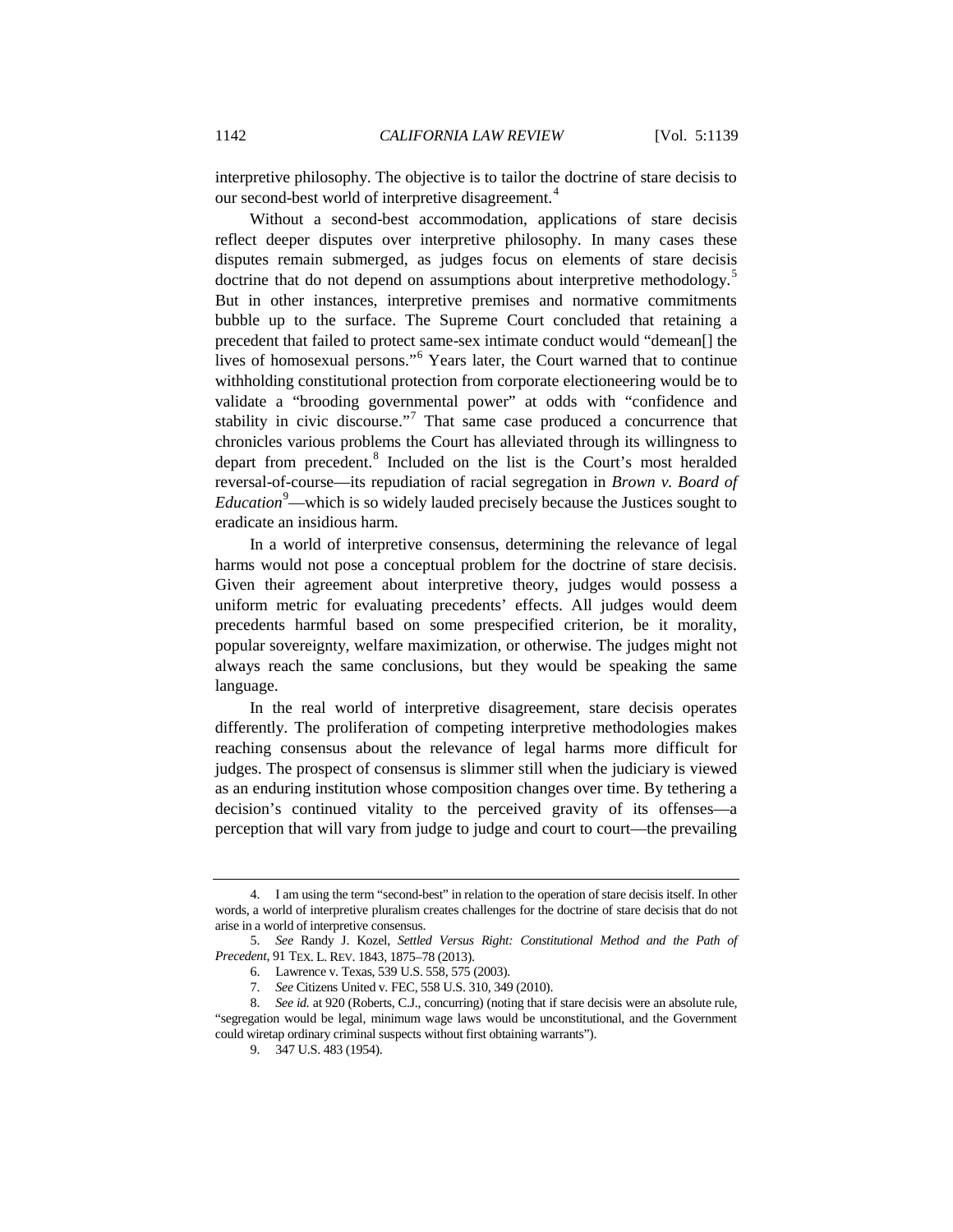interpretive philosophy. The objective is to tailor the doctrine of stare decisis to our second-best world of interpretive disagreement.[4]

Without a second-best accommodation, applications of stare decisis reflect deeper disputes over interpretive philosophy. In many cases these disputes remain submerged, as judges focus on elements of stare decisis doctrine that do not depend on assumptions about interpretive methodology.[5] But in other instances, interpretive premises and normative commitments bubble up to the surface. The Supreme Court concluded that retaining a precedent that failed to protect same-sex intimate conduct would "demean[] the lives of homosexual persons."[6] Years later, the Court warned that to continue withholding constitutional protection from corporate electioneering would be to validate a "brooding governmental power" at odds with "confidence and stability in civic discourse."[7] That same case produced a concurrence that chronicles various problems the Court has alleviated through its willingness to depart from precedent.[8] Included on the list is the Court's most heralded reversal-of-course—its repudiation of racial segregation in *Brown v. Board of Education*[9]—which is so widely lauded precisely because the Justices sought to eradicate an insidious harm.

In a world of interpretive consensus, determining the relevance of legal harms would not pose a conceptual problem for the doctrine of stare decisis. Given their agreement about interpretive theory, judges would possess a uniform metric for evaluating precedents' effects. All judges would deem precedents harmful based on some prespecified criterion, be it morality, popular sovereignty, welfare maximization, or otherwise. The judges might not always reach the same conclusions, but they would be speaking the same language.

In the real world of interpretive disagreement, stare decisis operates differently. The proliferation of competing interpretive methodologies makes reaching consensus about the relevance of legal harms more difficult for judges. The prospect of consensus is slimmer still when the judiciary is viewed as an enduring institution whose composition changes over time. By tethering a decision's continued vitality to the perceived gravity of its offenses—a perception that will vary from judge to judge and court to court—the prevailing

---

4. I am using the term "second-best" in relation to the operation of stare decisis itself. In other words, a world of interpretive pluralism creates challenges for the doctrine of stare decisis that do not arise in a world of interpretive consensus.

5. *See* Randy J. Kozel, *Settled Versus Right: Constitutional Method and the Path of Precedent*, 91 TEX. L. REV. 1843, 1875–78 (2013).

6. Lawrence v. Texas, 539 U.S. 558, 575 (2003).

7. *See* Citizens United v. FEC, 558 U.S. 310, 349 (2010).

8. *See id.* at 920 (Roberts, C.J., concurring) (noting that if stare decisis were an absolute rule, "segregation would be legal, minimum wage laws would be unconstitutional, and the Government could wiretap ordinary criminal suspects without first obtaining warrants").

9. 347 U.S. 483 (1954).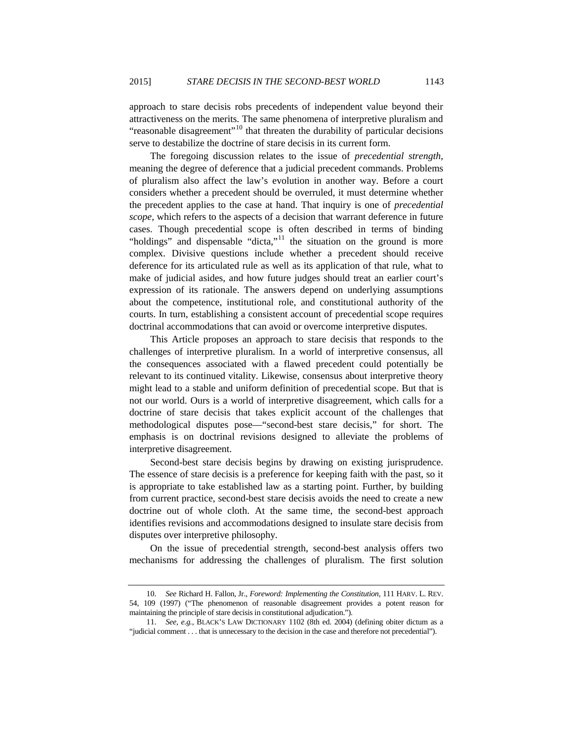approach to stare decisis robs precedents of independent value beyond their attractiveness on the merits. The same phenomena of interpretive pluralism and "reasonable disagreement"[10] that threaten the durability of particular decisions serve to destabilize the doctrine of stare decisis in its current form.

The foregoing discussion relates to the issue of *precedential strength*, meaning the degree of deference that a judicial precedent commands. Problems of pluralism also affect the law's evolution in another way. Before a court considers whether a precedent should be overruled, it must determine whether the precedent applies to the case at hand. That inquiry is one of *precedential scope*, which refers to the aspects of a decision that warrant deference in future cases. Though precedential scope is often described in terms of binding "holdings" and dispensable "dicta,"[11] the situation on the ground is more complex. Divisive questions include whether a precedent should receive deference for its articulated rule as well as its application of that rule, what to make of judicial asides, and how future judges should treat an earlier court's expression of its rationale. The answers depend on underlying assumptions about the competence, institutional role, and constitutional authority of the courts. In turn, establishing a consistent account of precedential scope requires doctrinal accommodations that can avoid or overcome interpretive disputes.

This Article proposes an approach to stare decisis that responds to the challenges of interpretive pluralism. In a world of interpretive consensus, all the consequences associated with a flawed precedent could potentially be relevant to its continued vitality. Likewise, consensus about interpretive theory might lead to a stable and uniform definition of precedential scope. But that is not our world. Ours is a world of interpretive disagreement, which calls for a doctrine of stare decisis that takes explicit account of the challenges that methodological disputes pose—"second-best stare decisis," for short. The emphasis is on doctrinal revisions designed to alleviate the problems of interpretive disagreement.

Second-best stare decisis begins by drawing on existing jurisprudence. The essence of stare decisis is a preference for keeping faith with the past, so it is appropriate to take established law as a starting point. Further, by building from current practice, second-best stare decisis avoids the need to create a new doctrine out of whole cloth. At the same time, the second-best approach identifies revisions and accommodations designed to insulate stare decisis from disputes over interpretive philosophy.

On the issue of precedential strength, second-best analysis offers two mechanisms for addressing the challenges of pluralism. The first solution

---

10. *See* Richard H. Fallon, Jr., *Foreword: Implementing the Constitution*, 111 HARV. L. REV. 54, 109 (1997) ("The phenomenon of reasonable disagreement provides a potent reason for maintaining the principle of stare decisis in constitutional adjudication.").

11. *See, e.g.*, BLACK'S LAW DICTIONARY 1102 (8th ed. 2004) (defining obiter dictum as a "judicial comment . . . that is unnecessary to the decision in the case and therefore not precedential").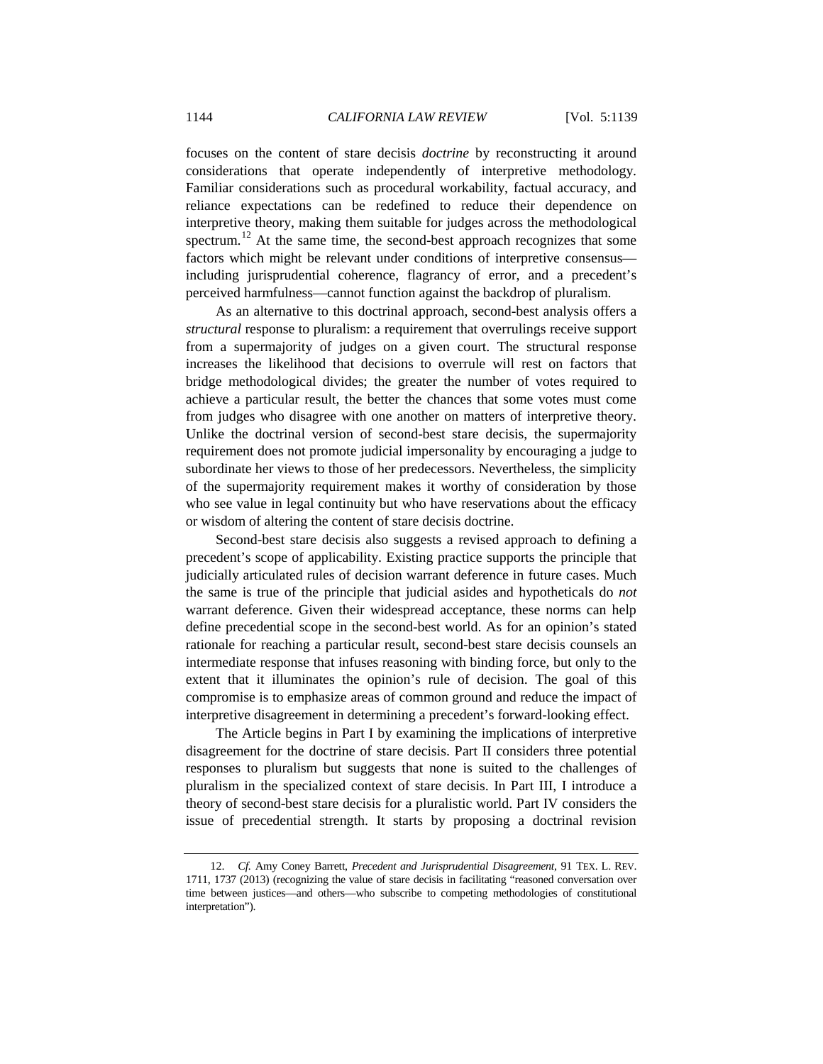focuses on the content of stare decisis *doctrine* by reconstructing it around considerations that operate independently of interpretive methodology. Familiar considerations such as procedural workability, factual accuracy, and reliance expectations can be redefined to reduce their dependence on interpretive theory, making them suitable for judges across the methodological spectrum.[12] At the same time, the second-best approach recognizes that some factors which might be relevant under conditions of interpretive consensus—including jurisprudential coherence, flagrancy of error, and a precedent's perceived harmfulness—cannot function against the backdrop of pluralism.

As an alternative to this doctrinal approach, second-best analysis offers a *structural* response to pluralism: a requirement that overrulings receive support from a supermajority of judges on a given court. The structural response increases the likelihood that decisions to overrule will rest on factors that bridge methodological divides; the greater the number of votes required to achieve a particular result, the better the chances that some votes must come from judges who disagree with one another on matters of interpretive theory. Unlike the doctrinal version of second-best stare decisis, the supermajority requirement does not promote judicial impersonality by encouraging a judge to subordinate her views to those of her predecessors. Nevertheless, the simplicity of the supermajority requirement makes it worthy of consideration by those who see value in legal continuity but who have reservations about the efficacy or wisdom of altering the content of stare decisis doctrine.

Second-best stare decisis also suggests a revised approach to defining a precedent's scope of applicability. Existing practice supports the principle that judicially articulated rules of decision warrant deference in future cases. Much the same is true of the principle that judicial asides and hypotheticals do *not* warrant deference. Given their widespread acceptance, these norms can help define precedential scope in the second-best world. As for an opinion's stated rationale for reaching a particular result, second-best stare decisis counsels an intermediate response that infuses reasoning with binding force, but only to the extent that it illuminates the opinion's rule of decision. The goal of this compromise is to emphasize areas of common ground and reduce the impact of interpretive disagreement in determining a precedent's forward-looking effect.

The Article begins in Part I by examining the implications of interpretive disagreement for the doctrine of stare decisis. Part II considers three potential responses to pluralism but suggests that none is suited to the challenges of pluralism in the specialized context of stare decisis. In Part III, I introduce a theory of second-best stare decisis for a pluralistic world. Part IV considers the issue of precedential strength. It starts by proposing a doctrinal revision

---

12. *Cf.* Amy Coney Barrett, *Precedent and Jurisprudential Disagreement*, 91 TEX. L. REV. 1711, 1737 (2013) (recognizing the value of stare decisis in facilitating "reasoned conversation over time between justices—and others—who subscribe to competing methodologies of constitutional interpretation").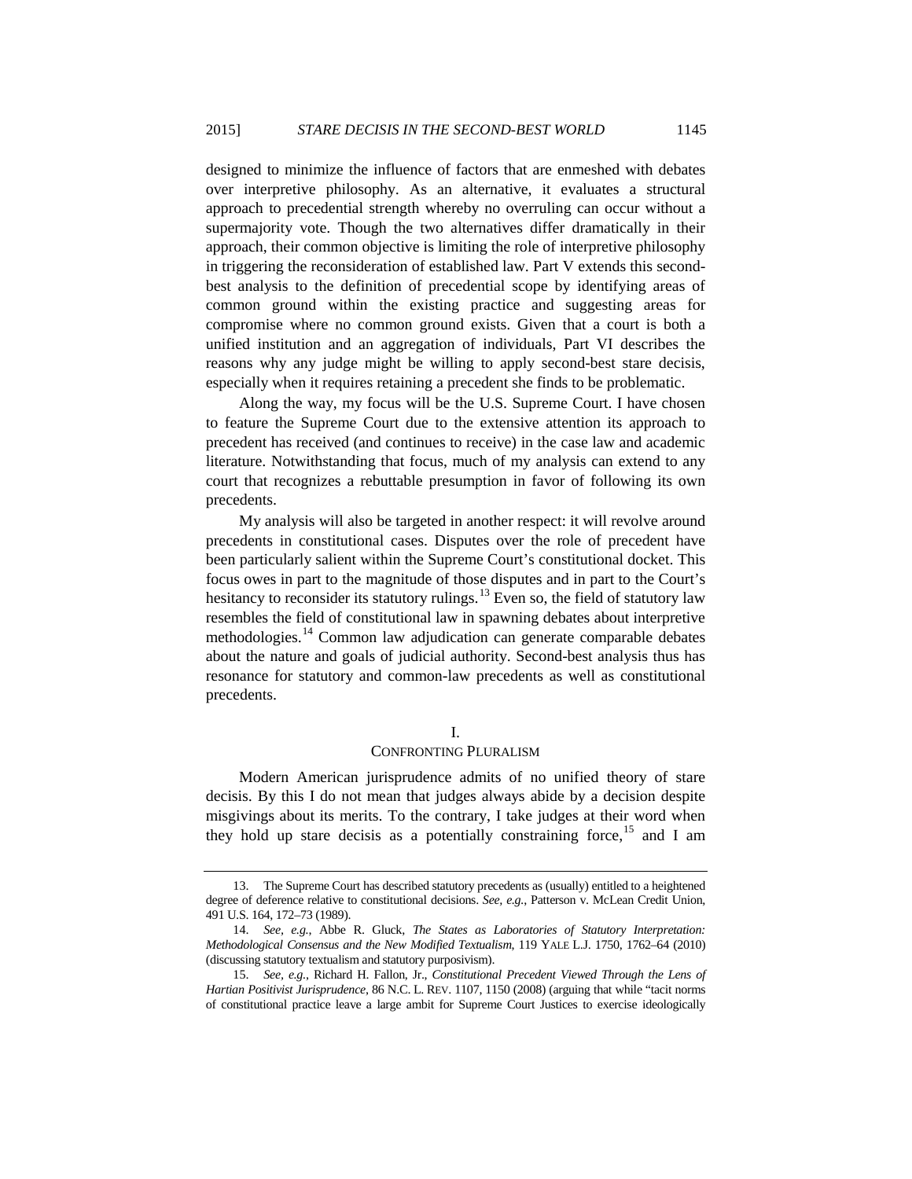designed to minimize the influence of factors that are enmeshed with debates over interpretive philosophy. As an alternative, it evaluates a structural approach to precedential strength whereby no overruling can occur without a supermajority vote. Though the two alternatives differ dramatically in their approach, their common objective is limiting the role of interpretive philosophy in triggering the reconsideration of established law. Part V extends this second-best analysis to the definition of precedential scope by identifying areas of common ground within the existing practice and suggesting areas for compromise where no common ground exists. Given that a court is both a unified institution and an aggregation of individuals, Part VI describes the reasons why any judge might be willing to apply second-best stare decisis, especially when it requires retaining a precedent she finds to be problematic.

Along the way, my focus will be the U.S. Supreme Court. I have chosen to feature the Supreme Court due to the extensive attention its approach to precedent has received (and continues to receive) in the case law and academic literature. Notwithstanding that focus, much of my analysis can extend to any court that recognizes a rebuttable presumption in favor of following its own precedents.

My analysis will also be targeted in another respect: it will revolve around precedents in constitutional cases. Disputes over the role of precedent have been particularly salient within the Supreme Court's constitutional docket. This focus owes in part to the magnitude of those disputes and in part to the Court's hesitancy to reconsider its statutory rulings.[13] Even so, the field of statutory law resembles the field of constitutional law in spawning debates about interpretive methodologies.[14] Common law adjudication can generate comparable debates about the nature and goals of judicial authority. Second-best analysis thus has resonance for statutory and common-law precedents as well as constitutional precedents.

## I.
## CONFRONTING PLURALISM

Modern American jurisprudence admits of no unified theory of stare decisis. By this I do not mean that judges always abide by a decision despite misgivings about its merits. To the contrary, I take judges at their word when they hold up stare decisis as a potentially constraining force,[15] and I am

---

13. The Supreme Court has described statutory precedents as (usually) entitled to a heightened degree of deference relative to constitutional decisions. *See, e.g.*, Patterson v. McLean Credit Union, 491 U.S. 164, 172–73 (1989).

14. *See, e.g.*, Abbe R. Gluck, *The States as Laboratories of Statutory Interpretation: Methodological Consensus and the New Modified Textualism*, 119 YALE L.J. 1750, 1762–64 (2010) (discussing statutory textualism and statutory purposivism).

15. *See, e.g.*, Richard H. Fallon, Jr., *Constitutional Precedent Viewed Through the Lens of Hartian Positivist Jurisprudence*, 86 N.C. L. REV. 1107, 1150 (2008) (arguing that while "tacit norms of constitutional practice leave a large ambit for Supreme Court Justices to exercise ideologically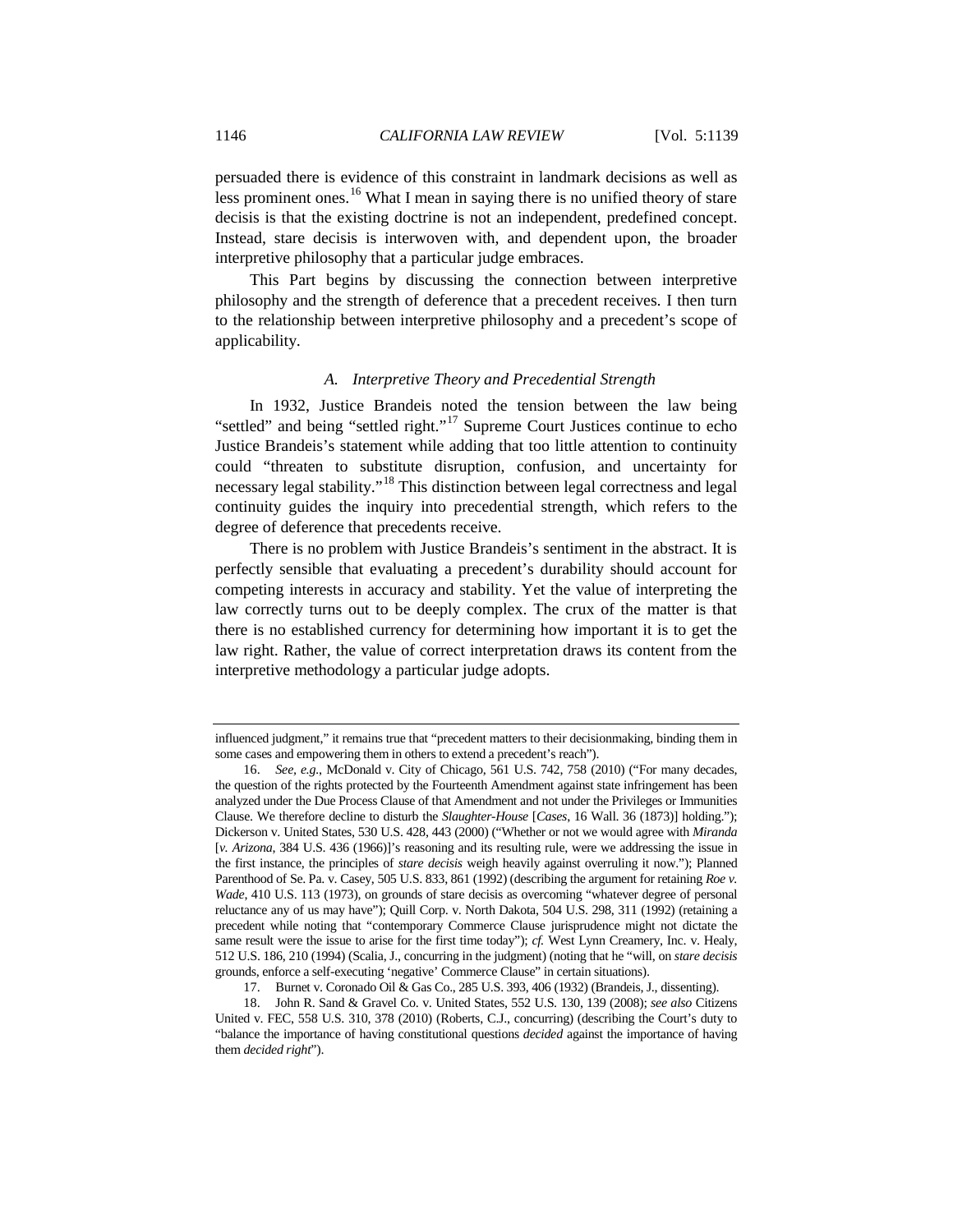persuaded there is evidence of this constraint in landmark decisions as well as less prominent ones.[16] What I mean in saying there is no unified theory of stare decisis is that the existing doctrine is not an independent, predefined concept. Instead, stare decisis is interwoven with, and dependent upon, the broader interpretive philosophy that a particular judge embraces.

This Part begins by discussing the connection between interpretive philosophy and the strength of deference that a precedent receives. I then turn to the relationship between interpretive philosophy and a precedent's scope of applicability.

### *A. Interpretive Theory and Precedential Strength*

In 1932, Justice Brandeis noted the tension between the law being "settled" and being "settled right."[17] Supreme Court Justices continue to echo Justice Brandeis's statement while adding that too little attention to continuity could "threaten to substitute disruption, confusion, and uncertainty for necessary legal stability."[18] This distinction between legal correctness and legal continuity guides the inquiry into precedential strength, which refers to the degree of deference that precedents receive.

There is no problem with Justice Brandeis's sentiment in the abstract. It is perfectly sensible that evaluating a precedent's durability should account for competing interests in accuracy and stability. Yet the value of interpreting the law correctly turns out to be deeply complex. The crux of the matter is that there is no established currency for determining how important it is to get the law right. Rather, the value of correct interpretation draws its content from the interpretive methodology a particular judge adopts.

---

influenced judgment," it remains true that "precedent matters to their decisionmaking, binding them in some cases and empowering them in others to extend a precedent's reach").

16. *See, e.g.*, McDonald v. City of Chicago, 561 U.S. 742, 758 (2010) ("For many decades, the question of the rights protected by the Fourteenth Amendment against state infringement has been analyzed under the Due Process Clause of that Amendment and not under the Privileges or Immunities Clause. We therefore decline to disturb the *Slaughter-House* [*Cases*, 16 Wall. 36 (1873)] holding."); Dickerson v. United States, 530 U.S. 428, 443 (2000) ("Whether or not we would agree with *Miranda* [*v. Arizona*, 384 U.S. 436 (1966)]'s reasoning and its resulting rule, were we addressing the issue in the first instance, the principles of *stare decisis* weigh heavily against overruling it now."); Planned Parenthood of Se. Pa. v. Casey, 505 U.S. 833, 861 (1992) (describing the argument for retaining *Roe v. Wade*, 410 U.S. 113 (1973), on grounds of stare decisis as overcoming "whatever degree of personal reluctance any of us may have"); Quill Corp. v. North Dakota, 504 U.S. 298, 311 (1992) (retaining a precedent while noting that "contemporary Commerce Clause jurisprudence might not dictate the same result were the issue to arise for the first time today"); *cf.* West Lynn Creamery, Inc. v. Healy, 512 U.S. 186, 210 (1994) (Scalia, J., concurring in the judgment) (noting that he "will, on *stare decisis* grounds, enforce a self-executing 'negative' Commerce Clause" in certain situations).

17. Burnet v. Coronado Oil & Gas Co., 285 U.S. 393, 406 (1932) (Brandeis, J., dissenting).

18. John R. Sand & Gravel Co. v. United States, 552 U.S. 130, 139 (2008); *see also* Citizens United v. FEC, 558 U.S. 310, 378 (2010) (Roberts, C.J., concurring) (describing the Court's duty to "balance the importance of having constitutional questions *decided* against the importance of having them *decided right*").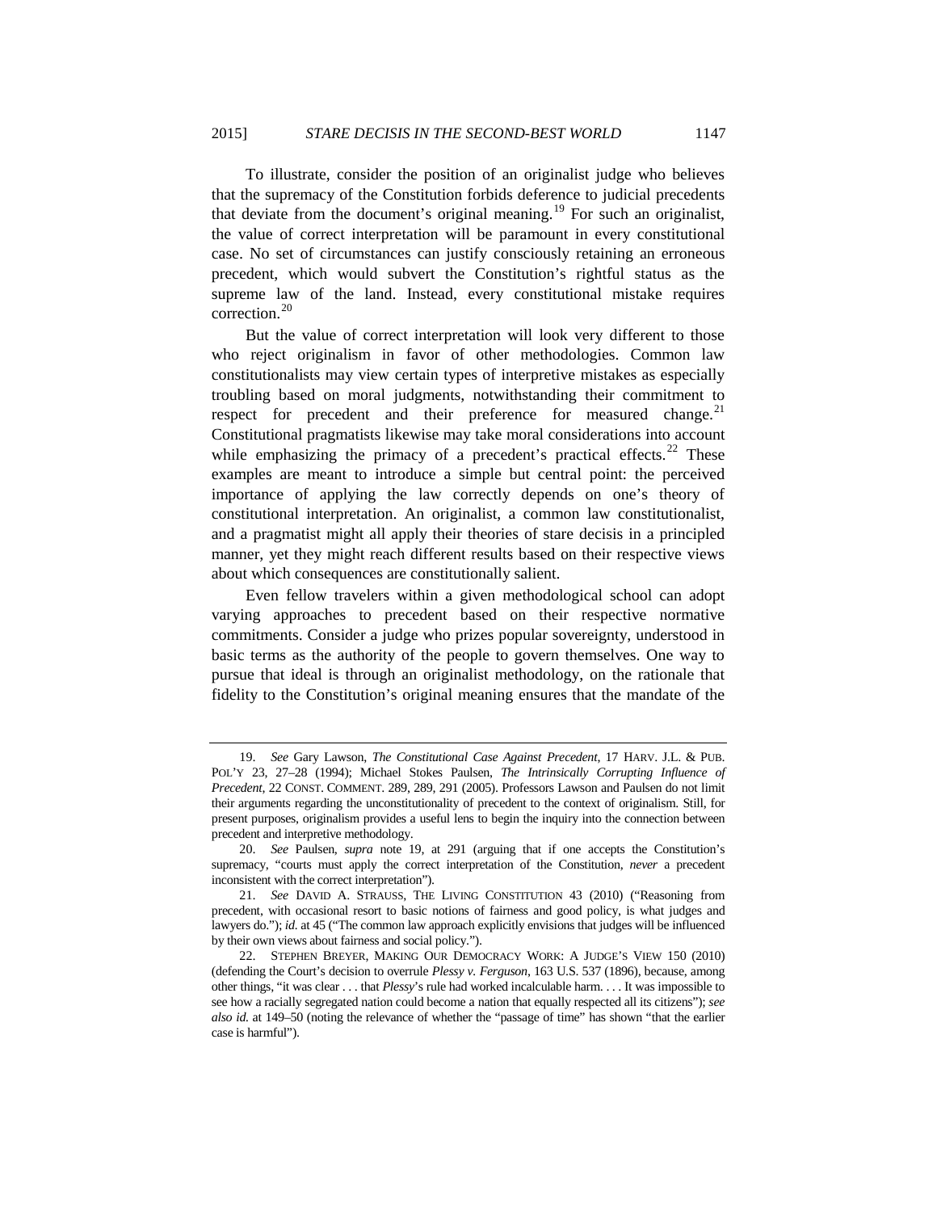To illustrate, consider the position of an originalist judge who believes that the supremacy of the Constitution forbids deference to judicial precedents that deviate from the document's original meaning.[19] For such an originalist, the value of correct interpretation will be paramount in every constitutional case. No set of circumstances can justify consciously retaining an erroneous precedent, which would subvert the Constitution's rightful status as the supreme law of the land. Instead, every constitutional mistake requires correction.[20]

But the value of correct interpretation will look very different to those who reject originalism in favor of other methodologies. Common law constitutionalists may view certain types of interpretive mistakes as especially troubling based on moral judgments, notwithstanding their commitment to respect for precedent and their preference for measured change.[21] Constitutional pragmatists likewise may take moral considerations into account while emphasizing the primacy of a precedent's practical effects.[22] These examples are meant to introduce a simple but central point: the perceived importance of applying the law correctly depends on one's theory of constitutional interpretation. An originalist, a common law constitutionalist, and a pragmatist might all apply their theories of stare decisis in a principled manner, yet they might reach different results based on their respective views about which consequences are constitutionally salient.

Even fellow travelers within a given methodological school can adopt varying approaches to precedent based on their respective normative commitments. Consider a judge who prizes popular sovereignty, understood in basic terms as the authority of the people to govern themselves. One way to pursue that ideal is through an originalist methodology, on the rationale that fidelity to the Constitution's original meaning ensures that the mandate of the

---

19. *See* Gary Lawson, *The Constitutional Case Against Precedent*, 17 HARV. J.L. & PUB. POL'Y 23, 27–28 (1994); Michael Stokes Paulsen, *The Intrinsically Corrupting Influence of Precedent*, 22 CONST. COMMENT. 289, 289, 291 (2005). Professors Lawson and Paulsen do not limit their arguments regarding the unconstitutionality of precedent to the context of originalism. Still, for present purposes, originalism provides a useful lens to begin the inquiry into the connection between precedent and interpretive methodology.

20. *See* Paulsen, *supra* note 19, at 291 (arguing that if one accepts the Constitution's supremacy, "courts must apply the correct interpretation of the Constitution, *never* a precedent inconsistent with the correct interpretation").

21. *See* DAVID A. STRAUSS, THE LIVING CONSTITUTION 43 (2010) ("Reasoning from precedent, with occasional resort to basic notions of fairness and good policy, is what judges and lawyers do."); *id.* at 45 ("The common law approach explicitly envisions that judges will be influenced by their own views about fairness and social policy.").

22. STEPHEN BREYER, MAKING OUR DEMOCRACY WORK: A JUDGE'S VIEW 150 (2010) (defending the Court's decision to overrule *Plessy v. Ferguson*, 163 U.S. 537 (1896), because, among other things, "it was clear . . . that *Plessy*'s rule had worked incalculable harm. . . . It was impossible to see how a racially segregated nation could become a nation that equally respected all its citizens"); *see also id.* at 149–50 (noting the relevance of whether the "passage of time" has shown "that the earlier case is harmful").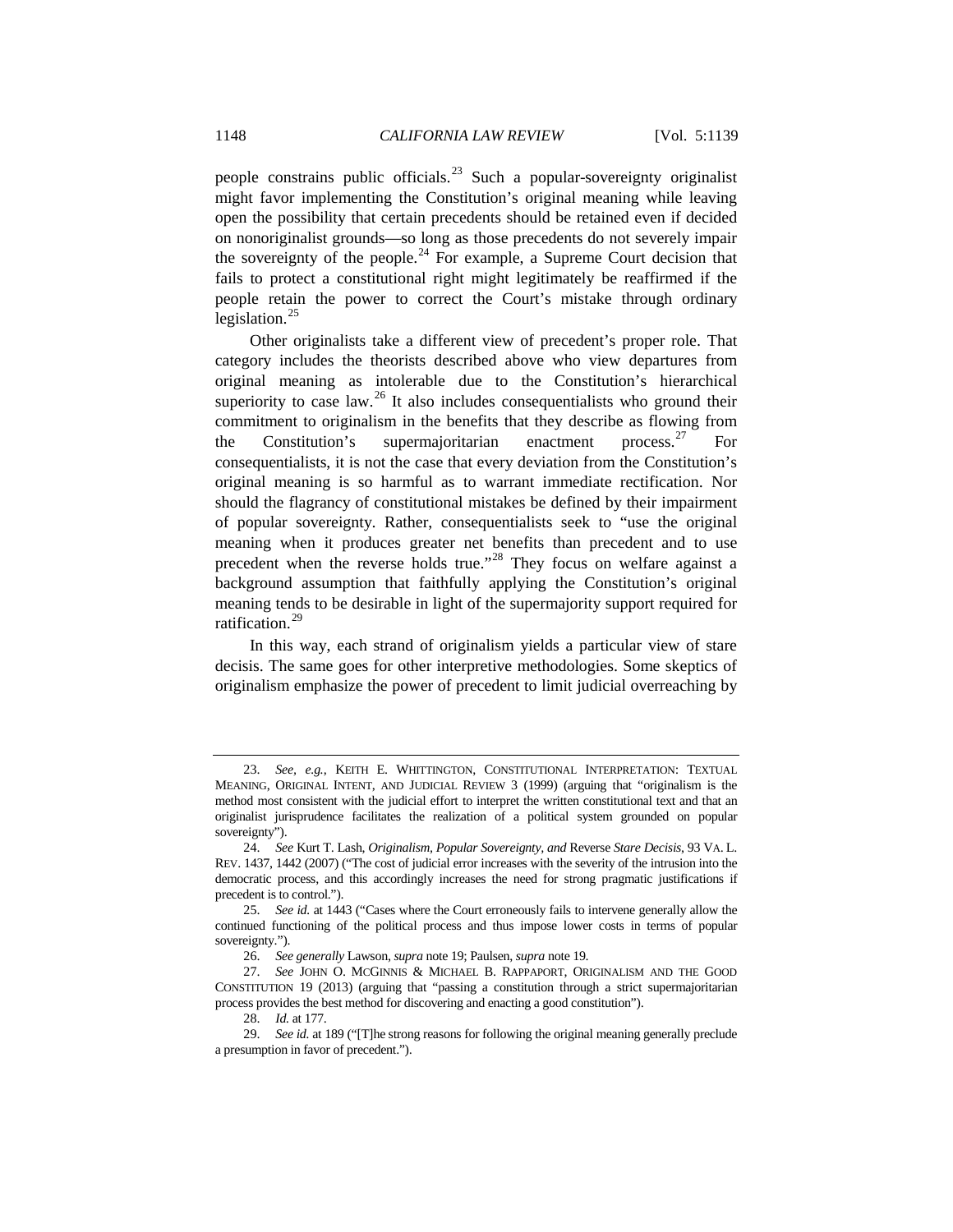people constrains public officials.[23] Such a popular-sovereignty originalist might favor implementing the Constitution's original meaning while leaving open the possibility that certain precedents should be retained even if decided on nonoriginalist grounds—so long as those precedents do not severely impair the sovereignty of the people.[24] For example, a Supreme Court decision that fails to protect a constitutional right might legitimately be reaffirmed if the people retain the power to correct the Court's mistake through ordinary legislation.[25]

Other originalists take a different view of precedent's proper role. That category includes the theorists described above who view departures from original meaning as intolerable due to the Constitution's hierarchical superiority to case law.[26] It also includes consequentialists who ground their commitment to originalism in the benefits that they describe as flowing from the Constitution's supermajoritarian enactment process.[27] For consequentialists, it is not the case that every deviation from the Constitution's original meaning is so harmful as to warrant immediate rectification. Nor should the flagrancy of constitutional mistakes be defined by their impairment of popular sovereignty. Rather, consequentialists seek to "use the original meaning when it produces greater net benefits than precedent and to use precedent when the reverse holds true."[28] They focus on welfare against a background assumption that faithfully applying the Constitution's original meaning tends to be desirable in light of the supermajority support required for ratification.[29]

In this way, each strand of originalism yields a particular view of stare decisis. The same goes for other interpretive methodologies. Some skeptics of originalism emphasize the power of precedent to limit judicial overreaching by

---

23. *See, e.g.*, KEITH E. WHITTINGTON, CONSTITUTIONAL INTERPRETATION: TEXTUAL MEANING, ORIGINAL INTENT, AND JUDICIAL REVIEW 3 (1999) (arguing that "originalism is the method most consistent with the judicial effort to interpret the written constitutional text and that an originalist jurisprudence facilitates the realization of a political system grounded on popular sovereignty").

24. *See* Kurt T. Lash, *Originalism, Popular Sovereignty, and* Reverse *Stare Decisis*, 93 VA. L. REV. 1437, 1442 (2007) ("The cost of judicial error increases with the severity of the intrusion into the democratic process, and this accordingly increases the need for strong pragmatic justifications if precedent is to control.").

25. *See id.* at 1443 ("Cases where the Court erroneously fails to intervene generally allow the continued functioning of the political process and thus impose lower costs in terms of popular sovereignty.").

26. *See generally* Lawson, *supra* note 19; Paulsen, *supra* note 19.

27. *See* JOHN O. MCGINNIS & MICHAEL B. RAPPAPORT, ORIGINALISM AND THE GOOD CONSTITUTION 19 (2013) (arguing that "passing a constitution through a strict supermajoritarian process provides the best method for discovering and enacting a good constitution").

28. *Id.* at 177.

29. *See id.* at 189 ("[T]he strong reasons for following the original meaning generally preclude a presumption in favor of precedent.").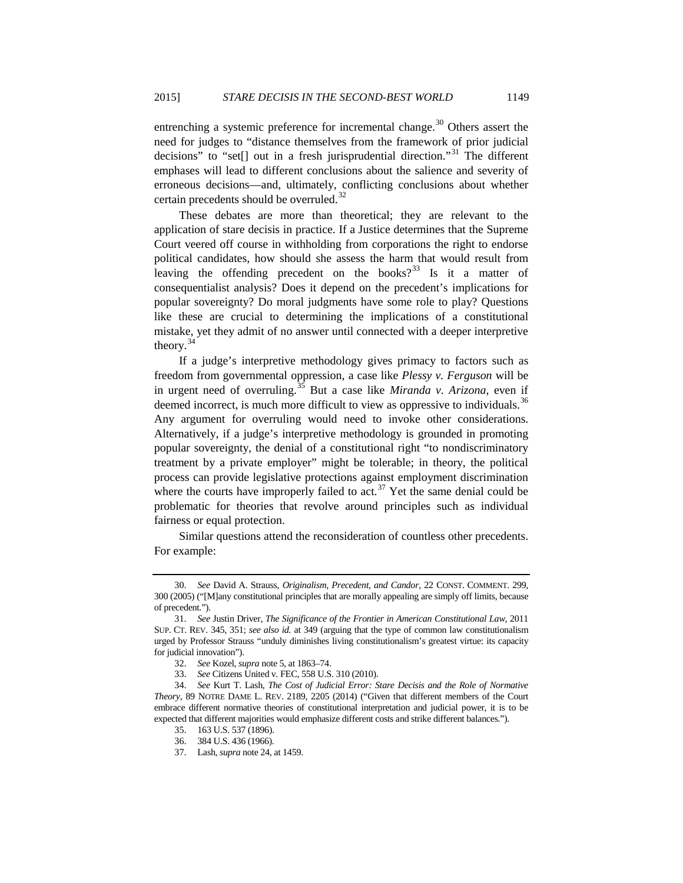entrenching a systemic preference for incremental change.[30] Others assert the need for judges to "distance themselves from the framework of prior judicial decisions" to "set[] out in a fresh jurisprudential direction."[31] The different emphases will lead to different conclusions about the salience and severity of erroneous decisions—and, ultimately, conflicting conclusions about whether certain precedents should be overruled.[32]

These debates are more than theoretical; they are relevant to the application of stare decisis in practice. If a Justice determines that the Supreme Court veered off course in withholding from corporations the right to endorse political candidates, how should she assess the harm that would result from leaving the offending precedent on the books?[33] Is it a matter of consequentialist analysis? Does it depend on the precedent's implications for popular sovereignty? Do moral judgments have some role to play? Questions like these are crucial to determining the implications of a constitutional mistake, yet they admit of no answer until connected with a deeper interpretive theory.[34]

If a judge's interpretive methodology gives primacy to factors such as freedom from governmental oppression, a case like *Plessy v. Ferguson* will be in urgent need of overruling.[35] But a case like *Miranda v. Arizona*, even if deemed incorrect, is much more difficult to view as oppressive to individuals.[36] Any argument for overruling would need to invoke other considerations. Alternatively, if a judge's interpretive methodology is grounded in promoting popular sovereignty, the denial of a constitutional right "to nondiscriminatory treatment by a private employer" might be tolerable; in theory, the political process can provide legislative protections against employment discrimination where the courts have improperly failed to act.[37] Yet the same denial could be problematic for theories that revolve around principles such as individual fairness or equal protection.

Similar questions attend the reconsideration of countless other precedents. For example:

---

30. *See* David A. Strauss, *Originalism, Precedent, and Candor*, 22 CONST. COMMENT. 299, 300 (2005) ("[M]any constitutional principles that are morally appealing are simply off limits, because of precedent.").

31. *See* Justin Driver, *The Significance of the Frontier in American Constitutional Law*, 2011 SUP. CT. REV. 345, 351; *see also id.* at 349 (arguing that the type of common law constitutionalism urged by Professor Strauss "unduly diminishes living constitutionalism's greatest virtue: its capacity for judicial innovation").

32. *See* Kozel, *supra* note 5, at 1863–74.

33. *See* Citizens United v. FEC, 558 U.S. 310 (2010).

34. *See* Kurt T. Lash, *The Cost of Judicial Error: Stare Decisis and the Role of Normative Theory*, 89 NOTRE DAME L. REV. 2189, 2205 (2014) ("Given that different members of the Court embrace different normative theories of constitutional interpretation and judicial power, it is to be expected that different majorities would emphasize different costs and strike different balances.").

35. 163 U.S. 537 (1896).

36. 384 U.S. 436 (1966).

37. Lash, *supra* note 24, at 1459.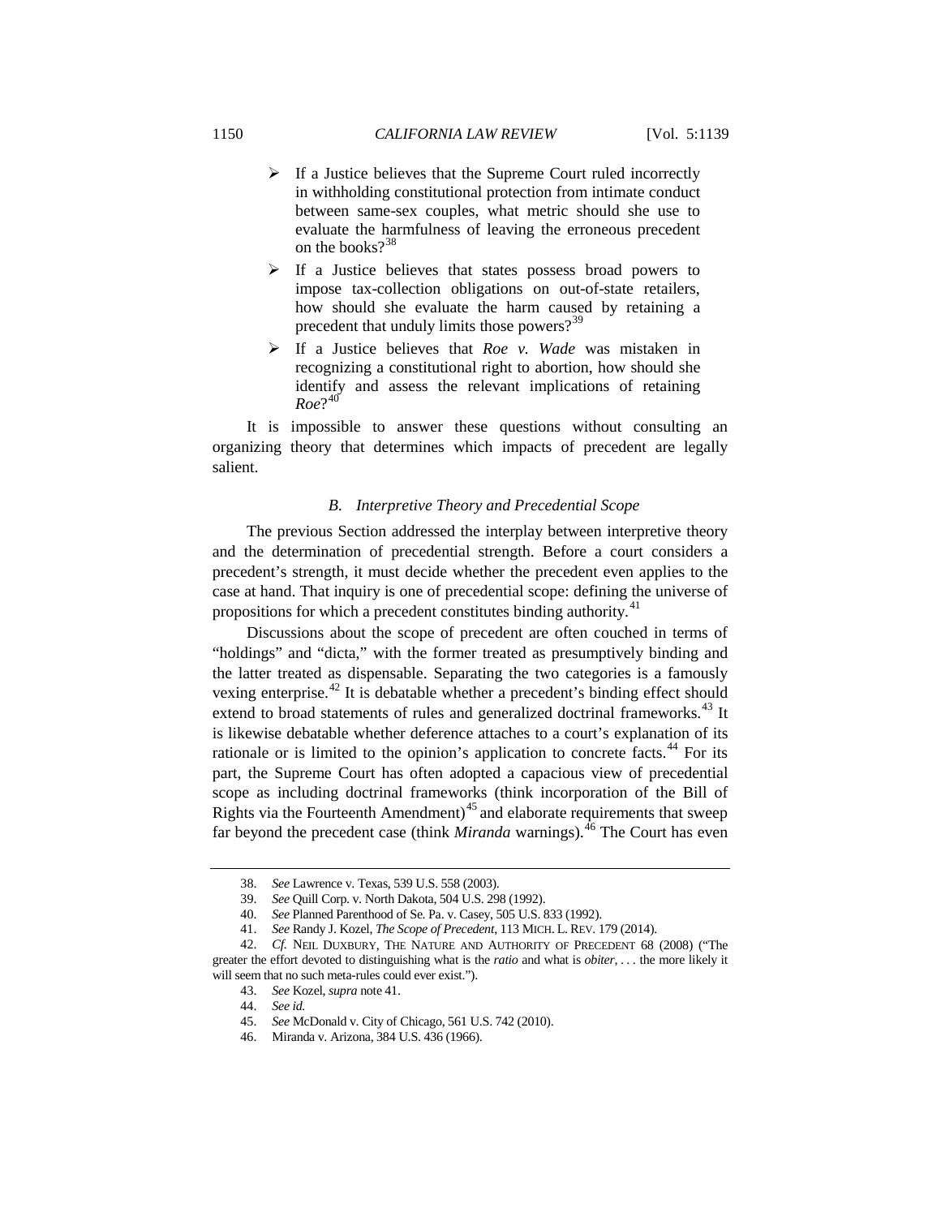- If a Justice believes that the Supreme Court ruled incorrectly in withholding constitutional protection from intimate conduct between same-sex couples, what metric should she use to evaluate the harmfulness of leaving the erroneous precedent on the books?[38]
- If a Justice believes that states possess broad powers to impose tax-collection obligations on out-of-state retailers, how should she evaluate the harm caused by retaining a precedent that unduly limits those powers?[39]
- If a Justice believes that *Roe v. Wade* was mistaken in recognizing a constitutional right to abortion, how should she identify and assess the relevant implications of retaining *Roe*?[40]

It is impossible to answer these questions without consulting an organizing theory that determines which impacts of precedent are legally salient.

### *B. Interpretive Theory and Precedential Scope*

The previous Section addressed the interplay between interpretive theory and the determination of precedential strength. Before a court considers a precedent's strength, it must decide whether the precedent even applies to the case at hand. That inquiry is one of precedential scope: defining the universe of propositions for which a precedent constitutes binding authority.[41]

Discussions about the scope of precedent are often couched in terms of "holdings" and "dicta," with the former treated as presumptively binding and the latter treated as dispensable. Separating the two categories is a famously vexing enterprise.[42] It is debatable whether a precedent's binding effect should extend to broad statements of rules and generalized doctrinal frameworks.[43] It is likewise debatable whether deference attaches to a court's explanation of its rationale or is limited to the opinion's application to concrete facts.[44] For its part, the Supreme Court has often adopted a capacious view of precedential scope as including doctrinal frameworks (think incorporation of the Bill of Rights via the Fourteenth Amendment)[45] and elaborate requirements that sweep far beyond the precedent case (think *Miranda* warnings).[46] The Court has even

---

38. *See* Lawrence v. Texas, 539 U.S. 558 (2003).

39. *See* Quill Corp. v. North Dakota, 504 U.S. 298 (1992).

40. *See* Planned Parenthood of Se. Pa. v. Casey, 505 U.S. 833 (1992).

41. *See* Randy J. Kozel, *The Scope of Precedent*, 113 MICH. L. REV. 179 (2014).

42. *Cf.* NEIL DUXBURY, THE NATURE AND AUTHORITY OF PRECEDENT 68 (2008) ("The greater the effort devoted to distinguishing what is the *ratio* and what is *obiter*, . . . the more likely it will seem that no such meta-rules could ever exist.").

43. *See* Kozel, *supra* note 41.

44. *See id.*

45. *See* McDonald v. City of Chicago, 561 U.S. 742 (2010).

46. Miranda v. Arizona, 384 U.S. 436 (1966).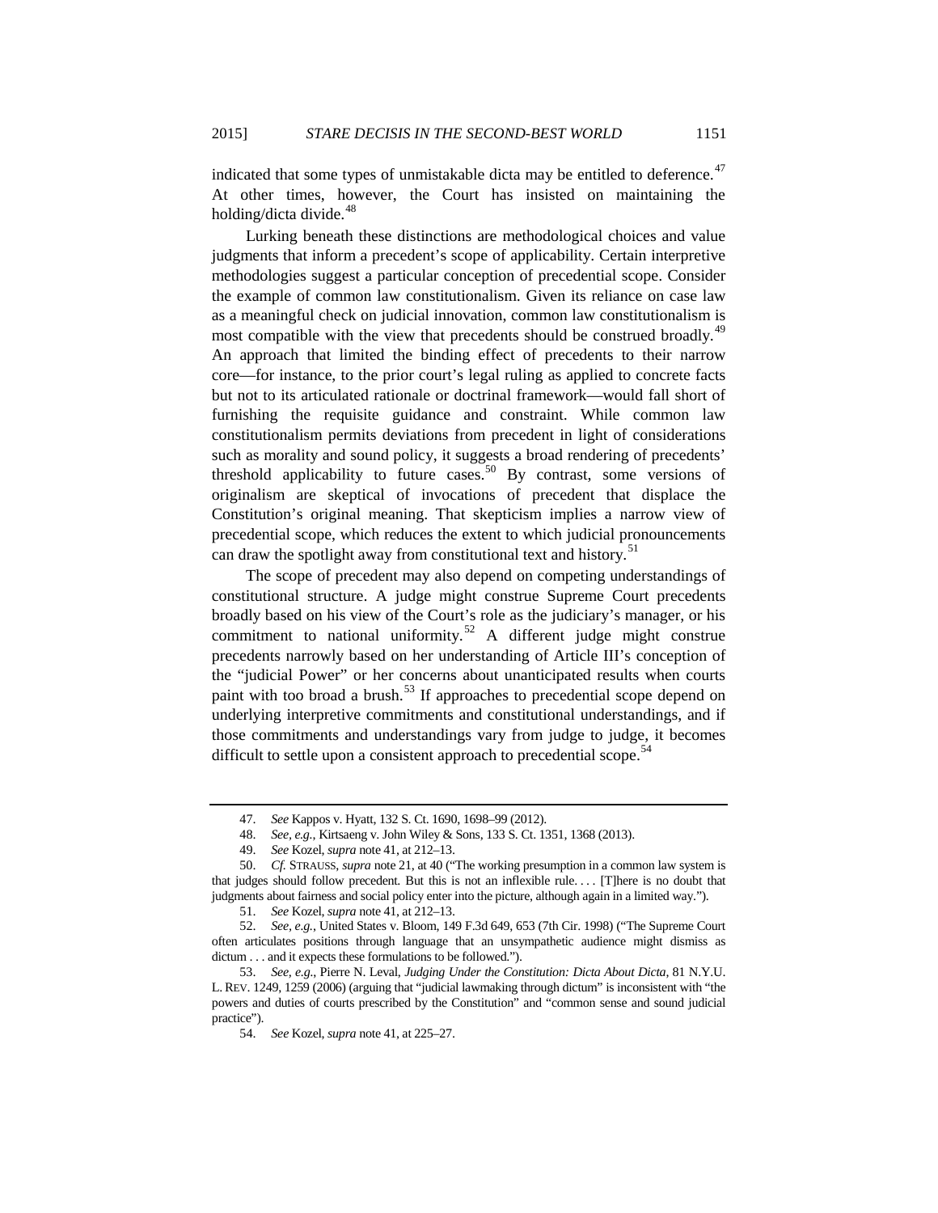indicated that some types of unmistakable dicta may be entitled to deference.[47] At other times, however, the Court has insisted on maintaining the holding/dicta divide.[48]

Lurking beneath these distinctions are methodological choices and value judgments that inform a precedent's scope of applicability. Certain interpretive methodologies suggest a particular conception of precedential scope. Consider the example of common law constitutionalism. Given its reliance on case law as a meaningful check on judicial innovation, common law constitutionalism is most compatible with the view that precedents should be construed broadly.[49] An approach that limited the binding effect of precedents to their narrow core—for instance, to the prior court's legal ruling as applied to concrete facts but not to its articulated rationale or doctrinal framework—would fall short of furnishing the requisite guidance and constraint. While common law constitutionalism permits deviations from precedent in light of considerations such as morality and sound policy, it suggests a broad rendering of precedents' threshold applicability to future cases.[50] By contrast, some versions of originalism are skeptical of invocations of precedent that displace the Constitution's original meaning. That skepticism implies a narrow view of precedential scope, which reduces the extent to which judicial pronouncements can draw the spotlight away from constitutional text and history.[51]

The scope of precedent may also depend on competing understandings of constitutional structure. A judge might construe Supreme Court precedents broadly based on his view of the Court's role as the judiciary's manager, or his commitment to national uniformity.[52] A different judge might construe precedents narrowly based on her understanding of Article III's conception of the "judicial Power" or her concerns about unanticipated results when courts paint with too broad a brush.[53] If approaches to precedential scope depend on underlying interpretive commitments and constitutional understandings, and if those commitments and understandings vary from judge to judge, it becomes difficult to settle upon a consistent approach to precedential scope.[54]

---

47. *See* Kappos v. Hyatt, 132 S. Ct. 1690, 1698–99 (2012).

48. *See, e.g.*, Kirtsaeng v. John Wiley & Sons, 133 S. Ct. 1351, 1368 (2013).

49. *See* Kozel, *supra* note 41, at 212–13.

50. *Cf.* STRAUSS, *supra* note 21, at 40 ("The working presumption in a common law system is that judges should follow precedent. But this is not an inflexible rule. . . . [T]here is no doubt that judgments about fairness and social policy enter into the picture, although again in a limited way.").

51. *See* Kozel, *supra* note 41, at 212–13.

52. *See, e.g.*, United States v. Bloom, 149 F.3d 649, 653 (7th Cir. 1998) ("The Supreme Court often articulates positions through language that an unsympathetic audience might dismiss as dictum . . . and it expects these formulations to be followed.").

53. *See, e.g.*, Pierre N. Leval, *Judging Under the Constitution: Dicta About Dicta*, 81 N.Y.U. L. REV. 1249, 1259 (2006) (arguing that "judicial lawmaking through dictum" is inconsistent with "the powers and duties of courts prescribed by the Constitution" and "common sense and sound judicial practice").

54. *See* Kozel, *supra* note 41, at 225–27.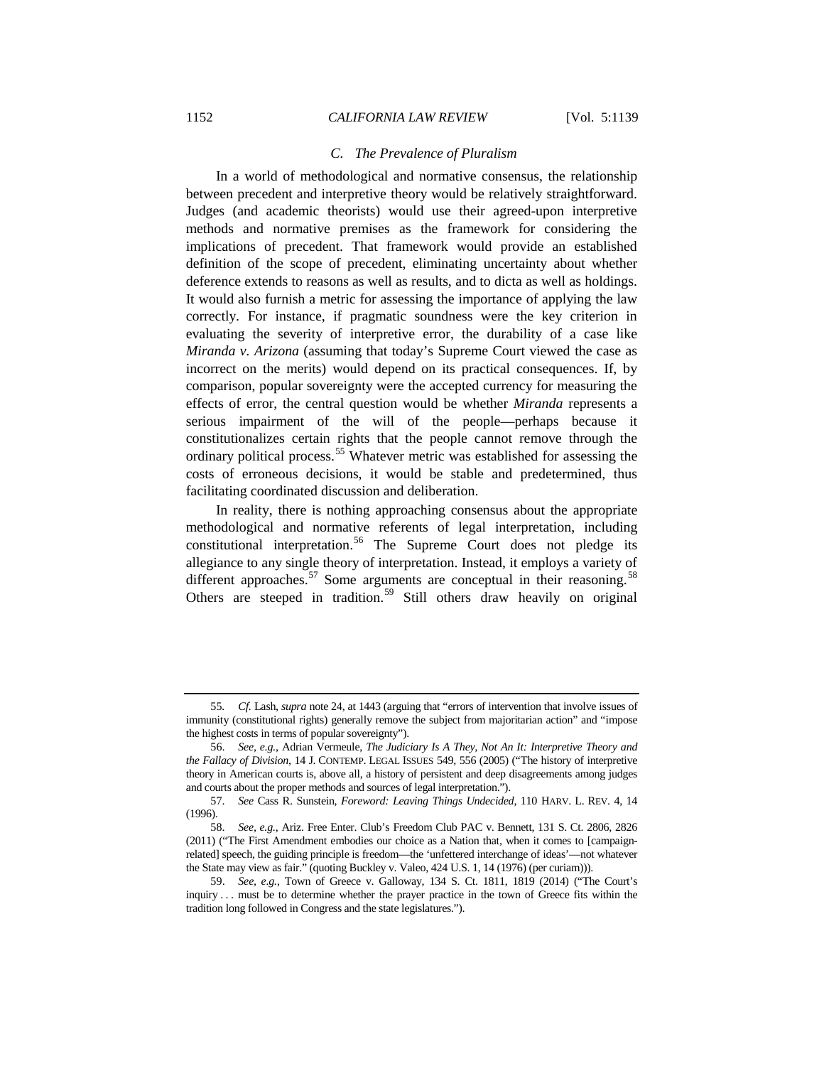### C. *The Prevalence of Pluralism*

In a world of methodological and normative consensus, the relationship between precedent and interpretive theory would be relatively straightforward. Judges (and academic theorists) would use their agreed-upon interpretive methods and normative premises as the framework for considering the implications of precedent. That framework would provide an established definition of the scope of precedent, eliminating uncertainty about whether deference extends to reasons as well as results, and to dicta as well as holdings. It would also furnish a metric for assessing the importance of applying the law correctly. For instance, if pragmatic soundness were the key criterion in evaluating the severity of interpretive error, the durability of a case like *Miranda v. Arizona* (assuming that today's Supreme Court viewed the case as incorrect on the merits) would depend on its practical consequences. If, by comparison, popular sovereignty were the accepted currency for measuring the effects of error, the central question would be whether *Miranda* represents a serious impairment of the will of the people—perhaps because it constitutionalizes certain rights that the people cannot remove through the ordinary political process.[55] Whatever metric was established for assessing the costs of erroneous decisions, it would be stable and predetermined, thus facilitating coordinated discussion and deliberation.

In reality, there is nothing approaching consensus about the appropriate methodological and normative referents of legal interpretation, including constitutional interpretation.[56] The Supreme Court does not pledge its allegiance to any single theory of interpretation. Instead, it employs a variety of different approaches.[57] Some arguments are conceptual in their reasoning.[58] Others are steeped in tradition.[59] Still others draw heavily on original

---

55. *Cf.* Lash, *supra* note 24, at 1443 (arguing that "errors of intervention that involve issues of immunity (constitutional rights) generally remove the subject from majoritarian action" and "impose the highest costs in terms of popular sovereignty").

56. *See, e.g.*, Adrian Vermeule, *The Judiciary Is A They, Not An It: Interpretive Theory and the Fallacy of Division*, 14 J. CONTEMP. LEGAL ISSUES 549, 556 (2005) ("The history of interpretive theory in American courts is, above all, a history of persistent and deep disagreements among judges and courts about the proper methods and sources of legal interpretation.").

57. *See* Cass R. Sunstein, *Foreword: Leaving Things Undecided*, 110 HARV. L. REV. 4, 14 (1996).

58. *See, e.g.*, Ariz. Free Enter. Club's Freedom Club PAC v. Bennett, 131 S. Ct. 2806, 2826 (2011) ("The First Amendment embodies our choice as a Nation that, when it comes to [campaign-related] speech, the guiding principle is freedom—the 'unfettered interchange of ideas'—not whatever the State may view as fair." (quoting Buckley v. Valeo, 424 U.S. 1, 14 (1976) (per curiam))).

59. *See, e.g.*, Town of Greece v. Galloway, 134 S. Ct. 1811, 1819 (2014) ("The Court's inquiry . . . must be to determine whether the prayer practice in the town of Greece fits within the tradition long followed in Congress and the state legislatures.").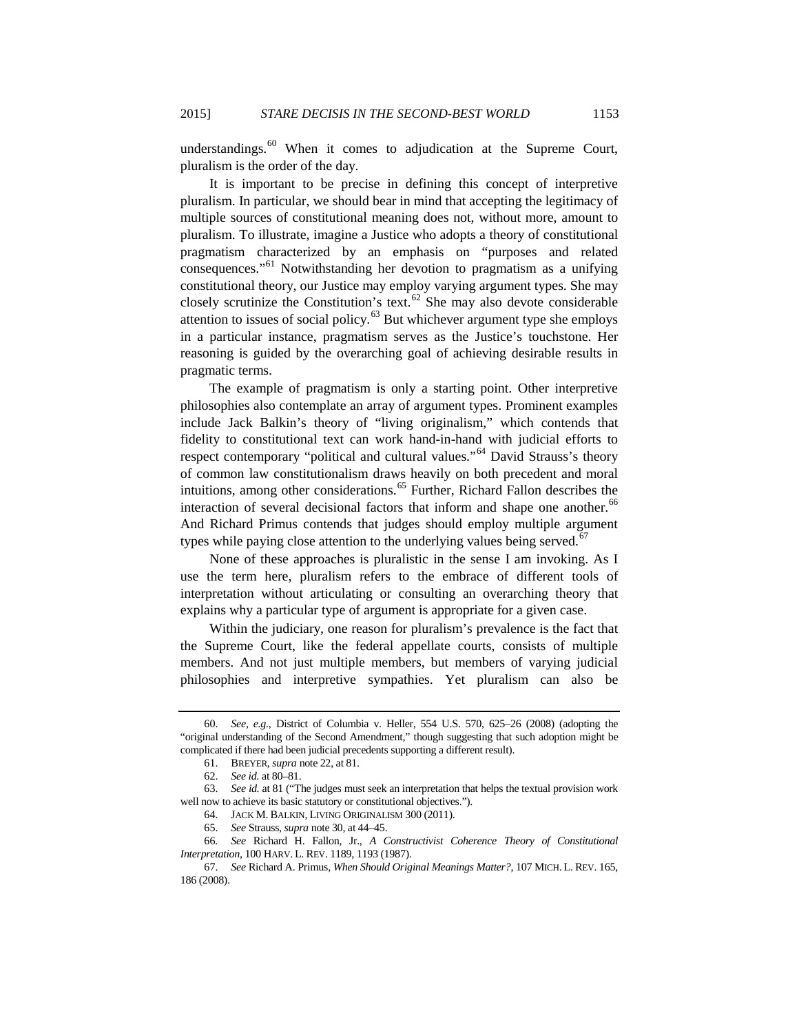understandings.[60] When it comes to adjudication at the Supreme Court, pluralism is the order of the day.

It is important to be precise in defining this concept of interpretive pluralism. In particular, we should bear in mind that accepting the legitimacy of multiple sources of constitutional meaning does not, without more, amount to pluralism. To illustrate, imagine a Justice who adopts a theory of constitutional pragmatism characterized by an emphasis on "purposes and related consequences."[61] Notwithstanding her devotion to pragmatism as a unifying constitutional theory, our Justice may employ varying argument types. She may closely scrutinize the Constitution's text.[62] She may also devote considerable attention to issues of social policy.[63] But whichever argument type she employs in a particular instance, pragmatism serves as the Justice's touchstone. Her reasoning is guided by the overarching goal of achieving desirable results in pragmatic terms.

The example of pragmatism is only a starting point. Other interpretive philosophies also contemplate an array of argument types. Prominent examples include Jack Balkin's theory of "living originalism," which contends that fidelity to constitutional text can work hand-in-hand with judicial efforts to respect contemporary "political and cultural values."[64] David Strauss's theory of common law constitutionalism draws heavily on both precedent and moral intuitions, among other considerations.[65] Further, Richard Fallon describes the interaction of several decisional factors that inform and shape one another.[66] And Richard Primus contends that judges should employ multiple argument types while paying close attention to the underlying values being served.[67]

None of these approaches is pluralistic in the sense I am invoking. As I use the term here, pluralism refers to the embrace of different tools of interpretation without articulating or consulting an overarching theory that explains why a particular type of argument is appropriate for a given case.

Within the judiciary, one reason for pluralism's prevalence is the fact that the Supreme Court, like the federal appellate courts, consists of multiple members. And not just multiple members, but members of varying judicial philosophies and interpretive sympathies. Yet pluralism can also be

---

60. *See, e.g.*, District of Columbia v. Heller, 554 U.S. 570, 625–26 (2008) (adopting the "original understanding of the Second Amendment," though suggesting that such adoption might be complicated if there had been judicial precedents supporting a different result).

61. BREYER, *supra* note 22, at 81.

62. *See id.* at 80–81.

63. *See id.* at 81 ("The judges must seek an interpretation that helps the textual provision work well now to achieve its basic statutory or constitutional objectives.").

64. JACK M. BALKIN, LIVING ORIGINALISM 300 (2011).

65. *See* Strauss, *supra* note 30, at 44–45.

66. *See* Richard H. Fallon, Jr., *A Constructivist Coherence Theory of Constitutional Interpretation*, 100 HARV. L. REV. 1189, 1193 (1987).

67. *See* Richard A. Primus, *When Should Original Meanings Matter?*, 107 MICH. L. REV. 165, 186 (2008).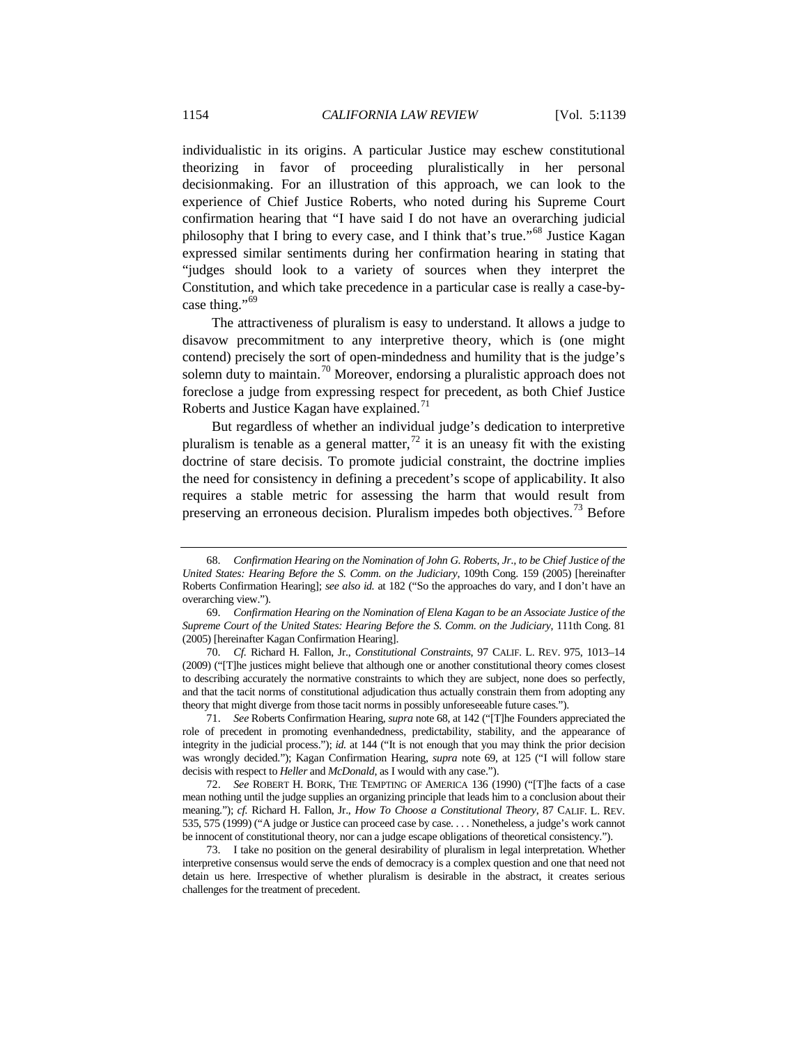individualistic in its origins. A particular Justice may eschew constitutional theorizing in favor of proceeding pluralistically in her personal decisionmaking. For an illustration of this approach, we can look to the experience of Chief Justice Roberts, who noted during his Supreme Court confirmation hearing that "I have said I do not have an overarching judicial philosophy that I bring to every case, and I think that's true."[68] Justice Kagan expressed similar sentiments during her confirmation hearing in stating that "judges should look to a variety of sources when they interpret the Constitution, and which take precedence in a particular case is really a case-by-case thing."[69]

The attractiveness of pluralism is easy to understand. It allows a judge to disavow precommitment to any interpretive theory, which is (one might contend) precisely the sort of open-mindedness and humility that is the judge's solemn duty to maintain.[70] Moreover, endorsing a pluralistic approach does not foreclose a judge from expressing respect for precedent, as both Chief Justice Roberts and Justice Kagan have explained.[71]

But regardless of whether an individual judge's dedication to interpretive pluralism is tenable as a general matter,[72] it is an uneasy fit with the existing doctrine of stare decisis. To promote judicial constraint, the doctrine implies the need for consistency in defining a precedent's scope of applicability. It also requires a stable metric for assessing the harm that would result from preserving an erroneous decision. Pluralism impedes both objectives.[73] Before

---

68. *Confirmation Hearing on the Nomination of John G. Roberts, Jr., to be Chief Justice of the United States: Hearing Before the S. Comm. on the Judiciary*, 109th Cong. 159 (2005) [hereinafter Roberts Confirmation Hearing]; *see also id.* at 182 ("So the approaches do vary, and I don't have an overarching view.").

69. *Confirmation Hearing on the Nomination of Elena Kagan to be an Associate Justice of the Supreme Court of the United States: Hearing Before the S. Comm. on the Judiciary*, 111th Cong. 81 (2005) [hereinafter Kagan Confirmation Hearing].

70. *Cf.* Richard H. Fallon, Jr., *Constitutional Constraints*, 97 CALIF. L. REV. 975, 1013–14 (2009) ("[T]he justices might believe that although one or another constitutional theory comes closest to describing accurately the normative constraints to which they are subject, none does so perfectly, and that the tacit norms of constitutional adjudication thus actually constrain them from adopting any theory that might diverge from those tacit norms in possibly unforeseeable future cases.").

71. *See* Roberts Confirmation Hearing, *supra* note 68, at 142 ("[T]he Founders appreciated the role of precedent in promoting evenhandedness, predictability, stability, and the appearance of integrity in the judicial process."); *id.* at 144 ("It is not enough that you may think the prior decision was wrongly decided."); Kagan Confirmation Hearing, *supra* note 69, at 125 ("I will follow stare decisis with respect to *Heller* and *McDonald*, as I would with any case.").

72. *See* ROBERT H. BORK, THE TEMPTING OF AMERICA 136 (1990) ("[T]he facts of a case mean nothing until the judge supplies an organizing principle that leads him to a conclusion about their meaning."); *cf.* Richard H. Fallon, Jr., *How To Choose a Constitutional Theory*, 87 CALIF. L. REV. 535, 575 (1999) ("A judge or Justice can proceed case by case. . . . Nonetheless, a judge's work cannot be innocent of constitutional theory, nor can a judge escape obligations of theoretical consistency.").

73. I take no position on the general desirability of pluralism in legal interpretation. Whether interpretive consensus would serve the ends of democracy is a complex question and one that need not detain us here. Irrespective of whether pluralism is desirable in the abstract, it creates serious challenges for the treatment of precedent.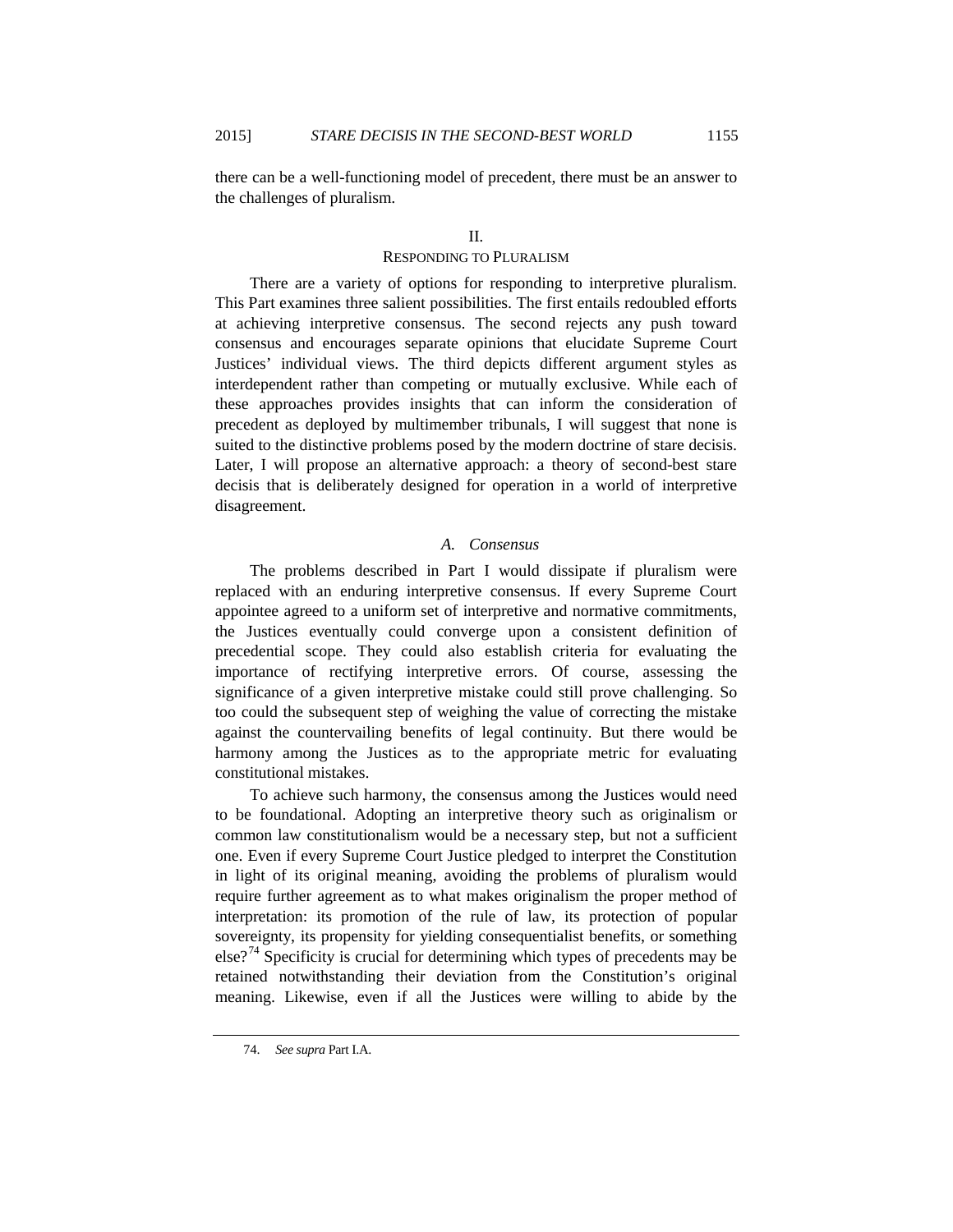there can be a well-functioning model of precedent, there must be an answer to the challenges of pluralism.

## II.
## RESPONDING TO PLURALISM

There are a variety of options for responding to interpretive pluralism. This Part examines three salient possibilities. The first entails redoubled efforts at achieving interpretive consensus. The second rejects any push toward consensus and encourages separate opinions that elucidate Supreme Court Justices' individual views. The third depicts different argument styles as interdependent rather than competing or mutually exclusive. While each of these approaches provides insights that can inform the consideration of precedent as deployed by multimember tribunals, I will suggest that none is suited to the distinctive problems posed by the modern doctrine of stare decisis. Later, I will propose an alternative approach: a theory of second-best stare decisis that is deliberately designed for operation in a world of interpretive disagreement.

### *A. Consensus*

The problems described in Part I would dissipate if pluralism were replaced with an enduring interpretive consensus. If every Supreme Court appointee agreed to a uniform set of interpretive and normative commitments, the Justices eventually could converge upon a consistent definition of precedential scope. They could also establish criteria for evaluating the importance of rectifying interpretive errors. Of course, assessing the significance of a given interpretive mistake could still prove challenging. So too could the subsequent step of weighing the value of correcting the mistake against the countervailing benefits of legal continuity. But there would be harmony among the Justices as to the appropriate metric for evaluating constitutional mistakes.

To achieve such harmony, the consensus among the Justices would need to be foundational. Adopting an interpretive theory such as originalism or common law constitutionalism would be a necessary step, but not a sufficient one. Even if every Supreme Court Justice pledged to interpret the Constitution in light of its original meaning, avoiding the problems of pluralism would require further agreement as to what makes originalism the proper method of interpretation: its promotion of the rule of law, its protection of popular sovereignty, its propensity for yielding consequentialist benefits, or something else?[74] Specificity is crucial for determining which types of precedents may be retained notwithstanding their deviation from the Constitution's original meaning. Likewise, even if all the Justices were willing to abide by the

74. *See supra* Part I.A.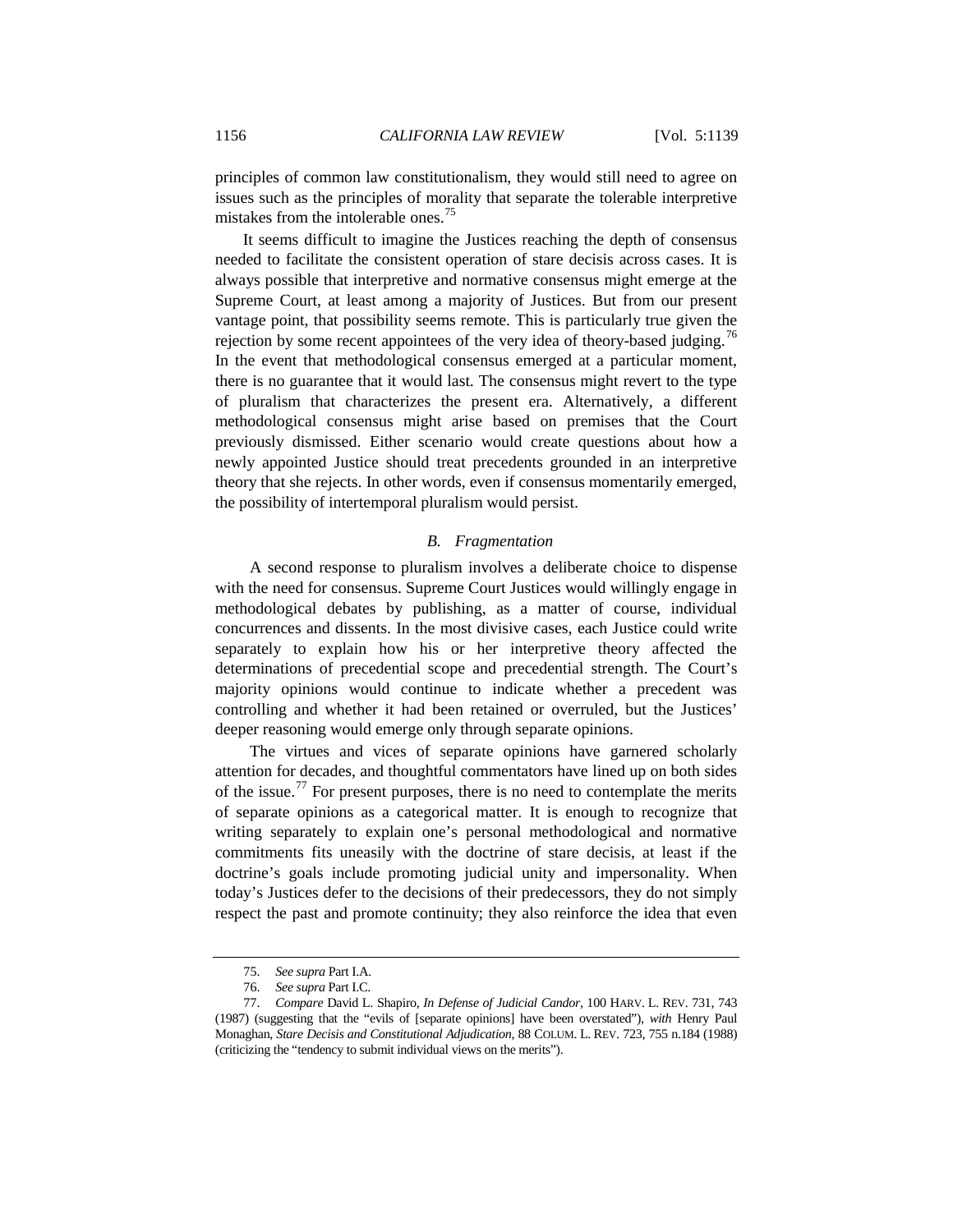principles of common law constitutionalism, they would still need to agree on issues such as the principles of morality that separate the tolerable interpretive mistakes from the intolerable ones.[75]

It seems difficult to imagine the Justices reaching the depth of consensus needed to facilitate the consistent operation of stare decisis across cases. It is always possible that interpretive and normative consensus might emerge at the Supreme Court, at least among a majority of Justices. But from our present vantage point, that possibility seems remote. This is particularly true given the rejection by some recent appointees of the very idea of theory-based judging.[76] In the event that methodological consensus emerged at a particular moment, there is no guarantee that it would last. The consensus might revert to the type of pluralism that characterizes the present era. Alternatively, a different methodological consensus might arise based on premises that the Court previously dismissed. Either scenario would create questions about how a newly appointed Justice should treat precedents grounded in an interpretive theory that she rejects. In other words, even if consensus momentarily emerged, the possibility of intertemporal pluralism would persist.

### *B. Fragmentation*

A second response to pluralism involves a deliberate choice to dispense with the need for consensus. Supreme Court Justices would willingly engage in methodological debates by publishing, as a matter of course, individual concurrences and dissents. In the most divisive cases, each Justice could write separately to explain how his or her interpretive theory affected the determinations of precedential scope and precedential strength. The Court's majority opinions would continue to indicate whether a precedent was controlling and whether it had been retained or overruled, but the Justices' deeper reasoning would emerge only through separate opinions.

The virtues and vices of separate opinions have garnered scholarly attention for decades, and thoughtful commentators have lined up on both sides of the issue.[77] For present purposes, there is no need to contemplate the merits of separate opinions as a categorical matter. It is enough to recognize that writing separately to explain one's personal methodological and normative commitments fits uneasily with the doctrine of stare decisis, at least if the doctrine's goals include promoting judicial unity and impersonality. When today's Justices defer to the decisions of their predecessors, they do not simply respect the past and promote continuity; they also reinforce the idea that even

---

75. *See supra* Part I.A.

76. *See supra* Part I.C.

77. *Compare* David L. Shapiro, *In Defense of Judicial Candor*, 100 HARV. L. REV. 731, 743 (1987) (suggesting that the "evils of [separate opinions] have been overstated"), *with* Henry Paul Monaghan, *Stare Decisis and Constitutional Adjudication*, 88 COLUM. L. REV. 723, 755 n.184 (1988) (criticizing the "tendency to submit individual views on the merits").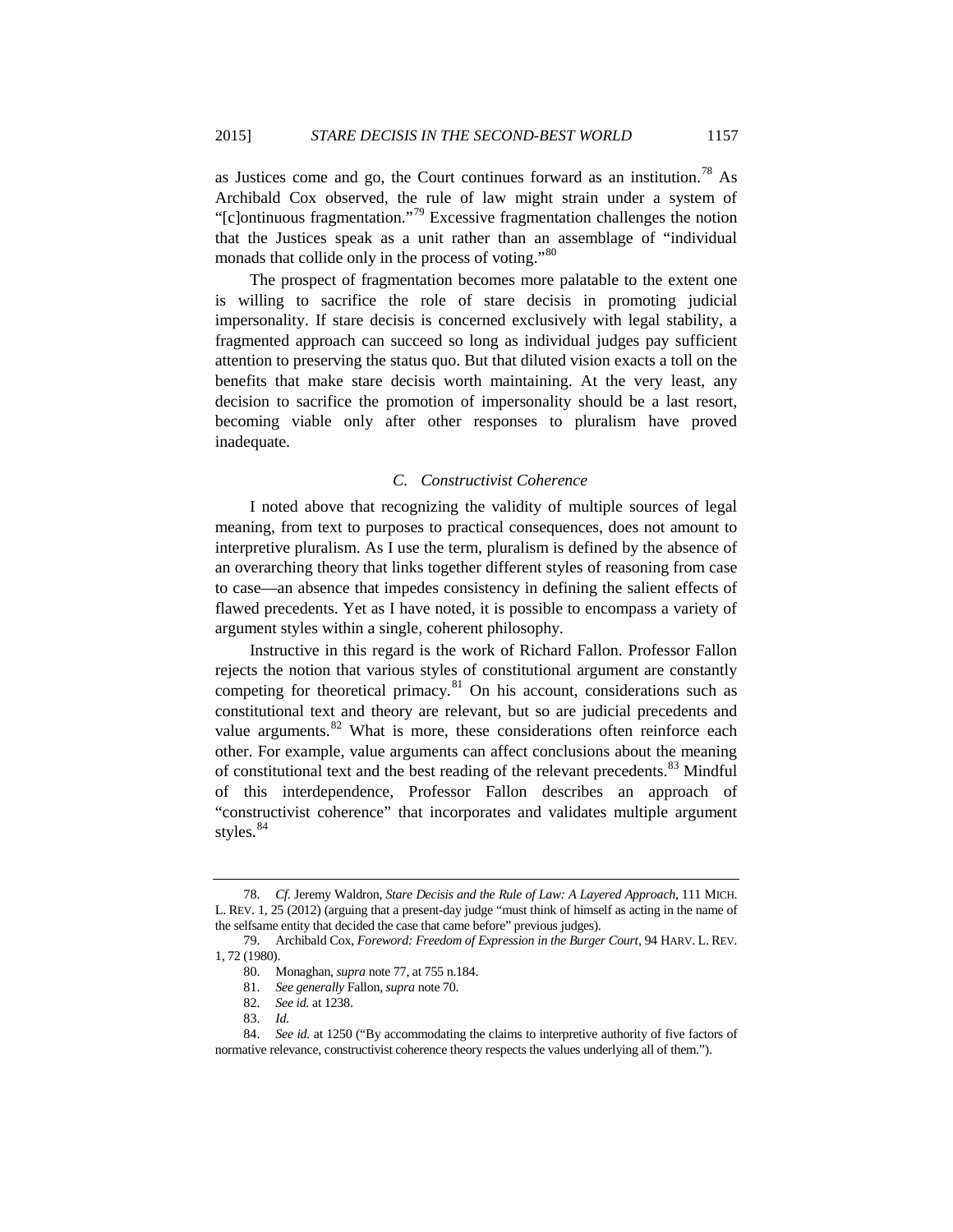as Justices come and go, the Court continues forward as an institution.[78] As Archibald Cox observed, the rule of law might strain under a system of "[c]ontinuous fragmentation."[79] Excessive fragmentation challenges the notion that the Justices speak as a unit rather than an assemblage of "individual monads that collide only in the process of voting."[80]

The prospect of fragmentation becomes more palatable to the extent one is willing to sacrifice the role of stare decisis in promoting judicial impersonality. If stare decisis is concerned exclusively with legal stability, a fragmented approach can succeed so long as individual judges pay sufficient attention to preserving the status quo. But that diluted vision exacts a toll on the benefits that make stare decisis worth maintaining. At the very least, any decision to sacrifice the promotion of impersonality should be a last resort, becoming viable only after other responses to pluralism have proved inadequate.

### *C. Constructivist Coherence*

I noted above that recognizing the validity of multiple sources of legal meaning, from text to purposes to practical consequences, does not amount to interpretive pluralism. As I use the term, pluralism is defined by the absence of an overarching theory that links together different styles of reasoning from case to case—an absence that impedes consistency in defining the salient effects of flawed precedents. Yet as I have noted, it is possible to encompass a variety of argument styles within a single, coherent philosophy.

Instructive in this regard is the work of Richard Fallon. Professor Fallon rejects the notion that various styles of constitutional argument are constantly competing for theoretical primacy.[81] On his account, considerations such as constitutional text and theory are relevant, but so are judicial precedents and value arguments.[82] What is more, these considerations often reinforce each other. For example, value arguments can affect conclusions about the meaning of constitutional text and the best reading of the relevant precedents.[83] Mindful of this interdependence, Professor Fallon describes an approach of "constructivist coherence" that incorporates and validates multiple argument styles.[84]

---

78. *Cf.* Jeremy Waldron, *Stare Decisis and the Rule of Law: A Layered Approach*, 111 MICH. L. REV. 1, 25 (2012) (arguing that a present-day judge "must think of himself as acting in the name of the selfsame entity that decided the case that came before" previous judges).

79. Archibald Cox, *Foreword: Freedom of Expression in the Burger Court*, 94 HARV. L. REV. 1, 72 (1980).

80. Monaghan, *supra* note 77, at 755 n.184.

81. *See generally* Fallon, *supra* note 70.

82. *See id.* at 1238.

83. *Id.*

84. *See id.* at 1250 ("By accommodating the claims to interpretive authority of five factors of normative relevance, constructivist coherence theory respects the values underlying all of them.").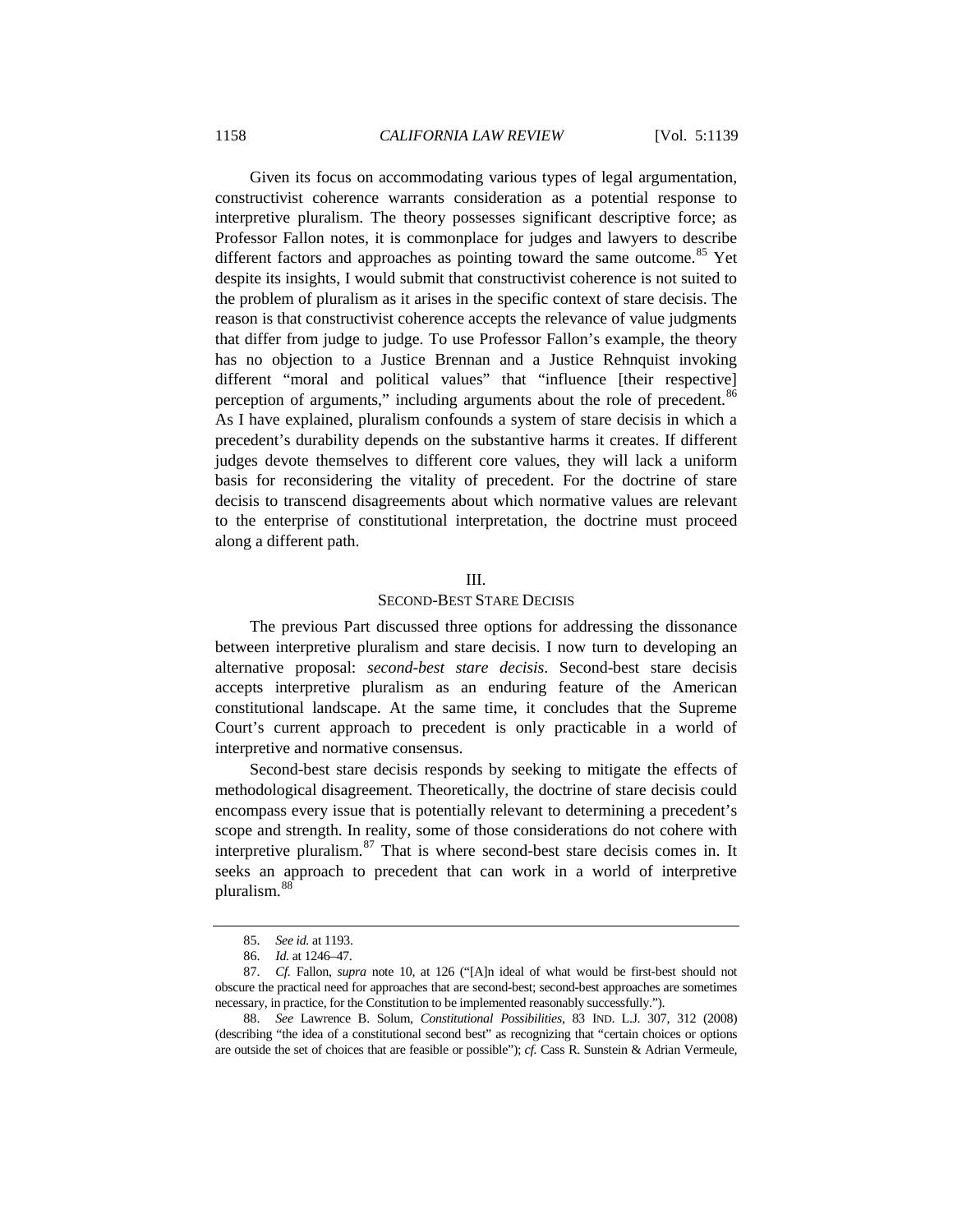Given its focus on accommodating various types of legal argumentation, constructivist coherence warrants consideration as a potential response to interpretive pluralism. The theory possesses significant descriptive force; as Professor Fallon notes, it is commonplace for judges and lawyers to describe different factors and approaches as pointing toward the same outcome.[85] Yet despite its insights, I would submit that constructivist coherence is not suited to the problem of pluralism as it arises in the specific context of stare decisis. The reason is that constructivist coherence accepts the relevance of value judgments that differ from judge to judge. To use Professor Fallon's example, the theory has no objection to a Justice Brennan and a Justice Rehnquist invoking different "moral and political values" that "influence [their respective] perception of arguments," including arguments about the role of precedent.[86] As I have explained, pluralism confounds a system of stare decisis in which a precedent's durability depends on the substantive harms it creates. If different judges devote themselves to different core values, they will lack a uniform basis for reconsidering the vitality of precedent. For the doctrine of stare decisis to transcend disagreements about which normative values are relevant to the enterprise of constitutional interpretation, the doctrine must proceed along a different path.

## III.
## SECOND-BEST STARE DECISIS

The previous Part discussed three options for addressing the dissonance between interpretive pluralism and stare decisis. I now turn to developing an alternative proposal: *second-best stare decisis*. Second-best stare decisis accepts interpretive pluralism as an enduring feature of the American constitutional landscape. At the same time, it concludes that the Supreme Court's current approach to precedent is only practicable in a world of interpretive and normative consensus.

Second-best stare decisis responds by seeking to mitigate the effects of methodological disagreement. Theoretically, the doctrine of stare decisis could encompass every issue that is potentially relevant to determining a precedent's scope and strength. In reality, some of those considerations do not cohere with interpretive pluralism.[87] That is where second-best stare decisis comes in. It seeks an approach to precedent that can work in a world of interpretive pluralism.[88]

---

85. *See id.* at 1193.

86. *Id.* at 1246–47.

87. *Cf.* Fallon, *supra* note 10, at 126 ("[A]n ideal of what would be first-best should not obscure the practical need for approaches that are second-best; second-best approaches are sometimes necessary, in practice, for the Constitution to be implemented reasonably successfully.").

88. *See* Lawrence B. Solum, *Constitutional Possibilities*, 83 IND. L.J. 307, 312 (2008) (describing "the idea of a constitutional second best" as recognizing that "certain choices or options are outside the set of choices that are feasible or possible"); *cf.* Cass R. Sunstein & Adrian Vermeule,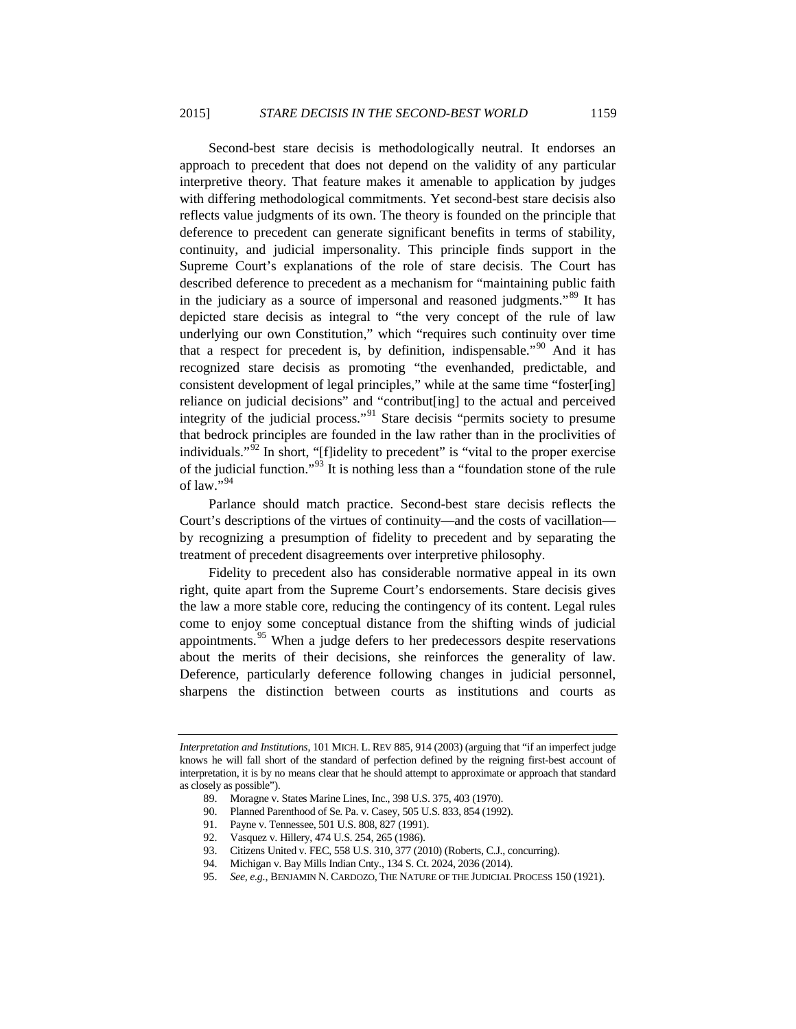Second-best stare decisis is methodologically neutral. It endorses an approach to precedent that does not depend on the validity of any particular interpretive theory. That feature makes it amenable to application by judges with differing methodological commitments. Yet second-best stare decisis also reflects value judgments of its own. The theory is founded on the principle that deference to precedent can generate significant benefits in terms of stability, continuity, and judicial impersonality. This principle finds support in the Supreme Court's explanations of the role of stare decisis. The Court has described deference to precedent as a mechanism for "maintaining public faith in the judiciary as a source of impersonal and reasoned judgments."[89] It has depicted stare decisis as integral to "the very concept of the rule of law underlying our own Constitution," which "requires such continuity over time that a respect for precedent is, by definition, indispensable."[90] And it has recognized stare decisis as promoting "the evenhanded, predictable, and consistent development of legal principles," while at the same time "foster[ing] reliance on judicial decisions" and "contribut[ing] to the actual and perceived integrity of the judicial process."[91] Stare decisis "permits society to presume that bedrock principles are founded in the law rather than in the proclivities of individuals."[92] In short, "[f]idelity to precedent" is "vital to the proper exercise of the judicial function."[93] It is nothing less than a "foundation stone of the rule of law."[94]

Parlance should match practice. Second-best stare decisis reflects the Court's descriptions of the virtues of continuity—and the costs of vacillation—by recognizing a presumption of fidelity to precedent and by separating the treatment of precedent disagreements over interpretive philosophy.

Fidelity to precedent also has considerable normative appeal in its own right, quite apart from the Supreme Court's endorsements. Stare decisis gives the law a more stable core, reducing the contingency of its content. Legal rules come to enjoy some conceptual distance from the shifting winds of judicial appointments.[95] When a judge defers to her predecessors despite reservations about the merits of their decisions, she reinforces the generality of law. Deference, particularly deference following changes in judicial personnel, sharpens the distinction between courts as institutions and courts as

---

*Interpretation and Institutions*, 101 MICH. L. REV 885, 914 (2003) (arguing that "if an imperfect judge knows he will fall short of the standard of perfection defined by the reigning first-best account of interpretation, it is by no means clear that he should attempt to approximate or approach that standard as closely as possible").

89. Moragne v. States Marine Lines, Inc., 398 U.S. 375, 403 (1970).

90. Planned Parenthood of Se. Pa. v. Casey, 505 U.S. 833, 854 (1992).

91. Payne v. Tennessee, 501 U.S. 808, 827 (1991).

92. Vasquez v. Hillery, 474 U.S. 254, 265 (1986).

93. Citizens United v. FEC, 558 U.S. 310, 377 (2010) (Roberts, C.J., concurring).

94. Michigan v. Bay Mills Indian Cnty., 134 S. Ct. 2024, 2036 (2014).

95. *See, e.g.*, BENJAMIN N. CARDOZO, THE NATURE OF THE JUDICIAL PROCESS 150 (1921).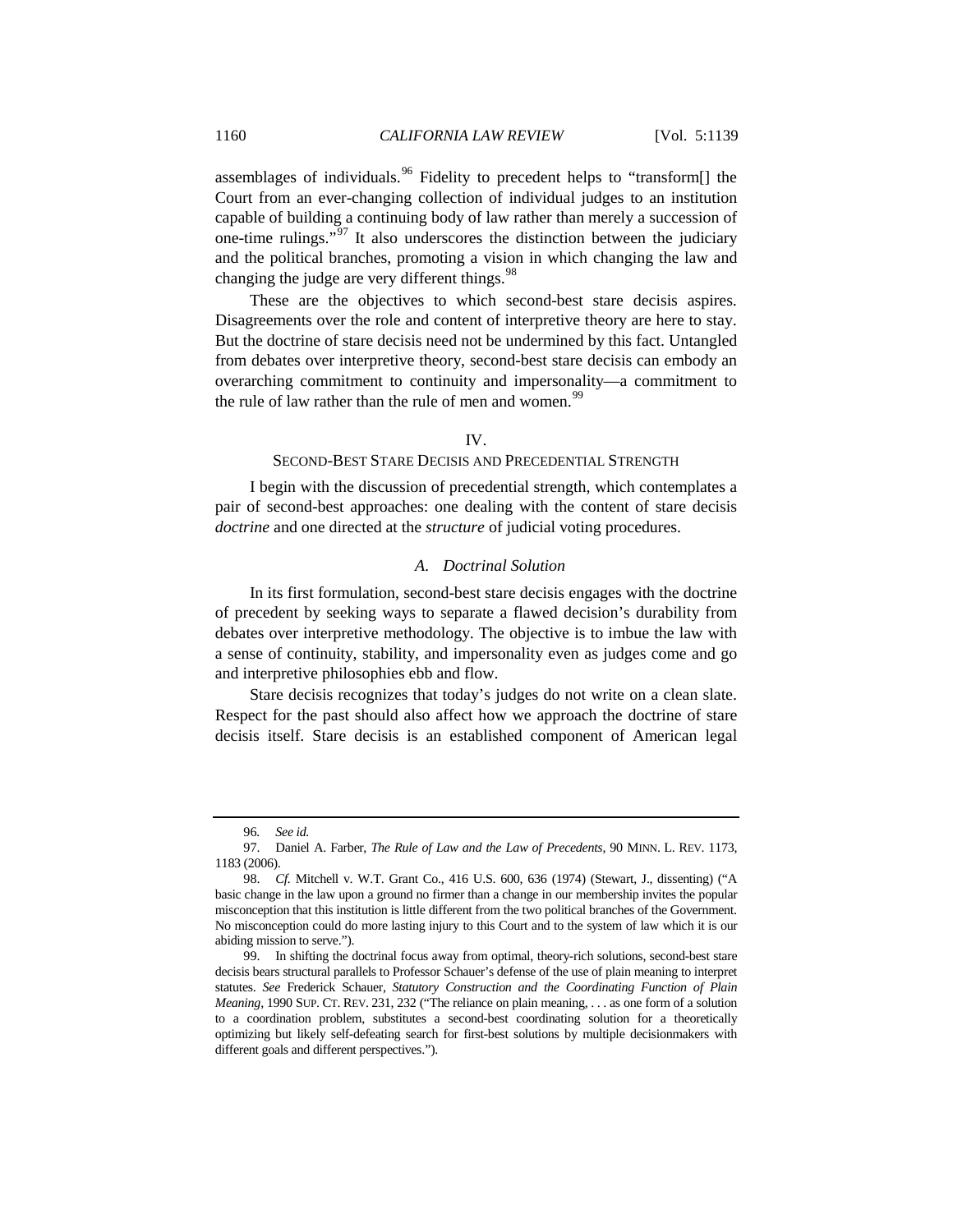assemblages of individuals.[96] Fidelity to precedent helps to "transform[] the Court from an ever-changing collection of individual judges to an institution capable of building a continuing body of law rather than merely a succession of one-time rulings."[97] It also underscores the distinction between the judiciary and the political branches, promoting a vision in which changing the law and changing the judge are very different things.[98]

These are the objectives to which second-best stare decisis aspires. Disagreements over the role and content of interpretive theory are here to stay. But the doctrine of stare decisis need not be undermined by this fact. Untangled from debates over interpretive theory, second-best stare decisis can embody an overarching commitment to continuity and impersonality—a commitment to the rule of law rather than the rule of men and women.[99]

## IV.
## SECOND-BEST STARE DECISIS AND PRECEDENTIAL STRENGTH

I begin with the discussion of precedential strength, which contemplates a pair of second-best approaches: one dealing with the content of stare decisis *doctrine* and one directed at the *structure* of judicial voting procedures.

### *A. Doctrinal Solution*

In its first formulation, second-best stare decisis engages with the doctrine of precedent by seeking ways to separate a flawed decision's durability from debates over interpretive methodology. The objective is to imbue the law with a sense of continuity, stability, and impersonality even as judges come and go and interpretive philosophies ebb and flow.

Stare decisis recognizes that today's judges do not write on a clean slate. Respect for the past should also affect how we approach the doctrine of stare decisis itself. Stare decisis is an established component of American legal

---

96. *See id.*

97. Daniel A. Farber, *The Rule of Law and the Law of Precedents*, 90 MINN. L. REV. 1173, 1183 (2006).

98. *Cf.* Mitchell v. W.T. Grant Co., 416 U.S. 600, 636 (1974) (Stewart, J., dissenting) ("A basic change in the law upon a ground no firmer than a change in our membership invites the popular misconception that this institution is little different from the two political branches of the Government. No misconception could do more lasting injury to this Court and to the system of law which it is our abiding mission to serve.").

99. In shifting the doctrinal focus away from optimal, theory-rich solutions, second-best stare decisis bears structural parallels to Professor Schauer's defense of the use of plain meaning to interpret statutes. *See* Frederick Schauer, *Statutory Construction and the Coordinating Function of Plain Meaning*, 1990 SUP. CT. REV. 231, 232 ("The reliance on plain meaning, . . . as one form of a solution to a coordination problem, substitutes a second-best coordinating solution for a theoretically optimizing but likely self-defeating search for first-best solutions by multiple decisionmakers with different goals and different perspectives.").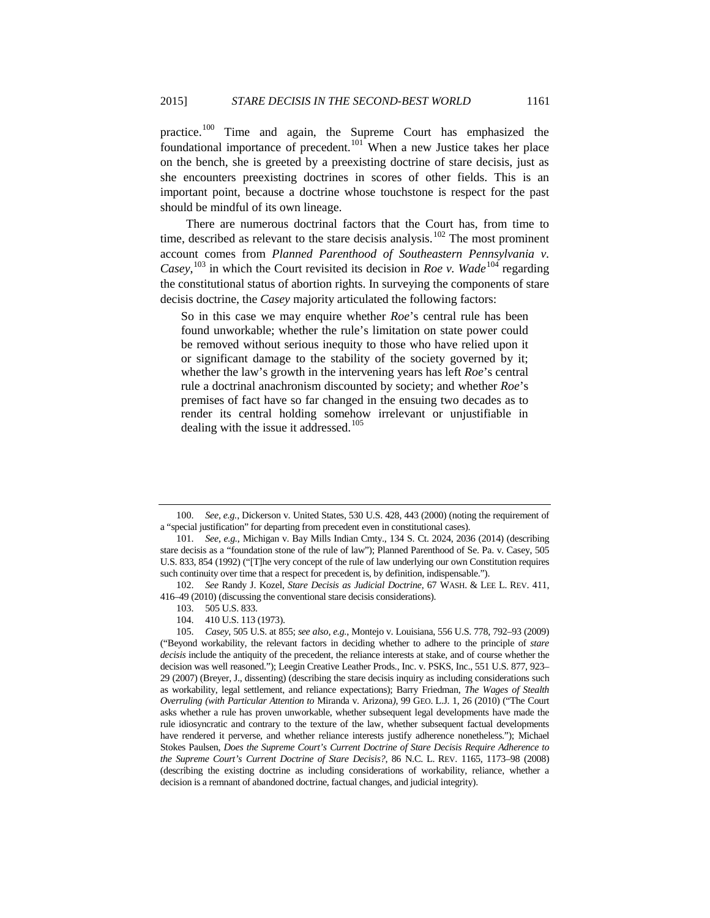practice.[100] Time and again, the Supreme Court has emphasized the foundational importance of precedent.[101] When a new Justice takes her place on the bench, she is greeted by a preexisting doctrine of stare decisis, just as she encounters preexisting doctrines in scores of other fields. This is an important point, because a doctrine whose touchstone is respect for the past should be mindful of its own lineage.

There are numerous doctrinal factors that the Court has, from time to time, described as relevant to the stare decisis analysis.[102] The most prominent account comes from *Planned Parenthood of Southeastern Pennsylvania v. Casey*,[103] in which the Court revisited its decision in *Roe v. Wade*[104] regarding the constitutional status of abortion rights. In surveying the components of stare decisis doctrine, the *Casey* majority articulated the following factors:

> So in this case we may enquire whether *Roe*'s central rule has been found unworkable; whether the rule's limitation on state power could be removed without serious inequity to those who have relied upon it or significant damage to the stability of the society governed by it; whether the law's growth in the intervening years has left *Roe*'s central rule a doctrinal anachronism discounted by society; and whether *Roe*'s premises of fact have so far changed in the ensuing two decades as to render its central holding somehow irrelevant or unjustifiable in dealing with the issue it addressed.[105]

---

100. *See, e.g.*, Dickerson v. United States, 530 U.S. 428, 443 (2000) (noting the requirement of a "special justification" for departing from precedent even in constitutional cases).

101. *See, e.g.*, Michigan v. Bay Mills Indian Cmty., 134 S. Ct. 2024, 2036 (2014) (describing stare decisis as a "foundation stone of the rule of law"); Planned Parenthood of Se. Pa. v. Casey, 505 U.S. 833, 854 (1992) ("[T]he very concept of the rule of law underlying our own Constitution requires such continuity over time that a respect for precedent is, by definition, indispensable.").

102. *See* Randy J. Kozel, *Stare Decisis as Judicial Doctrine*, 67 WASH. & LEE L. REV. 411, 416–49 (2010) (discussing the conventional stare decisis considerations).

103. 505 U.S. 833.

104. 410 U.S. 113 (1973).

105. *Casey*, 505 U.S. at 855; *see also, e.g.*, Montejo v. Louisiana, 556 U.S. 778, 792–93 (2009) ("Beyond workability, the relevant factors in deciding whether to adhere to the principle of *stare decisis* include the antiquity of the precedent, the reliance interests at stake, and of course whether the decision was well reasoned."); Leegin Creative Leather Prods., Inc. v. PSKS, Inc., 551 U.S. 877, 923–29 (2007) (Breyer, J., dissenting) (describing the stare decisis inquiry as including considerations such as workability, legal settlement, and reliance expectations); Barry Friedman, *The Wages of Stealth Overruling (with Particular Attention to* Miranda v. Arizona*)*, 99 GEO. L.J. 1, 26 (2010) ("The Court asks whether a rule has proven unworkable, whether subsequent legal developments have made the rule idiosyncratic and contrary to the texture of the law, whether subsequent factual developments have rendered it perverse, and whether reliance interests justify adherence nonetheless."); Michael Stokes Paulsen, *Does the Supreme Court's Current Doctrine of Stare Decisis Require Adherence to the Supreme Court's Current Doctrine of Stare Decisis?*, 86 N.C. L. REV. 1165, 1173–98 (2008) (describing the existing doctrine as including considerations of workability, reliance, whether a decision is a remnant of abandoned doctrine, factual changes, and judicial integrity).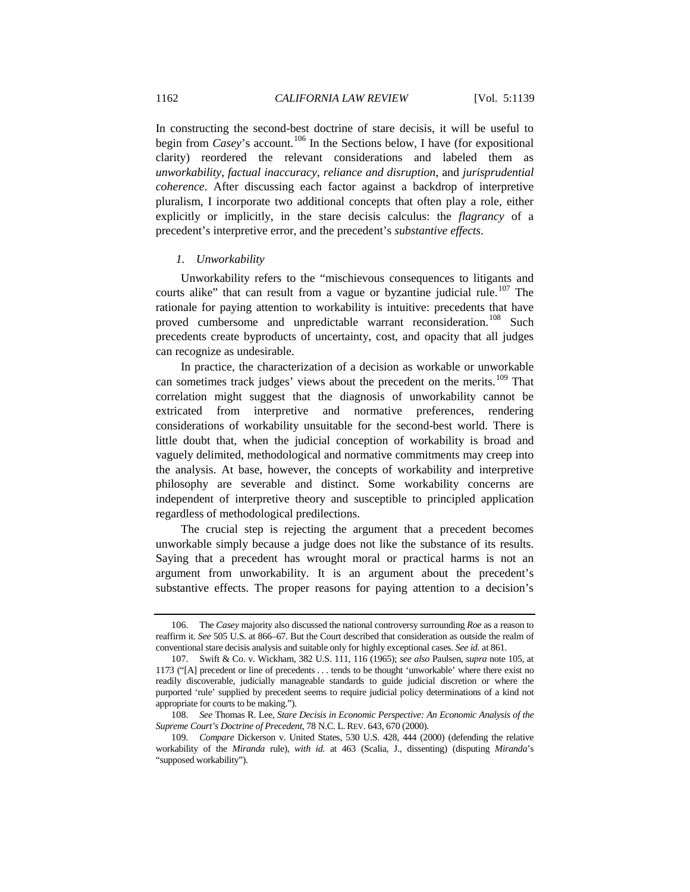In constructing the second-best doctrine of stare decisis, it will be useful to begin from *Casey*'s account.[106] In the Sections below, I have (for expositional clarity) reordered the relevant considerations and labeled them as *unworkability*, *factual inaccuracy*, *reliance and disruption*, and *jurisprudential coherence*. After discussing each factor against a backdrop of interpretive pluralism, I incorporate two additional concepts that often play a role, either explicitly or implicitly, in the stare decisis calculus: the *flagrancy* of a precedent's interpretive error, and the precedent's *substantive effects*.

### *1. Unworkability*

Unworkability refers to the "mischievous consequences to litigants and courts alike" that can result from a vague or byzantine judicial rule.[107] The rationale for paying attention to workability is intuitive: precedents that have proved cumbersome and unpredictable warrant reconsideration.[108] Such precedents create byproducts of uncertainty, cost, and opacity that all judges can recognize as undesirable.

In practice, the characterization of a decision as workable or unworkable can sometimes track judges' views about the precedent on the merits.[109] That correlation might suggest that the diagnosis of unworkability cannot be extricated from interpretive and normative preferences, rendering considerations of workability unsuitable for the second-best world. There is little doubt that, when the judicial conception of workability is broad and vaguely delimited, methodological and normative commitments may creep into the analysis. At base, however, the concepts of workability and interpretive philosophy are severable and distinct. Some workability concerns are independent of interpretive theory and susceptible to principled application regardless of methodological predilections.

The crucial step is rejecting the argument that a precedent becomes unworkable simply because a judge does not like the substance of its results. Saying that a precedent has wrought moral or practical harms is not an argument from unworkability. It is an argument about the precedent's substantive effects. The proper reasons for paying attention to a decision's

---

106. The *Casey* majority also discussed the national controversy surrounding *Roe* as a reason to reaffirm it. *See* 505 U.S. at 866–67. But the Court described that consideration as outside the realm of conventional stare decisis analysis and suitable only for highly exceptional cases. *See id.* at 861.

107. Swift & Co. v. Wickham, 382 U.S. 111, 116 (1965); *see also* Paulsen, *supra* note 105, at 1173 ("[A] precedent or line of precedents . . . tends to be thought 'unworkable' where there exist no readily discoverable, judicially manageable standards to guide judicial discretion or where the purported 'rule' supplied by precedent seems to require judicial policy determinations of a kind not appropriate for courts to be making.").

108. *See* Thomas R. Lee, *Stare Decisis in Economic Perspective: An Economic Analysis of the Supreme Court's Doctrine of Precedent*, 78 N.C. L. REV. 643, 670 (2000).

109. *Compare* Dickerson v. United States, 530 U.S. 428, 444 (2000) (defending the relative workability of the *Miranda* rule), *with id.* at 463 (Scalia, J., dissenting) (disputing *Miranda*'s "supposed workability").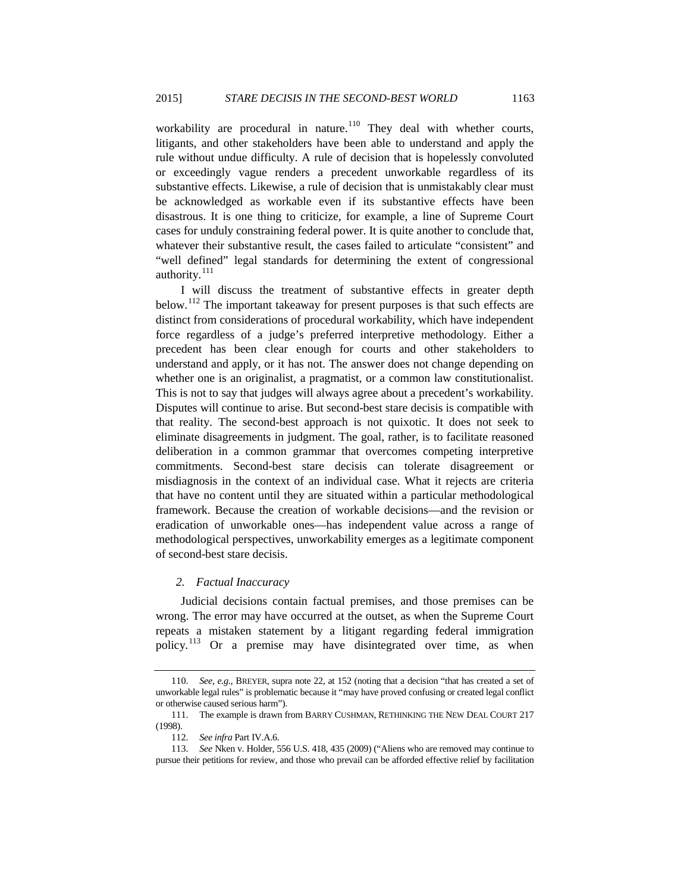workability are procedural in nature.[110] They deal with whether courts, litigants, and other stakeholders have been able to understand and apply the rule without undue difficulty. A rule of decision that is hopelessly convoluted or exceedingly vague renders a precedent unworkable regardless of its substantive effects. Likewise, a rule of decision that is unmistakably clear must be acknowledged as workable even if its substantive effects have been disastrous. It is one thing to criticize, for example, a line of Supreme Court cases for unduly constraining federal power. It is quite another to conclude that, whatever their substantive result, the cases failed to articulate "consistent" and "well defined" legal standards for determining the extent of congressional authority.[111]

I will discuss the treatment of substantive effects in greater depth below.[112] The important takeaway for present purposes is that such effects are distinct from considerations of procedural workability, which have independent force regardless of a judge's preferred interpretive methodology. Either a precedent has been clear enough for courts and other stakeholders to understand and apply, or it has not. The answer does not change depending on whether one is an originalist, a pragmatist, or a common law constitutionalist. This is not to say that judges will always agree about a precedent's workability. Disputes will continue to arise. But second-best stare decisis is compatible with that reality. The second-best approach is not quixotic. It does not seek to eliminate disagreements in judgment. The goal, rather, is to facilitate reasoned deliberation in a common grammar that overcomes competing interpretive commitments. Second-best stare decisis can tolerate disagreement or misdiagnosis in the context of an individual case. What it rejects are criteria that have no content until they are situated within a particular methodological framework. Because the creation of workable decisions—and the revision or eradication of unworkable ones—has independent value across a range of methodological perspectives, unworkability emerges as a legitimate component of second-best stare decisis.

### *2. Factual Inaccuracy*

Judicial decisions contain factual premises, and those premises can be wrong. The error may have occurred at the outset, as when the Supreme Court repeats a mistaken statement by a litigant regarding federal immigration policy.[113] Or a premise may have disintegrated over time, as when

---

110. *See, e.g.*, BREYER, supra note 22, at 152 (noting that a decision "that has created a set of unworkable legal rules" is problematic because it "may have proved confusing or created legal conflict or otherwise caused serious harm").

111. The example is drawn from BARRY CUSHMAN, RETHINKING THE NEW DEAL COURT 217 (1998).

112. *See infra* Part IV.A.6.

113. *See* Nken v. Holder, 556 U.S. 418, 435 (2009) ("Aliens who are removed may continue to pursue their petitions for review, and those who prevail can be afforded effective relief by facilitation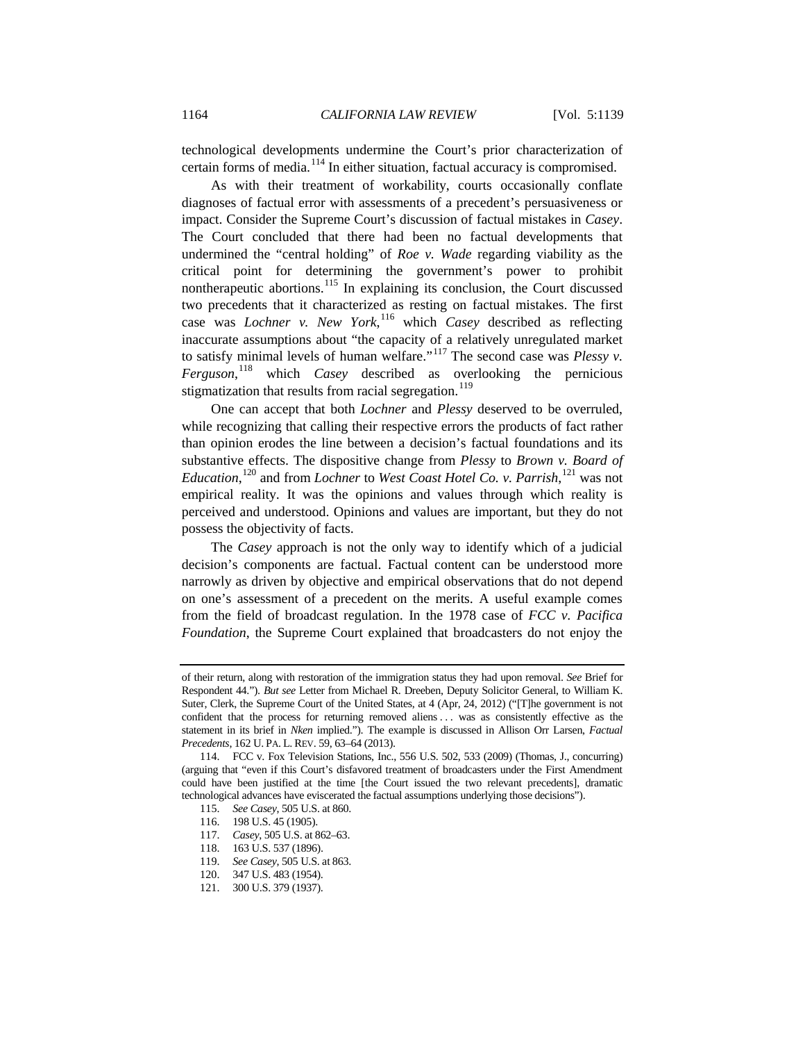technological developments undermine the Court's prior characterization of certain forms of media.[114] In either situation, factual accuracy is compromised.

As with their treatment of workability, courts occasionally conflate diagnoses of factual error with assessments of a precedent's persuasiveness or impact. Consider the Supreme Court's discussion of factual mistakes in *Casey*. The Court concluded that there had been no factual developments that undermined the "central holding" of *Roe v. Wade* regarding viability as the critical point for determining the government's power to prohibit nontherapeutic abortions.[115] In explaining its conclusion, the Court discussed two precedents that it characterized as resting on factual mistakes. The first case was *Lochner v. New York*,[116] which *Casey* described as reflecting inaccurate assumptions about "the capacity of a relatively unregulated market to satisfy minimal levels of human welfare."[117] The second case was *Plessy v. Ferguson*,[118] which *Casey* described as overlooking the pernicious stigmatization that results from racial segregation.[119]

One can accept that both *Lochner* and *Plessy* deserved to be overruled, while recognizing that calling their respective errors the products of fact rather than opinion erodes the line between a decision's factual foundations and its substantive effects. The dispositive change from *Plessy* to *Brown v. Board of Education*,[120] and from *Lochner* to *West Coast Hotel Co. v. Parrish*,[121] was not empirical reality. It was the opinions and values through which reality is perceived and understood. Opinions and values are important, but they do not possess the objectivity of facts.

The *Casey* approach is not the only way to identify which of a judicial decision's components are factual. Factual content can be understood more narrowly as driven by objective and empirical observations that do not depend on one's assessment of a precedent on the merits. A useful example comes from the field of broadcast regulation. In the 1978 case of *FCC v. Pacifica Foundation*, the Supreme Court explained that broadcasters do not enjoy the

---

of their return, along with restoration of the immigration status they had upon removal. *See* Brief for Respondent 44."). *But see* Letter from Michael R. Dreeben, Deputy Solicitor General, to William K. Suter, Clerk, the Supreme Court of the United States, at 4 (Apr, 24, 2012) ("[T]he government is not confident that the process for returning removed aliens . . . was as consistently effective as the statement in its brief in *Nken* implied."). The example is discussed in Allison Orr Larsen, *Factual Precedents*, 162 U. PA. L. REV. 59, 63–64 (2013).

114. FCC v. Fox Television Stations, Inc., 556 U.S. 502, 533 (2009) (Thomas, J., concurring) (arguing that "even if this Court's disfavored treatment of broadcasters under the First Amendment could have been justified at the time [the Court issued the two relevant precedents], dramatic technological advances have eviscerated the factual assumptions underlying those decisions").

115. *See Casey*, 505 U.S. at 860.

116. 198 U.S. 45 (1905).

117. *Casey*, 505 U.S. at 862–63.

118. 163 U.S. 537 (1896).

119. *See Casey*, 505 U.S. at 863.

120. 347 U.S. 483 (1954).

121. 300 U.S. 379 (1937).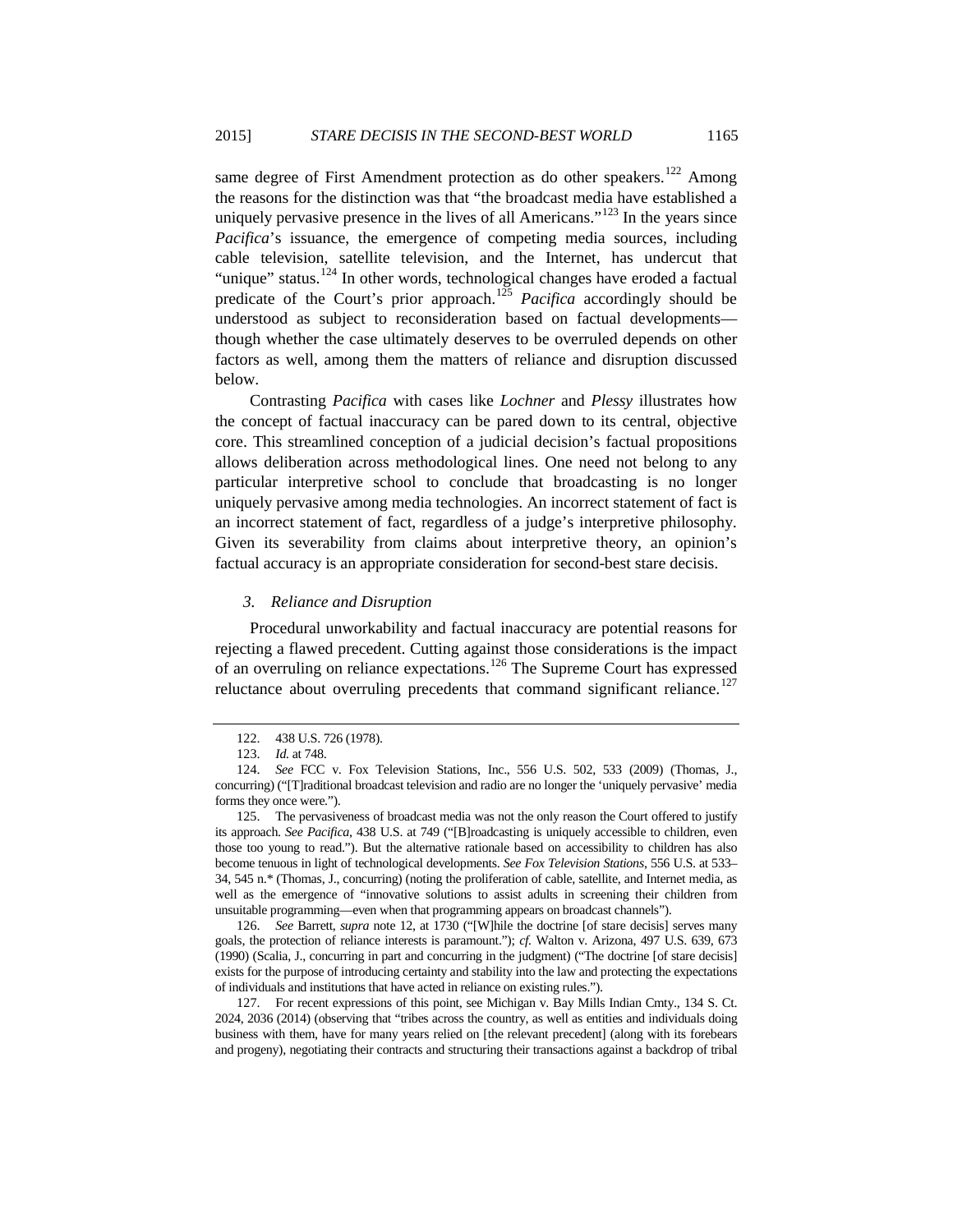same degree of First Amendment protection as do other speakers.[122] Among the reasons for the distinction was that "the broadcast media have established a uniquely pervasive presence in the lives of all Americans."[123] In the years since *Pacifica*'s issuance, the emergence of competing media sources, including cable television, satellite television, and the Internet, has undercut that "unique" status.[124] In other words, technological changes have eroded a factual predicate of the Court's prior approach.[125] *Pacifica* accordingly should be understood as subject to reconsideration based on factual developments—though whether the case ultimately deserves to be overruled depends on other factors as well, among them the matters of reliance and disruption discussed below.

Contrasting *Pacifica* with cases like *Lochner* and *Plessy* illustrates how the concept of factual inaccuracy can be pared down to its central, objective core. This streamlined conception of a judicial decision's factual propositions allows deliberation across methodological lines. One need not belong to any particular interpretive school to conclude that broadcasting is no longer uniquely pervasive among media technologies. An incorrect statement of fact is an incorrect statement of fact, regardless of a judge's interpretive philosophy. Given its severability from claims about interpretive theory, an opinion's factual accuracy is an appropriate consideration for second-best stare decisis.

### *3. Reliance and Disruption*

Procedural unworkability and factual inaccuracy are potential reasons for rejecting a flawed precedent. Cutting against those considerations is the impact of an overruling on reliance expectations.[126] The Supreme Court has expressed reluctance about overruling precedents that command significant reliance.[127]

---

122. 438 U.S. 726 (1978).

123. *Id.* at 748.

124. *See* FCC v. Fox Television Stations, Inc., 556 U.S. 502, 533 (2009) (Thomas, J., concurring) ("[T]raditional broadcast television and radio are no longer the 'uniquely pervasive' media forms they once were.").

125. The pervasiveness of broadcast media was not the only reason the Court offered to justify its approach. *See Pacifica*, 438 U.S. at 749 ("[B]roadcasting is uniquely accessible to children, even those too young to read."). But the alternative rationale based on accessibility to children has also become tenuous in light of technological developments. *See Fox Television Stations*, 556 U.S. at 533–34, 545 n.* (Thomas, J., concurring) (noting the proliferation of cable, satellite, and Internet media, as well as the emergence of "innovative solutions to assist adults in screening their children from unsuitable programming—even when that programming appears on broadcast channels").

126. *See* Barrett, *supra* note 12, at 1730 ("[W]hile the doctrine [of stare decisis] serves many goals, the protection of reliance interests is paramount."); *cf.* Walton v. Arizona, 497 U.S. 639, 673 (1990) (Scalia, J., concurring in part and concurring in the judgment) ("The doctrine [of stare decisis] exists for the purpose of introducing certainty and stability into the law and protecting the expectations of individuals and institutions that have acted in reliance on existing rules.").

127. For recent expressions of this point, see Michigan v. Bay Mills Indian Cmty., 134 S. Ct. 2024, 2036 (2014) (observing that "tribes across the country, as well as entities and individuals doing business with them, have for many years relied on [the relevant precedent] (along with its forebears and progeny), negotiating their contracts and structuring their transactions against a backdrop of tribal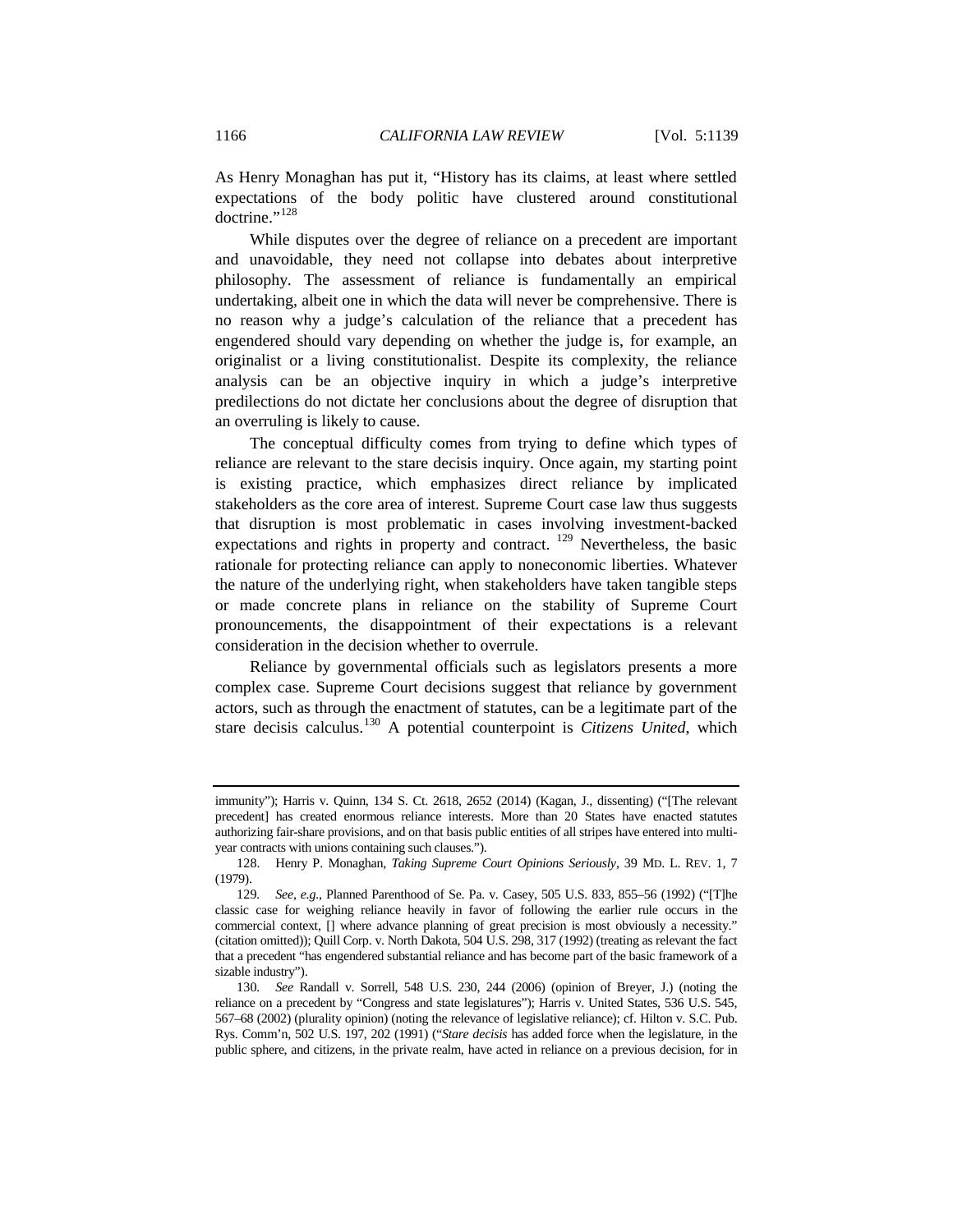As Henry Monaghan has put it, "History has its claims, at least where settled expectations of the body politic have clustered around constitutional doctrine."[128]

While disputes over the degree of reliance on a precedent are important and unavoidable, they need not collapse into debates about interpretive philosophy. The assessment of reliance is fundamentally an empirical undertaking, albeit one in which the data will never be comprehensive. There is no reason why a judge's calculation of the reliance that a precedent has engendered should vary depending on whether the judge is, for example, an originalist or a living constitutionalist. Despite its complexity, the reliance analysis can be an objective inquiry in which a judge's interpretive predilections do not dictate her conclusions about the degree of disruption that an overruling is likely to cause.

The conceptual difficulty comes from trying to define which types of reliance are relevant to the stare decisis inquiry. Once again, my starting point is existing practice, which emphasizes direct reliance by implicated stakeholders as the core area of interest. Supreme Court case law thus suggests that disruption is most problematic in cases involving investment-backed expectations and rights in property and contract.[129] Nevertheless, the basic rationale for protecting reliance can apply to noneconomic liberties. Whatever the nature of the underlying right, when stakeholders have taken tangible steps or made concrete plans in reliance on the stability of Supreme Court pronouncements, the disappointment of their expectations is a relevant consideration in the decision whether to overrule.

Reliance by governmental officials such as legislators presents a more complex case. Supreme Court decisions suggest that reliance by government actors, such as through the enactment of statutes, can be a legitimate part of the stare decisis calculus.[130] A potential counterpoint is *Citizens United*, which

---

immunity"); Harris v. Quinn, 134 S. Ct. 2618, 2652 (2014) (Kagan, J., dissenting) ("[The relevant precedent] has created enormous reliance interests. More than 20 States have enacted statutes authorizing fair-share provisions, and on that basis public entities of all stripes have entered into multi-year contracts with unions containing such clauses.").

128. Henry P. Monaghan, *Taking Supreme Court Opinions Seriously*, 39 MD. L. REV. 1, 7 (1979).

129. *See, e.g.*, Planned Parenthood of Se. Pa. v. Casey, 505 U.S. 833, 855–56 (1992) ("[T]he classic case for weighing reliance heavily in favor of following the earlier rule occurs in the commercial context, [] where advance planning of great precision is most obviously a necessity." (citation omitted)); Quill Corp. v. North Dakota, 504 U.S. 298, 317 (1992) (treating as relevant the fact that a precedent "has engendered substantial reliance and has become part of the basic framework of a sizable industry").

130. *See* Randall v. Sorrell, 548 U.S. 230, 244 (2006) (opinion of Breyer, J.) (noting the reliance on a precedent by "Congress and state legislatures"); Harris v. United States, 536 U.S. 545, 567–68 (2002) (plurality opinion) (noting the relevance of legislative reliance); cf. Hilton v. S.C. Pub. Rys. Comm'n, 502 U.S. 197, 202 (1991) ("*Stare decisis* has added force when the legislature, in the public sphere, and citizens, in the private realm, have acted in reliance on a previous decision, for in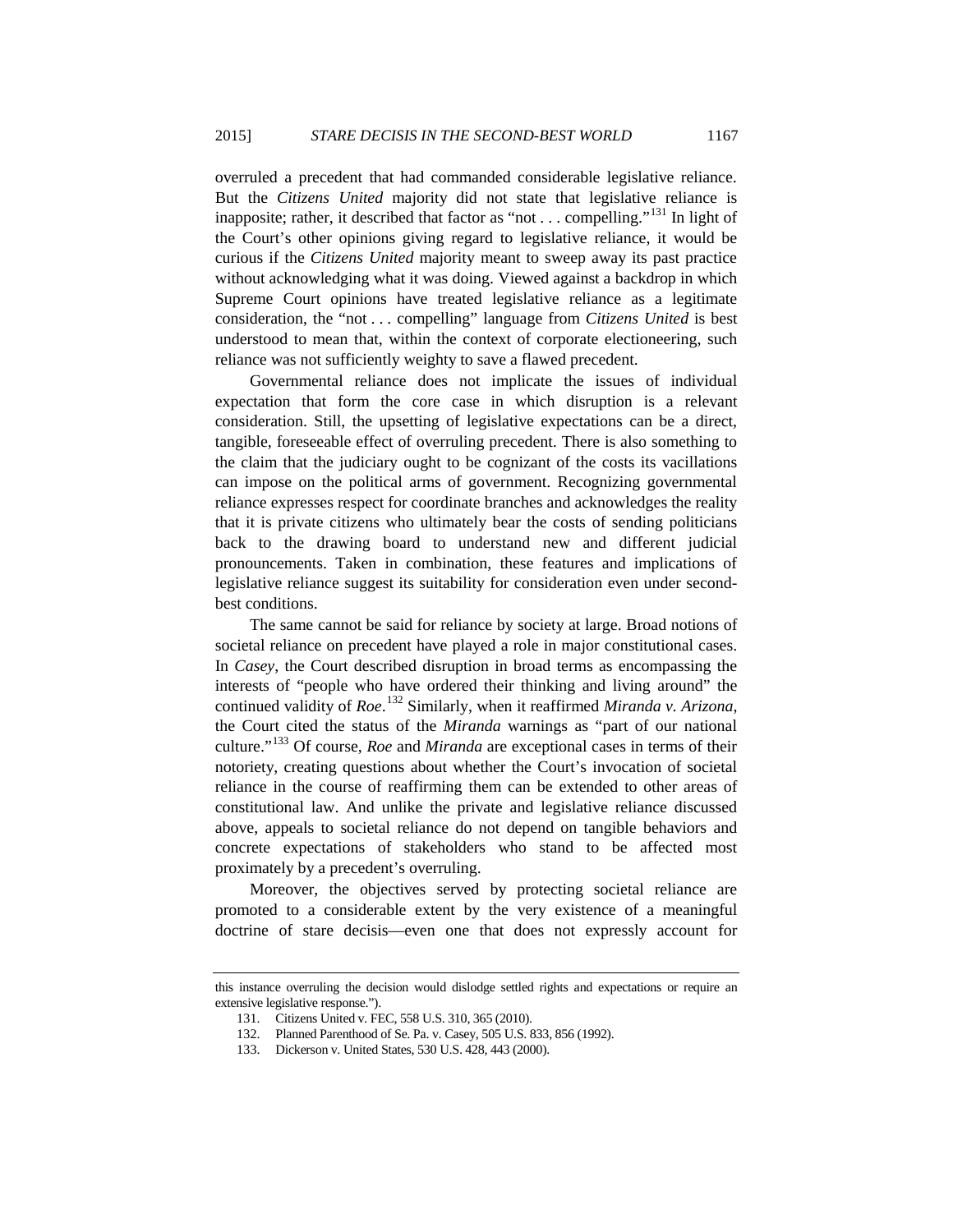overruled a precedent that had commanded considerable legislative reliance. But the *Citizens United* majority did not state that legislative reliance is inapposite; rather, it described that factor as "not . . . compelling."[131] In light of the Court's other opinions giving regard to legislative reliance, it would be curious if the *Citizens United* majority meant to sweep away its past practice without acknowledging what it was doing. Viewed against a backdrop in which Supreme Court opinions have treated legislative reliance as a legitimate consideration, the "not . . . compelling" language from *Citizens United* is best understood to mean that, within the context of corporate electioneering, such reliance was not sufficiently weighty to save a flawed precedent.

Governmental reliance does not implicate the issues of individual expectation that form the core case in which disruption is a relevant consideration. Still, the upsetting of legislative expectations can be a direct, tangible, foreseeable effect of overruling precedent. There is also something to the claim that the judiciary ought to be cognizant of the costs its vacillations can impose on the political arms of government. Recognizing governmental reliance expresses respect for coordinate branches and acknowledges the reality that it is private citizens who ultimately bear the costs of sending politicians back to the drawing board to understand new and different judicial pronouncements. Taken in combination, these features and implications of legislative reliance suggest its suitability for consideration even under second-best conditions.

The same cannot be said for reliance by society at large. Broad notions of societal reliance on precedent have played a role in major constitutional cases. In *Casey*, the Court described disruption in broad terms as encompassing the interests of "people who have ordered their thinking and living around" the continued validity of *Roe*.[132] Similarly, when it reaffirmed *Miranda v. Arizona*, the Court cited the status of the *Miranda* warnings as "part of our national culture."[133] Of course, *Roe* and *Miranda* are exceptional cases in terms of their notoriety, creating questions about whether the Court's invocation of societal reliance in the course of reaffirming them can be extended to other areas of constitutional law. And unlike the private and legislative reliance discussed above, appeals to societal reliance do not depend on tangible behaviors and concrete expectations of stakeholders who stand to be affected most proximately by a precedent's overruling.

Moreover, the objectives served by protecting societal reliance are promoted to a considerable extent by the very existence of a meaningful doctrine of stare decisis—even one that does not expressly account for

---

this instance overruling the decision would dislodge settled rights and expectations or require an extensive legislative response.").

131. Citizens United v. FEC, 558 U.S. 310, 365 (2010).

132. Planned Parenthood of Se. Pa. v. Casey, 505 U.S. 833, 856 (1992).

133. Dickerson v. United States, 530 U.S. 428, 443 (2000).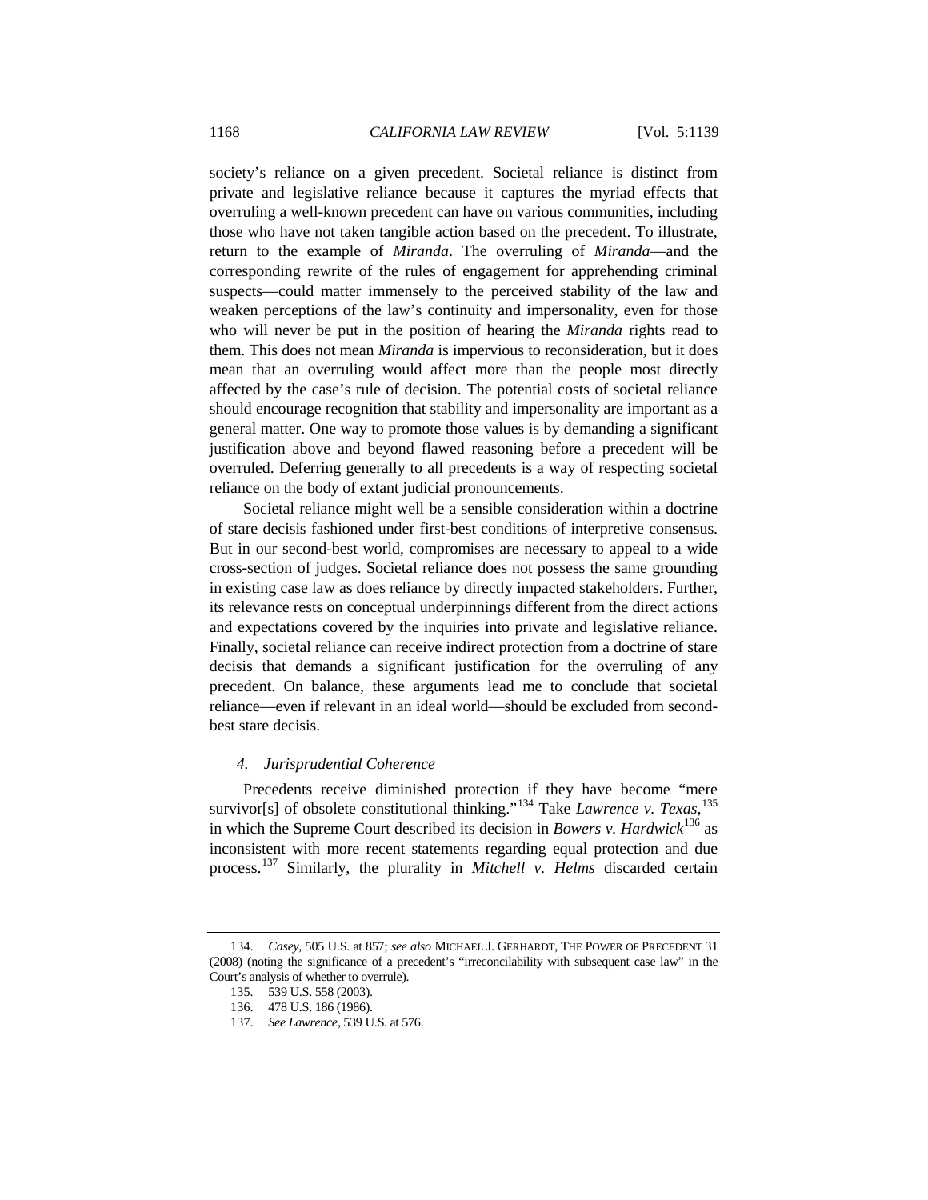society's reliance on a given precedent. Societal reliance is distinct from private and legislative reliance because it captures the myriad effects that overruling a well-known precedent can have on various communities, including those who have not taken tangible action based on the precedent. To illustrate, return to the example of *Miranda*. The overruling of *Miranda*—and the corresponding rewrite of the rules of engagement for apprehending criminal suspects—could matter immensely to the perceived stability of the law and weaken perceptions of the law's continuity and impersonality, even for those who will never be put in the position of hearing the *Miranda* rights read to them. This does not mean *Miranda* is impervious to reconsideration, but it does mean that an overruling would affect more than the people most directly affected by the case's rule of decision. The potential costs of societal reliance should encourage recognition that stability and impersonality are important as a general matter. One way to promote those values is by demanding a significant justification above and beyond flawed reasoning before a precedent will be overruled. Deferring generally to all precedents is a way of respecting societal reliance on the body of extant judicial pronouncements.

Societal reliance might well be a sensible consideration within a doctrine of stare decisis fashioned under first-best conditions of interpretive consensus. But in our second-best world, compromises are necessary to appeal to a wide cross-section of judges. Societal reliance does not possess the same grounding in existing case law as does reliance by directly impacted stakeholders. Further, its relevance rests on conceptual underpinnings different from the direct actions and expectations covered by the inquiries into private and legislative reliance. Finally, societal reliance can receive indirect protection from a doctrine of stare decisis that demands a significant justification for the overruling of any precedent. On balance, these arguments lead me to conclude that societal reliance—even if relevant in an ideal world—should be excluded from second-best stare decisis.

#### *4. Jurisprudential Coherence*

Precedents receive diminished protection if they have become "mere survivor[s] of obsolete constitutional thinking."[134] Take *Lawrence v. Texas*,[135] in which the Supreme Court described its decision in *Bowers v. Hardwick*[136] as inconsistent with more recent statements regarding equal protection and due process.[137] Similarly, the plurality in *Mitchell v. Helms* discarded certain

---

134. *Casey*, 505 U.S. at 857; *see also* MICHAEL J. GERHARDT, THE POWER OF PRECEDENT 31 (2008) (noting the significance of a precedent's "irreconcilability with subsequent case law" in the Court's analysis of whether to overrule).

135. 539 U.S. 558 (2003).

136. 478 U.S. 186 (1986).

137. *See Lawrence*, 539 U.S. at 576.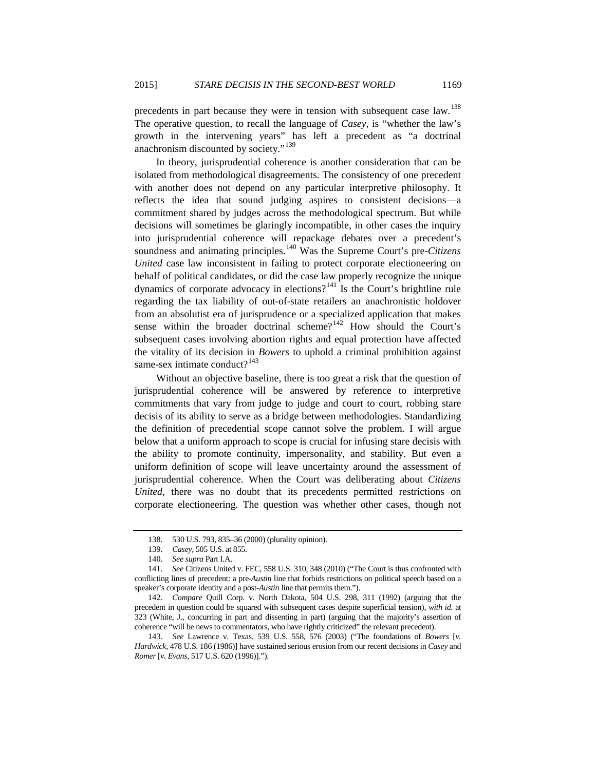precedents in part because they were in tension with subsequent case law.[138] The operative question, to recall the language of *Casey*, is "whether the law's growth in the intervening years" has left a precedent as "a doctrinal anachronism discounted by society."[139]

In theory, jurisprudential coherence is another consideration that can be isolated from methodological disagreements. The consistency of one precedent with another does not depend on any particular interpretive philosophy. It reflects the idea that sound judging aspires to consistent decisions—a commitment shared by judges across the methodological spectrum. But while decisions will sometimes be glaringly incompatible, in other cases the inquiry into jurisprudential coherence will repackage debates over a precedent's soundness and animating principles.[140] Was the Supreme Court's pre-*Citizens United* case law inconsistent in failing to protect corporate electioneering on behalf of political candidates, or did the case law properly recognize the unique dynamics of corporate advocacy in elections?[141] Is the Court's brightline rule regarding the tax liability of out-of-state retailers an anachronistic holdover from an absolutist era of jurisprudence or a specialized application that makes sense within the broader doctrinal scheme?[142] How should the Court's subsequent cases involving abortion rights and equal protection have affected the vitality of its decision in *Bowers* to uphold a criminal prohibition against same-sex intimate conduct?[143]

Without an objective baseline, there is too great a risk that the question of jurisprudential coherence will be answered by reference to interpretive commitments that vary from judge to judge and court to court, robbing stare decisis of its ability to serve as a bridge between methodologies. Standardizing the definition of precedential scope cannot solve the problem. I will argue below that a uniform approach to scope is crucial for infusing stare decisis with the ability to promote continuity, impersonality, and stability. But even a uniform definition of scope will leave uncertainty around the assessment of jurisprudential coherence. When the Court was deliberating about *Citizens United*, there was no doubt that its precedents permitted restrictions on corporate electioneering. The question was whether other cases, though not

---

138. 530 U.S. 793, 835–36 (2000) (plurality opinion).

139. *Casey*, 505 U.S. at 855.

140. *See supra* Part I.A.

141. *See* Citizens United v. FEC, 558 U.S. 310, 348 (2010) ("The Court is thus confronted with conflicting lines of precedent: a pre-*Austin* line that forbids restrictions on political speech based on a speaker's corporate identity and a post-*Austin* line that permits them.").

142. *Compare* Quill Corp. v. North Dakota, 504 U.S. 298, 311 (1992) (arguing that the precedent in question could be squared with subsequent cases despite superficial tension), *with id.* at 323 (White, J., concurring in part and dissenting in part) (arguing that the majority's assertion of coherence "will be news to commentators, who have rightly criticized" the relevant precedent).

143. *See* Lawrence v. Texas, 539 U.S. 558, 576 (2003) ("The foundations of *Bowers* [*v. Hardwick*, 478 U.S. 186 (1986)] have sustained serious erosion from our recent decisions in *Casey* and *Romer* [*v. Evans*, 517 U.S. 620 (1996)].").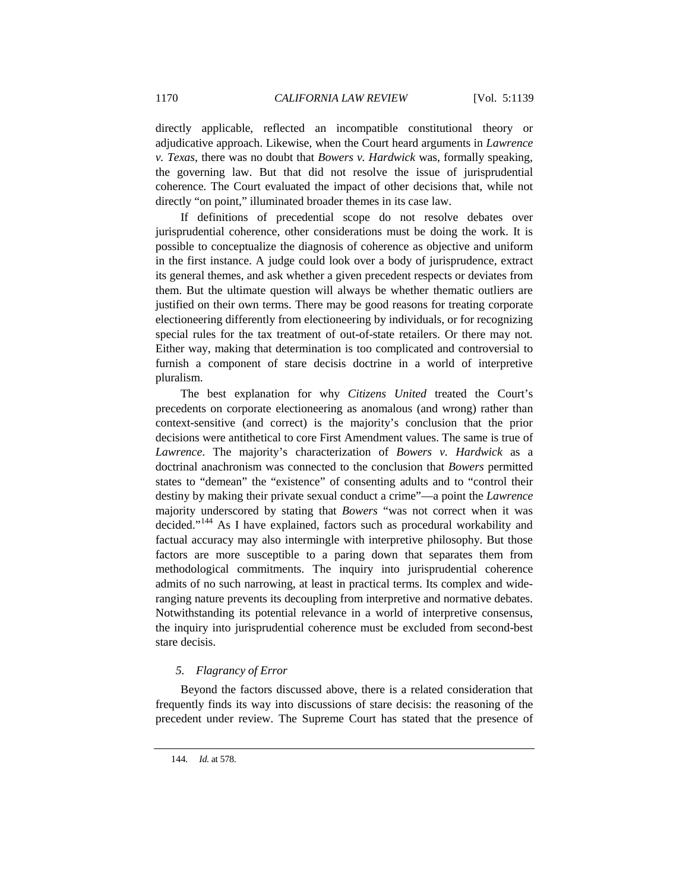directly applicable, reflected an incompatible constitutional theory or adjudicative approach. Likewise, when the Court heard arguments in *Lawrence v. Texas*, there was no doubt that *Bowers v. Hardwick* was, formally speaking, the governing law. But that did not resolve the issue of jurisprudential coherence. The Court evaluated the impact of other decisions that, while not directly "on point," illuminated broader themes in its case law.

If definitions of precedential scope do not resolve debates over jurisprudential coherence, other considerations must be doing the work. It is possible to conceptualize the diagnosis of coherence as objective and uniform in the first instance. A judge could look over a body of jurisprudence, extract its general themes, and ask whether a given precedent respects or deviates from them. But the ultimate question will always be whether thematic outliers are justified on their own terms. There may be good reasons for treating corporate electioneering differently from electioneering by individuals, or for recognizing special rules for the tax treatment of out-of-state retailers. Or there may not. Either way, making that determination is too complicated and controversial to furnish a component of stare decisis doctrine in a world of interpretive pluralism.

The best explanation for why *Citizens United* treated the Court's precedents on corporate electioneering as anomalous (and wrong) rather than context-sensitive (and correct) is the majority's conclusion that the prior decisions were antithetical to core First Amendment values. The same is true of *Lawrence*. The majority's characterization of *Bowers v. Hardwick* as a doctrinal anachronism was connected to the conclusion that *Bowers* permitted states to "demean" the "existence" of consenting adults and to "control their destiny by making their private sexual conduct a crime"—a point the *Lawrence* majority underscored by stating that *Bowers* "was not correct when it was decided."[144] As I have explained, factors such as procedural workability and factual accuracy may also intermingle with interpretive philosophy. But those factors are more susceptible to a paring down that separates them from methodological commitments. The inquiry into jurisprudential coherence admits of no such narrowing, at least in practical terms. Its complex and wide-ranging nature prevents its decoupling from interpretive and normative debates. Notwithstanding its potential relevance in a world of interpretive consensus, the inquiry into jurisprudential coherence must be excluded from second-best stare decisis.

### *5. Flagrancy of Error*

Beyond the factors discussed above, there is a related consideration that frequently finds its way into discussions of stare decisis: the reasoning of the precedent under review. The Supreme Court has stated that the presence of

---

144. *Id.* at 578.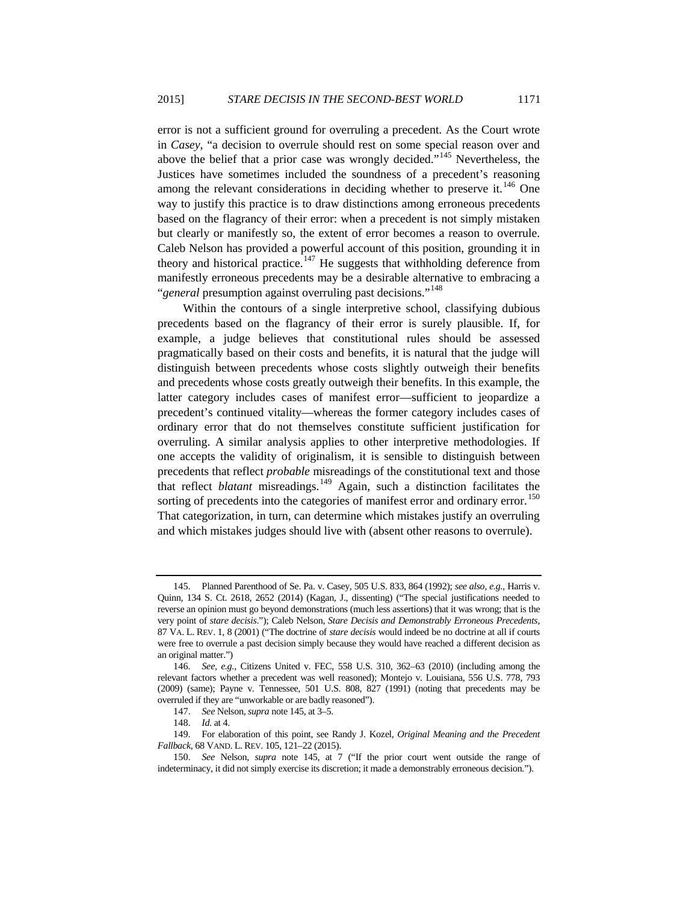error is not a sufficient ground for overruling a precedent. As the Court wrote in *Casey*, "a decision to overrule should rest on some special reason over and above the belief that a prior case was wrongly decided."[145] Nevertheless, the Justices have sometimes included the soundness of a precedent's reasoning among the relevant considerations in deciding whether to preserve it.[146] One way to justify this practice is to draw distinctions among erroneous precedents based on the flagrancy of their error: when a precedent is not simply mistaken but clearly or manifestly so, the extent of error becomes a reason to overrule. Caleb Nelson has provided a powerful account of this position, grounding it in theory and historical practice.[147] He suggests that withholding deference from manifestly erroneous precedents may be a desirable alternative to embracing a "*general* presumption against overruling past decisions."[148]

Within the contours of a single interpretive school, classifying dubious precedents based on the flagrancy of their error is surely plausible. If, for example, a judge believes that constitutional rules should be assessed pragmatically based on their costs and benefits, it is natural that the judge will distinguish between precedents whose costs slightly outweigh their benefits and precedents whose costs greatly outweigh their benefits. In this example, the latter category includes cases of manifest error—sufficient to jeopardize a precedent's continued vitality—whereas the former category includes cases of ordinary error that do not themselves constitute sufficient justification for overruling. A similar analysis applies to other interpretive methodologies. If one accepts the validity of originalism, it is sensible to distinguish between precedents that reflect *probable* misreadings of the constitutional text and those that reflect *blatant* misreadings.[149] Again, such a distinction facilitates the sorting of precedents into the categories of manifest error and ordinary error.[150] That categorization, in turn, can determine which mistakes justify an overruling and which mistakes judges should live with (absent other reasons to overrule).

---

145. Planned Parenthood of Se. Pa. v. Casey, 505 U.S. 833, 864 (1992); *see also, e.g.*, Harris v. Quinn, 134 S. Ct. 2618, 2652 (2014) (Kagan, J., dissenting) ("The special justifications needed to reverse an opinion must go beyond demonstrations (much less assertions) that it was wrong; that is the very point of *stare decisis*."); Caleb Nelson, *Stare Decisis and Demonstrably Erroneous Precedents*, 87 VA. L. REV. 1, 8 (2001) ("The doctrine of *stare decisis* would indeed be no doctrine at all if courts were free to overrule a past decision simply because they would have reached a different decision as an original matter.")

146. *See, e.g.*, Citizens United v. FEC, 558 U.S. 310, 362–63 (2010) (including among the relevant factors whether a precedent was well reasoned); Montejo v. Louisiana, 556 U.S. 778, 793 (2009) (same); Payne v. Tennessee, 501 U.S. 808, 827 (1991) (noting that precedents may be overruled if they are "unworkable or are badly reasoned").

147. *See* Nelson, *supra* note 145, at 3–5.

148. *Id.* at 4.

149. For elaboration of this point, see Randy J. Kozel, *Original Meaning and the Precedent Fallback*, 68 VAND. L. REV. 105, 121–22 (2015).

150. *See* Nelson, *supra* note 145, at 7 ("If the prior court went outside the range of indeterminacy, it did not simply exercise its discretion; it made a demonstrably erroneous decision.").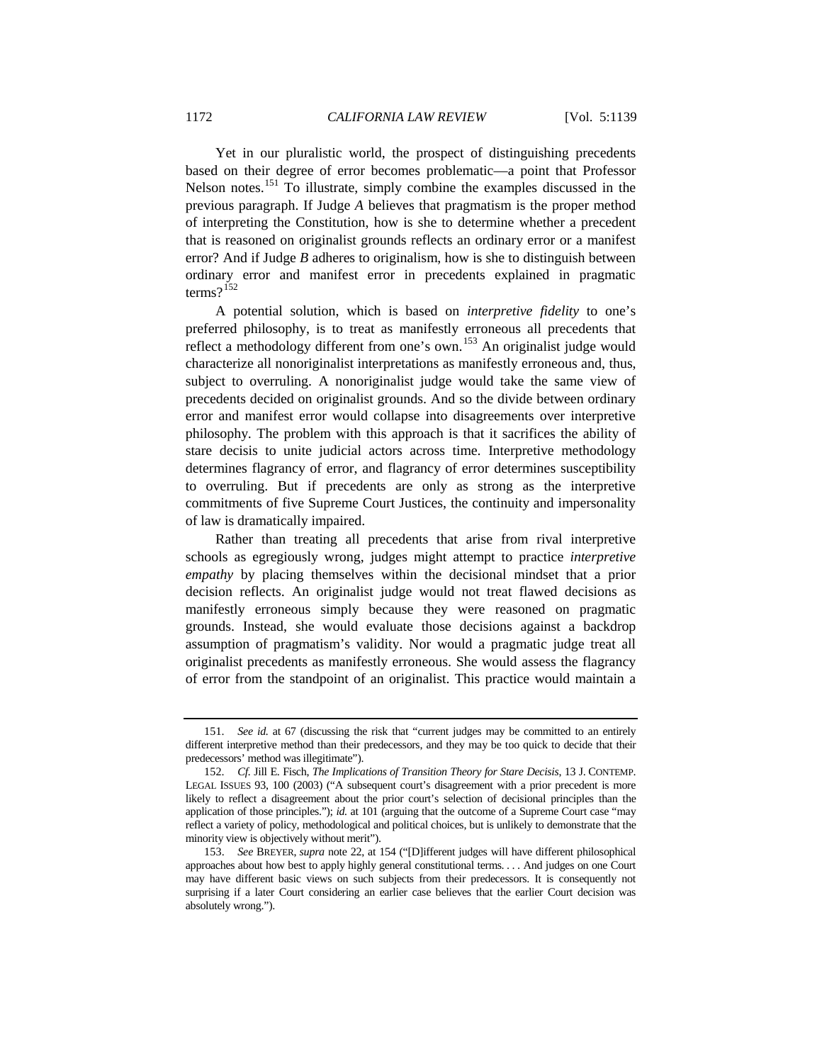Yet in our pluralistic world, the prospect of distinguishing precedents based on their degree of error becomes problematic—a point that Professor Nelson notes.[151] To illustrate, simply combine the examples discussed in the previous paragraph. If Judge *A* believes that pragmatism is the proper method of interpreting the Constitution, how is she to determine whether a precedent that is reasoned on originalist grounds reflects an ordinary error or a manifest error? And if Judge *B* adheres to originalism, how is she to distinguish between ordinary error and manifest error in precedents explained in pragmatic terms?[152]

A potential solution, which is based on *interpretive fidelity* to one's preferred philosophy, is to treat as manifestly erroneous all precedents that reflect a methodology different from one's own.[153] An originalist judge would characterize all nonoriginalist interpretations as manifestly erroneous and, thus, subject to overruling. A nonoriginalist judge would take the same view of precedents decided on originalist grounds. And so the divide between ordinary error and manifest error would collapse into disagreements over interpretive philosophy. The problem with this approach is that it sacrifices the ability of stare decisis to unite judicial actors across time. Interpretive methodology determines flagrancy of error, and flagrancy of error determines susceptibility to overruling. But if precedents are only as strong as the interpretive commitments of five Supreme Court Justices, the continuity and impersonality of law is dramatically impaired.

Rather than treating all precedents that arise from rival interpretive schools as egregiously wrong, judges might attempt to practice *interpretive empathy* by placing themselves within the decisional mindset that a prior decision reflects. An originalist judge would not treat flawed decisions as manifestly erroneous simply because they were reasoned on pragmatic grounds. Instead, she would evaluate those decisions against a backdrop assumption of pragmatism's validity. Nor would a pragmatic judge treat all originalist precedents as manifestly erroneous. She would assess the flagrancy of error from the standpoint of an originalist. This practice would maintain a

---

151. *See id.* at 67 (discussing the risk that "current judges may be committed to an entirely different interpretive method than their predecessors, and they may be too quick to decide that their predecessors' method was illegitimate").

152. *Cf.* Jill E. Fisch, *The Implications of Transition Theory for Stare Decisis*, 13 J. CONTEMP. LEGAL ISSUES 93, 100 (2003) ("A subsequent court's disagreement with a prior precedent is more likely to reflect a disagreement about the prior court's selection of decisional principles than the application of those principles."); *id.* at 101 (arguing that the outcome of a Supreme Court case "may reflect a variety of policy, methodological and political choices, but is unlikely to demonstrate that the minority view is objectively without merit").

153. *See* BREYER, *supra* note 22, at 154 ("[D]ifferent judges will have different philosophical approaches about how best to apply highly general constitutional terms. . . . And judges on one Court may have different basic views on such subjects from their predecessors. It is consequently not surprising if a later Court considering an earlier case believes that the earlier Court decision was absolutely wrong.").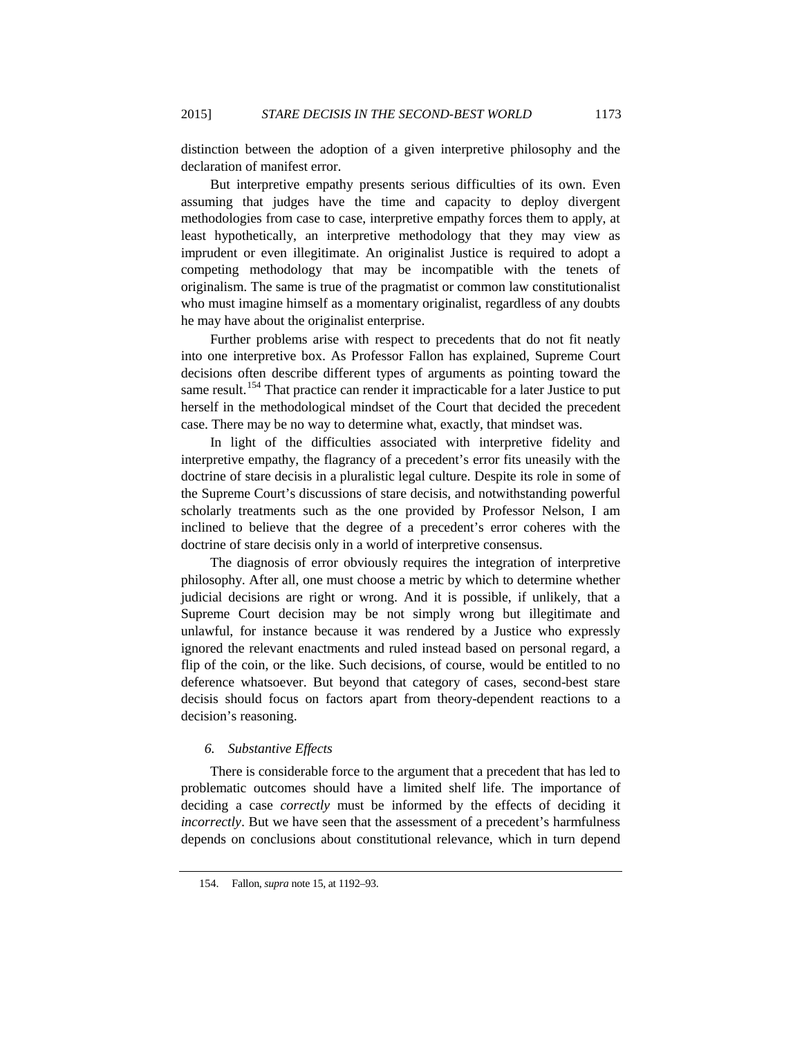distinction between the adoption of a given interpretive philosophy and the declaration of manifest error.

But interpretive empathy presents serious difficulties of its own. Even assuming that judges have the time and capacity to deploy divergent methodologies from case to case, interpretive empathy forces them to apply, at least hypothetically, an interpretive methodology that they may view as imprudent or even illegitimate. An originalist Justice is required to adopt a competing methodology that may be incompatible with the tenets of originalism. The same is true of the pragmatist or common law constitutionalist who must imagine himself as a momentary originalist, regardless of any doubts he may have about the originalist enterprise.

Further problems arise with respect to precedents that do not fit neatly into one interpretive box. As Professor Fallon has explained, Supreme Court decisions often describe different types of arguments as pointing toward the same result.[154] That practice can render it impracticable for a later Justice to put herself in the methodological mindset of the Court that decided the precedent case. There may be no way to determine what, exactly, that mindset was.

In light of the difficulties associated with interpretive fidelity and interpretive empathy, the flagrancy of a precedent's error fits uneasily with the doctrine of stare decisis in a pluralistic legal culture. Despite its role in some of the Supreme Court's discussions of stare decisis, and notwithstanding powerful scholarly treatments such as the one provided by Professor Nelson, I am inclined to believe that the degree of a precedent's error coheres with the doctrine of stare decisis only in a world of interpretive consensus.

The diagnosis of error obviously requires the integration of interpretive philosophy. After all, one must choose a metric by which to determine whether judicial decisions are right or wrong. And it is possible, if unlikely, that a Supreme Court decision may be not simply wrong but illegitimate and unlawful, for instance because it was rendered by a Justice who expressly ignored the relevant enactments and ruled instead based on personal regard, a flip of the coin, or the like. Such decisions, of course, would be entitled to no deference whatsoever. But beyond that category of cases, second-best stare decisis should focus on factors apart from theory-dependent reactions to a decision's reasoning.

### *6. Substantive Effects*

There is considerable force to the argument that a precedent that has led to problematic outcomes should have a limited shelf life. The importance of deciding a case *correctly* must be informed by the effects of deciding it *incorrectly*. But we have seen that the assessment of a precedent's harmfulness depends on conclusions about constitutional relevance, which in turn depend

---

154. Fallon, *supra* note 15, at 1192–93.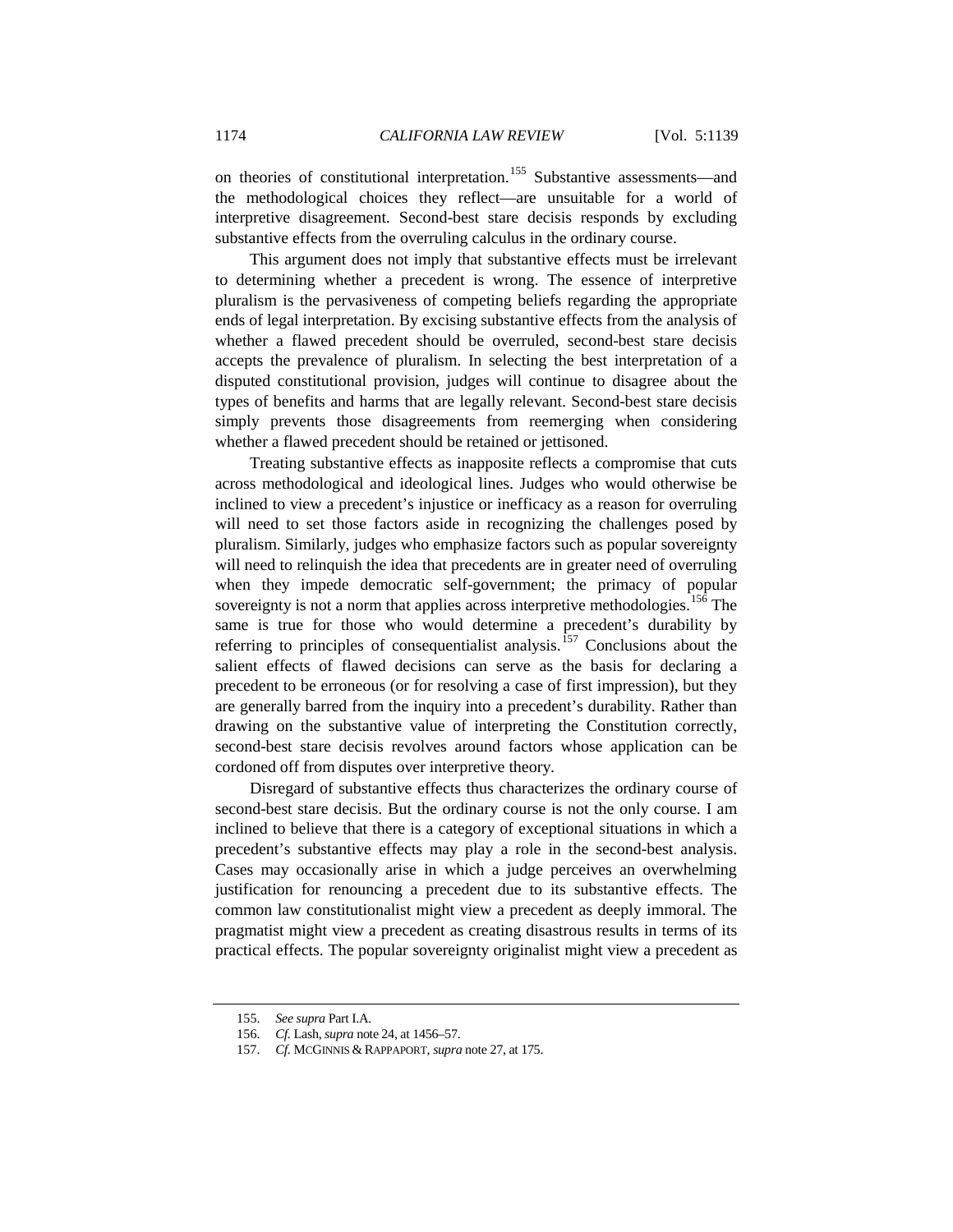on theories of constitutional interpretation.[155] Substantive assessments—and the methodological choices they reflect—are unsuitable for a world of interpretive disagreement. Second-best stare decisis responds by excluding substantive effects from the overruling calculus in the ordinary course.

This argument does not imply that substantive effects must be irrelevant to determining whether a precedent is wrong. The essence of interpretive pluralism is the pervasiveness of competing beliefs regarding the appropriate ends of legal interpretation. By excising substantive effects from the analysis of whether a flawed precedent should be overruled, second-best stare decisis accepts the prevalence of pluralism. In selecting the best interpretation of a disputed constitutional provision, judges will continue to disagree about the types of benefits and harms that are legally relevant. Second-best stare decisis simply prevents those disagreements from reemerging when considering whether a flawed precedent should be retained or jettisoned.

Treating substantive effects as inapposite reflects a compromise that cuts across methodological and ideological lines. Judges who would otherwise be inclined to view a precedent's injustice or inefficacy as a reason for overruling will need to set those factors aside in recognizing the challenges posed by pluralism. Similarly, judges who emphasize factors such as popular sovereignty will need to relinquish the idea that precedents are in greater need of overruling when they impede democratic self-government; the primacy of popular sovereignty is not a norm that applies across interpretive methodologies.[156] The same is true for those who would determine a precedent's durability by referring to principles of consequentialist analysis.[157] Conclusions about the salient effects of flawed decisions can serve as the basis for declaring a precedent to be erroneous (or for resolving a case of first impression), but they are generally barred from the inquiry into a precedent's durability. Rather than drawing on the substantive value of interpreting the Constitution correctly, second-best stare decisis revolves around factors whose application can be cordoned off from disputes over interpretive theory.

Disregard of substantive effects thus characterizes the ordinary course of second-best stare decisis. But the ordinary course is not the only course. I am inclined to believe that there is a category of exceptional situations in which a precedent's substantive effects may play a role in the second-best analysis. Cases may occasionally arise in which a judge perceives an overwhelming justification for renouncing a precedent due to its substantive effects. The common law constitutionalist might view a precedent as deeply immoral. The pragmatist might view a precedent as creating disastrous results in terms of its practical effects. The popular sovereignty originalist might view a precedent as

155. *See supra* Part I.A.

156. *Cf.* Lash, *supra* note 24, at 1456–57.

157. *Cf.* MCGINNIS & RAPPAPORT, *supra* note 27, at 175.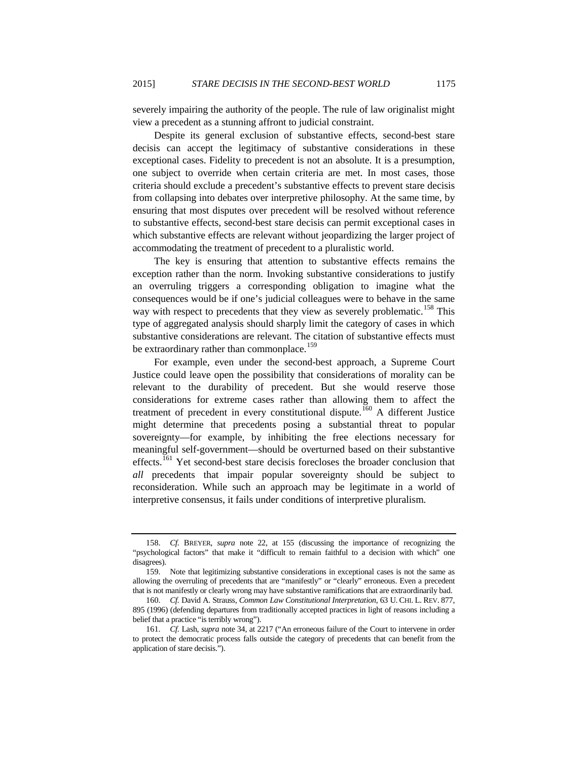severely impairing the authority of the people. The rule of law originalist might view a precedent as a stunning affront to judicial constraint.

Despite its general exclusion of substantive effects, second-best stare decisis can accept the legitimacy of substantive considerations in these exceptional cases. Fidelity to precedent is not an absolute. It is a presumption, one subject to override when certain criteria are met. In most cases, those criteria should exclude a precedent's substantive effects to prevent stare decisis from collapsing into debates over interpretive philosophy. At the same time, by ensuring that most disputes over precedent will be resolved without reference to substantive effects, second-best stare decisis can permit exceptional cases in which substantive effects are relevant without jeopardizing the larger project of accommodating the treatment of precedent to a pluralistic world.

The key is ensuring that attention to substantive effects remains the exception rather than the norm. Invoking substantive considerations to justify an overruling triggers a corresponding obligation to imagine what the consequences would be if one's judicial colleagues were to behave in the same way with respect to precedents that they view as severely problematic.[158] This type of aggregated analysis should sharply limit the category of cases in which substantive considerations are relevant. The citation of substantive effects must be extraordinary rather than commonplace.[159]

For example, even under the second-best approach, a Supreme Court Justice could leave open the possibility that considerations of morality can be relevant to the durability of precedent. But she would reserve those considerations for extreme cases rather than allowing them to affect the treatment of precedent in every constitutional dispute.[160] A different Justice might determine that precedents posing a substantial threat to popular sovereignty—for example, by inhibiting the free elections necessary for meaningful self-government—should be overturned based on their substantive effects.[161] Yet second-best stare decisis forecloses the broader conclusion that *all* precedents that impair popular sovereignty should be subject to reconsideration. While such an approach may be legitimate in a world of interpretive consensus, it fails under conditions of interpretive pluralism.

---

158. *Cf.* BREYER, *supra* note 22, at 155 (discussing the importance of recognizing the "psychological factors" that make it "difficult to remain faithful to a decision with which" one disagrees).

159. Note that legitimizing substantive considerations in exceptional cases is not the same as allowing the overruling of precedents that are "manifestly" or "clearly" erroneous. Even a precedent that is not manifestly or clearly wrong may have substantive ramifications that are extraordinarily bad.

160. *Cf.* David A. Strauss, *Common Law Constitutional Interpretation*, 63 U. CHI. L. REV. 877, 895 (1996) (defending departures from traditionally accepted practices in light of reasons including a belief that a practice "is terribly wrong").

161. *Cf.* Lash, *supra* note 34, at 2217 ("An erroneous failure of the Court to intervene in order to protect the democratic process falls outside the category of precedents that can benefit from the application of stare decisis.").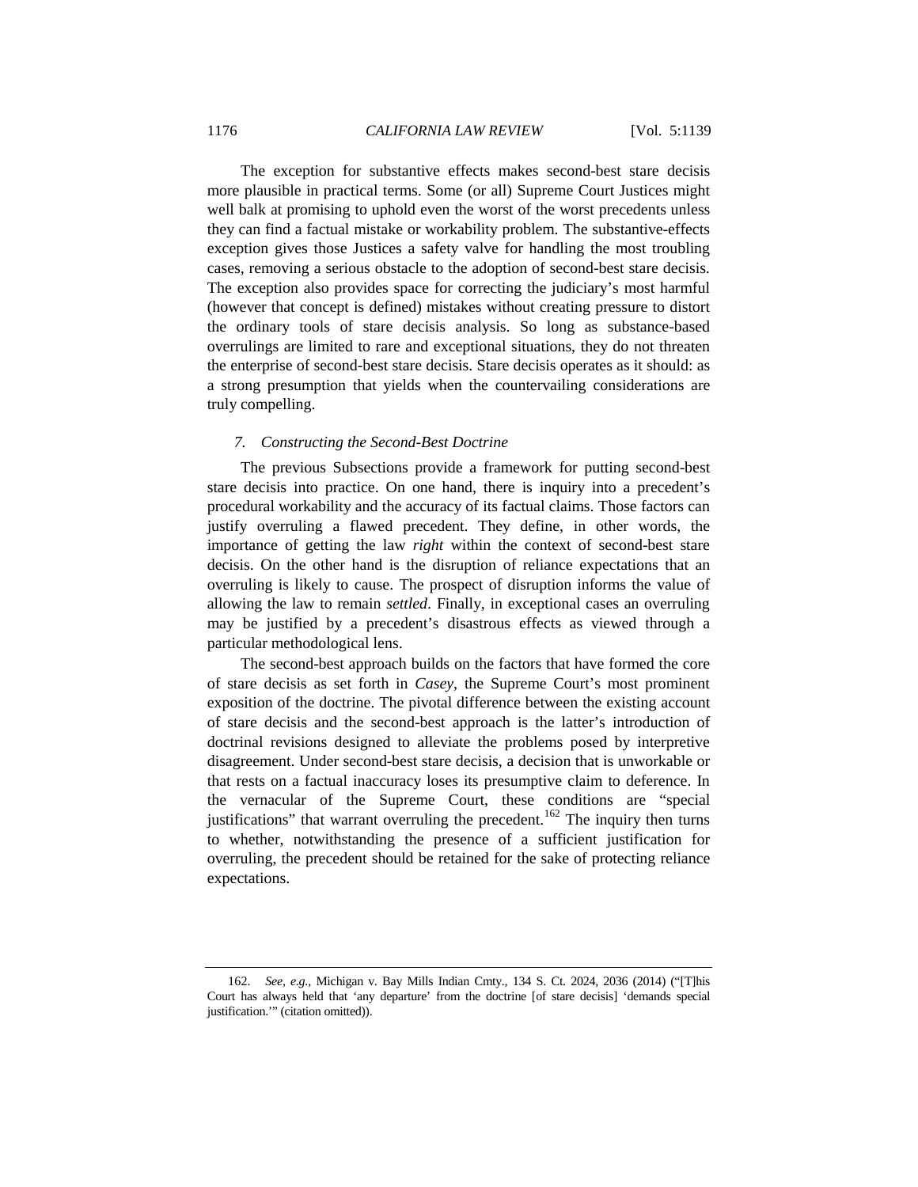The exception for substantive effects makes second-best stare decisis more plausible in practical terms. Some (or all) Supreme Court Justices might well balk at promising to uphold even the worst of the worst precedents unless they can find a factual mistake or workability problem. The substantive-effects exception gives those Justices a safety valve for handling the most troubling cases, removing a serious obstacle to the adoption of second-best stare decisis. The exception also provides space for correcting the judiciary's most harmful (however that concept is defined) mistakes without creating pressure to distort the ordinary tools of stare decisis analysis. So long as substance-based overrulings are limited to rare and exceptional situations, they do not threaten the enterprise of second-best stare decisis. Stare decisis operates as it should: as a strong presumption that yields when the countervailing considerations are truly compelling.

### *7. Constructing the Second-Best Doctrine*

The previous Subsections provide a framework for putting second-best stare decisis into practice. On one hand, there is inquiry into a precedent's procedural workability and the accuracy of its factual claims. Those factors can justify overruling a flawed precedent. They define, in other words, the importance of getting the law *right* within the context of second-best stare decisis. On the other hand is the disruption of reliance expectations that an overruling is likely to cause. The prospect of disruption informs the value of allowing the law to remain *settled*. Finally, in exceptional cases an overruling may be justified by a precedent's disastrous effects as viewed through a particular methodological lens.

The second-best approach builds on the factors that have formed the core of stare decisis as set forth in *Casey*, the Supreme Court's most prominent exposition of the doctrine. The pivotal difference between the existing account of stare decisis and the second-best approach is the latter's introduction of doctrinal revisions designed to alleviate the problems posed by interpretive disagreement. Under second-best stare decisis, a decision that is unworkable or that rests on a factual inaccuracy loses its presumptive claim to deference. In the vernacular of the Supreme Court, these conditions are "special justifications" that warrant overruling the precedent.[162] The inquiry then turns to whether, notwithstanding the presence of a sufficient justification for overruling, the precedent should be retained for the sake of protecting reliance expectations.

---

162. *See, e.g.*, Michigan v. Bay Mills Indian Cmty., 134 S. Ct. 2024, 2036 (2014) ("[T]his Court has always held that 'any departure' from the doctrine [of stare decisis] 'demands special justification.'" (citation omitted)).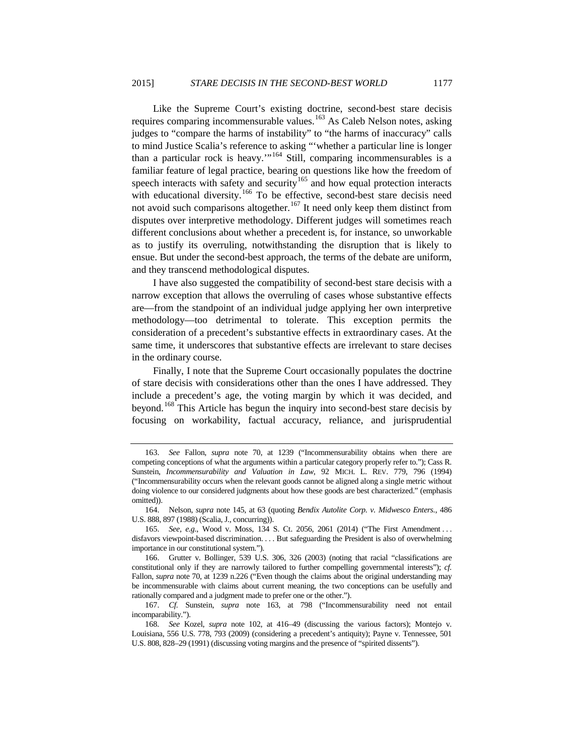Like the Supreme Court's existing doctrine, second-best stare decisis requires comparing incommensurable values.[163] As Caleb Nelson notes, asking judges to "compare the harms of instability" to "the harms of inaccuracy" calls to mind Justice Scalia's reference to asking "'whether a particular line is longer than a particular rock is heavy.'"[164] Still, comparing incommensurables is a familiar feature of legal practice, bearing on questions like how the freedom of speech interacts with safety and security[165] and how equal protection interacts with educational diversity.[166] To be effective, second-best stare decisis need not avoid such comparisons altogether.[167] It need only keep them distinct from disputes over interpretive methodology. Different judges will sometimes reach different conclusions about whether a precedent is, for instance, so unworkable as to justify its overruling, notwithstanding the disruption that is likely to ensue. But under the second-best approach, the terms of the debate are uniform, and they transcend methodological disputes.

I have also suggested the compatibility of second-best stare decisis with a narrow exception that allows the overruling of cases whose substantive effects are—from the standpoint of an individual judge applying her own interpretive methodology—too detrimental to tolerate. This exception permits the consideration of a precedent's substantive effects in extraordinary cases. At the same time, it underscores that substantive effects are irrelevant to stare decises in the ordinary course.

Finally, I note that the Supreme Court occasionally populates the doctrine of stare decisis with considerations other than the ones I have addressed. They include a precedent's age, the voting margin by which it was decided, and beyond.[168] This Article has begun the inquiry into second-best stare decisis by focusing on workability, factual accuracy, reliance, and jurisprudential

---

163. *See* Fallon, *supra* note 70, at 1239 ("Incommensurability obtains when there are competing conceptions of what the arguments within a particular category properly refer to."); Cass R. Sunstein, *Incommensurability and Valuation in Law*, 92 MICH. L. REV. 779, 796 (1994) ("Incommensurability occurs when the relevant goods cannot be aligned along a single metric without doing violence to our considered judgments about how these goods are best characterized." (emphasis omitted)).

164. Nelson, *supra* note 145, at 63 (quoting *Bendix Autolite Corp. v. Midwesco Enters.*, 486 U.S. 888, 897 (1988) (Scalia, J., concurring)).

165. *See, e.g.*, Wood v. Moss, 134 S. Ct. 2056, 2061 (2014) ("The First Amendment . . . disfavors viewpoint-based discrimination. . . . But safeguarding the President is also of overwhelming importance in our constitutional system.").

166. Grutter v. Bollinger, 539 U.S. 306, 326 (2003) (noting that racial "classifications are constitutional only if they are narrowly tailored to further compelling governmental interests"); *cf.* Fallon, *supra* note 70, at 1239 n.226 ("Even though the claims about the original understanding may be incommensurable with claims about current meaning, the two conceptions can be usefully and rationally compared and a judgment made to prefer one or the other.").

167. *Cf.* Sunstein, *supra* note 163, at 798 ("Incommensurability need not entail incomparability.").

168. *See* Kozel, *supra* note 102, at 416–49 (discussing the various factors); Montejo v. Louisiana, 556 U.S. 778, 793 (2009) (considering a precedent's antiquity); Payne v. Tennessee, 501 U.S. 808, 828–29 (1991) (discussing voting margins and the presence of "spirited dissents").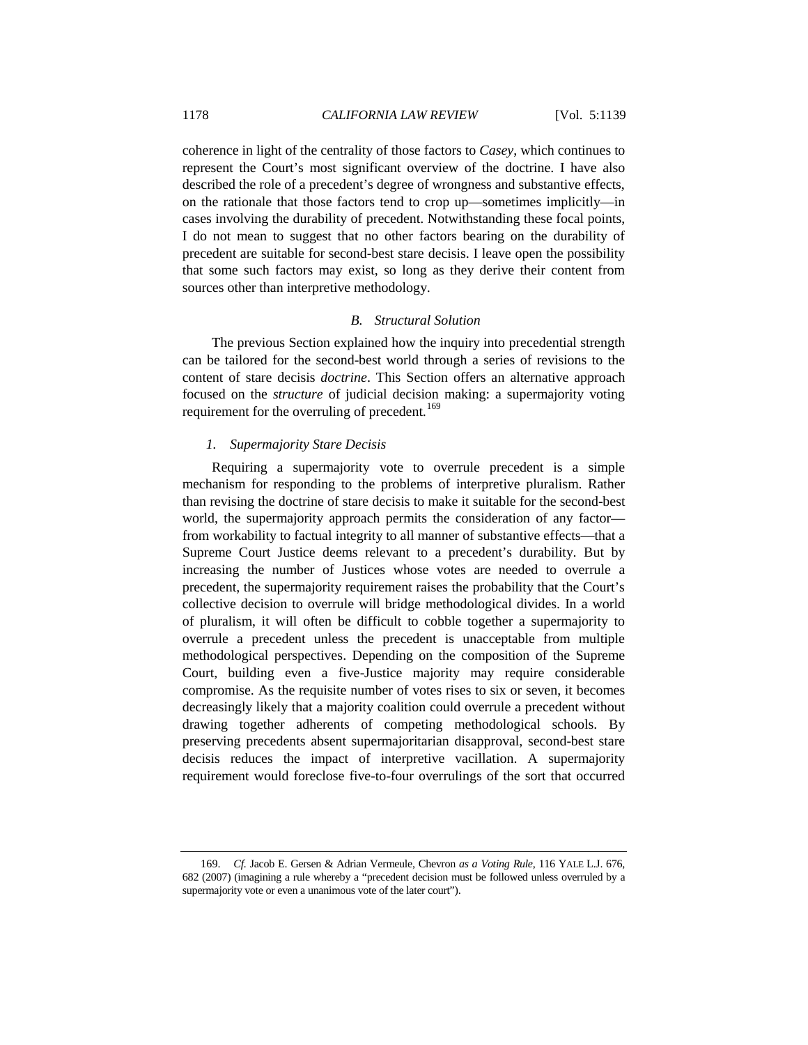coherence in light of the centrality of those factors to *Casey*, which continues to represent the Court's most significant overview of the doctrine. I have also described the role of a precedent's degree of wrongness and substantive effects, on the rationale that those factors tend to crop up—sometimes implicitly—in cases involving the durability of precedent. Notwithstanding these focal points, I do not mean to suggest that no other factors bearing on the durability of precedent are suitable for second-best stare decisis. I leave open the possibility that some such factors may exist, so long as they derive their content from sources other than interpretive methodology.

### *B. Structural Solution*

The previous Section explained how the inquiry into precedential strength can be tailored for the second-best world through a series of revisions to the content of stare decisis *doctrine*. This Section offers an alternative approach focused on the *structure* of judicial decision making: a supermajority voting requirement for the overruling of precedent.[169]

#### *1. Supermajority Stare Decisis*

Requiring a supermajority vote to overrule precedent is a simple mechanism for responding to the problems of interpretive pluralism. Rather than revising the doctrine of stare decisis to make it suitable for the second-best world, the supermajority approach permits the consideration of any factor—from workability to factual integrity to all manner of substantive effects—that a Supreme Court Justice deems relevant to a precedent's durability. But by increasing the number of Justices whose votes are needed to overrule a precedent, the supermajority requirement raises the probability that the Court's collective decision to overrule will bridge methodological divides. In a world of pluralism, it will often be difficult to cobble together a supermajority to overrule a precedent unless the precedent is unacceptable from multiple methodological perspectives. Depending on the composition of the Supreme Court, building even a five-Justice majority may require considerable compromise. As the requisite number of votes rises to six or seven, it becomes decreasingly likely that a majority coalition could overrule a precedent without drawing together adherents of competing methodological schools. By preserving precedents absent supermajoritarian disapproval, second-best stare decisis reduces the impact of interpretive vacillation. A supermajority requirement would foreclose five-to-four overrulings of the sort that occurred

169. *Cf.* Jacob E. Gersen & Adrian Vermeule, Chevron *as a Voting Rule*, 116 YALE L.J. 676, 682 (2007) (imagining a rule whereby a "precedent decision must be followed unless overruled by a supermajority vote or even a unanimous vote of the later court").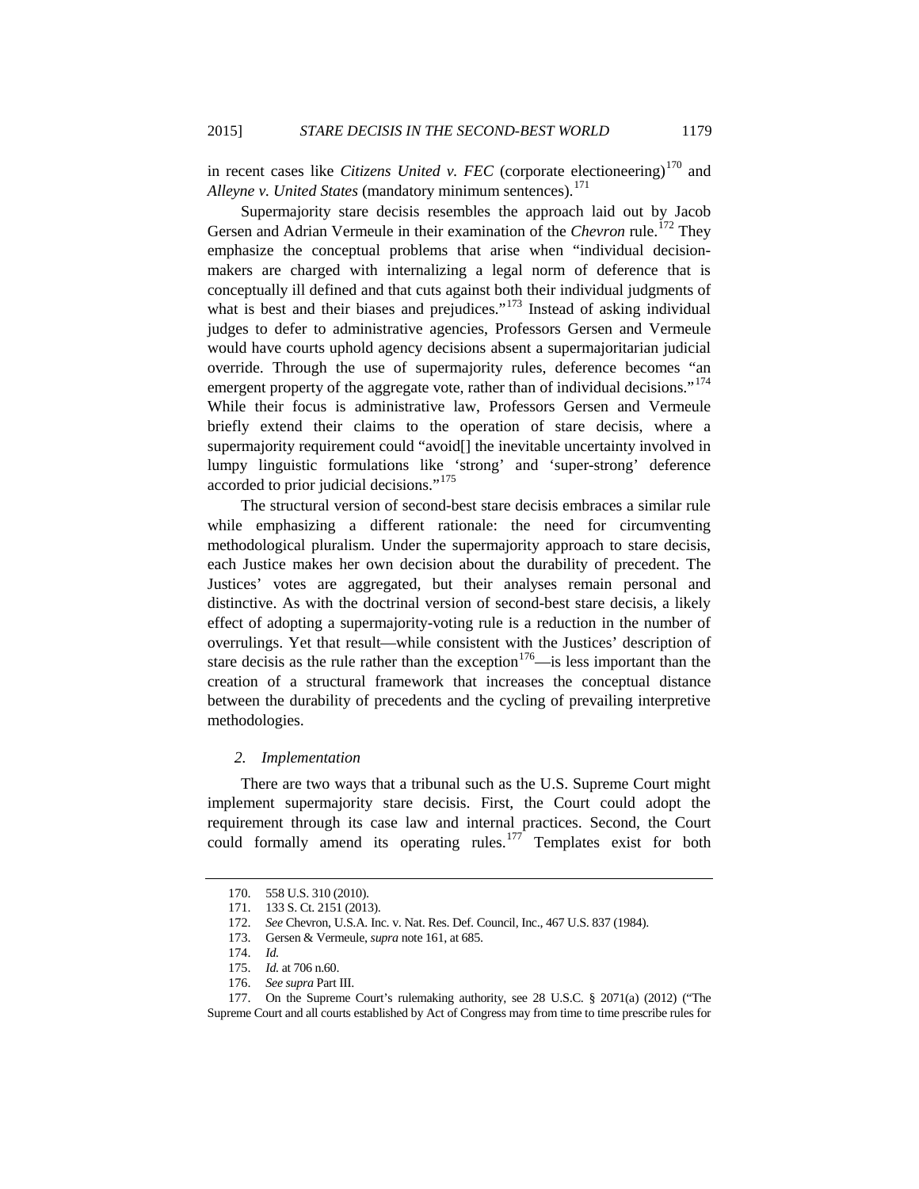in recent cases like *Citizens United v. FEC* (corporate electioneering)[170] and *Alleyne v. United States* (mandatory minimum sentences).[171]

Supermajority stare decisis resembles the approach laid out by Jacob Gersen and Adrian Vermeule in their examination of the *Chevron* rule.[172] They emphasize the conceptual problems that arise when "individual decision-makers are charged with internalizing a legal norm of deference that is conceptually ill defined and that cuts against both their individual judgments of what is best and their biases and prejudices."[173] Instead of asking individual judges to defer to administrative agencies, Professors Gersen and Vermeule would have courts uphold agency decisions absent a supermajoritarian judicial override. Through the use of supermajority rules, deference becomes "an emergent property of the aggregate vote, rather than of individual decisions."[174] While their focus is administrative law, Professors Gersen and Vermeule briefly extend their claims to the operation of stare decisis, where a supermajority requirement could "avoid[] the inevitable uncertainty involved in lumpy linguistic formulations like 'strong' and 'super-strong' deference accorded to prior judicial decisions."[175]

The structural version of second-best stare decisis embraces a similar rule while emphasizing a different rationale: the need for circumventing methodological pluralism. Under the supermajority approach to stare decisis, each Justice makes her own decision about the durability of precedent. The Justices' votes are aggregated, but their analyses remain personal and distinctive. As with the doctrinal version of second-best stare decisis, a likely effect of adopting a supermajority-voting rule is a reduction in the number of overrulings. Yet that result—while consistent with the Justices' description of stare decisis as the rule rather than the exception[176]—is less important than the creation of a structural framework that increases the conceptual distance between the durability of precedents and the cycling of prevailing interpretive methodologies.

#### *2. Implementation*

There are two ways that a tribunal such as the U.S. Supreme Court might implement supermajority stare decisis. First, the Court could adopt the requirement through its case law and internal practices. Second, the Court could formally amend its operating rules.[177] Templates exist for both

---

170. 558 U.S. 310 (2010).

171. 133 S. Ct. 2151 (2013).

172. *See* Chevron, U.S.A. Inc. v. Nat. Res. Def. Council, Inc., 467 U.S. 837 (1984).

173. Gersen & Vermeule, *supra* note 161, at 685.

174. *Id.*

175. *Id.* at 706 n.60.

176. *See supra* Part III.

177. On the Supreme Court's rulemaking authority, see 28 U.S.C. § 2071(a) (2012) ("The Supreme Court and all courts established by Act of Congress may from time to time prescribe rules for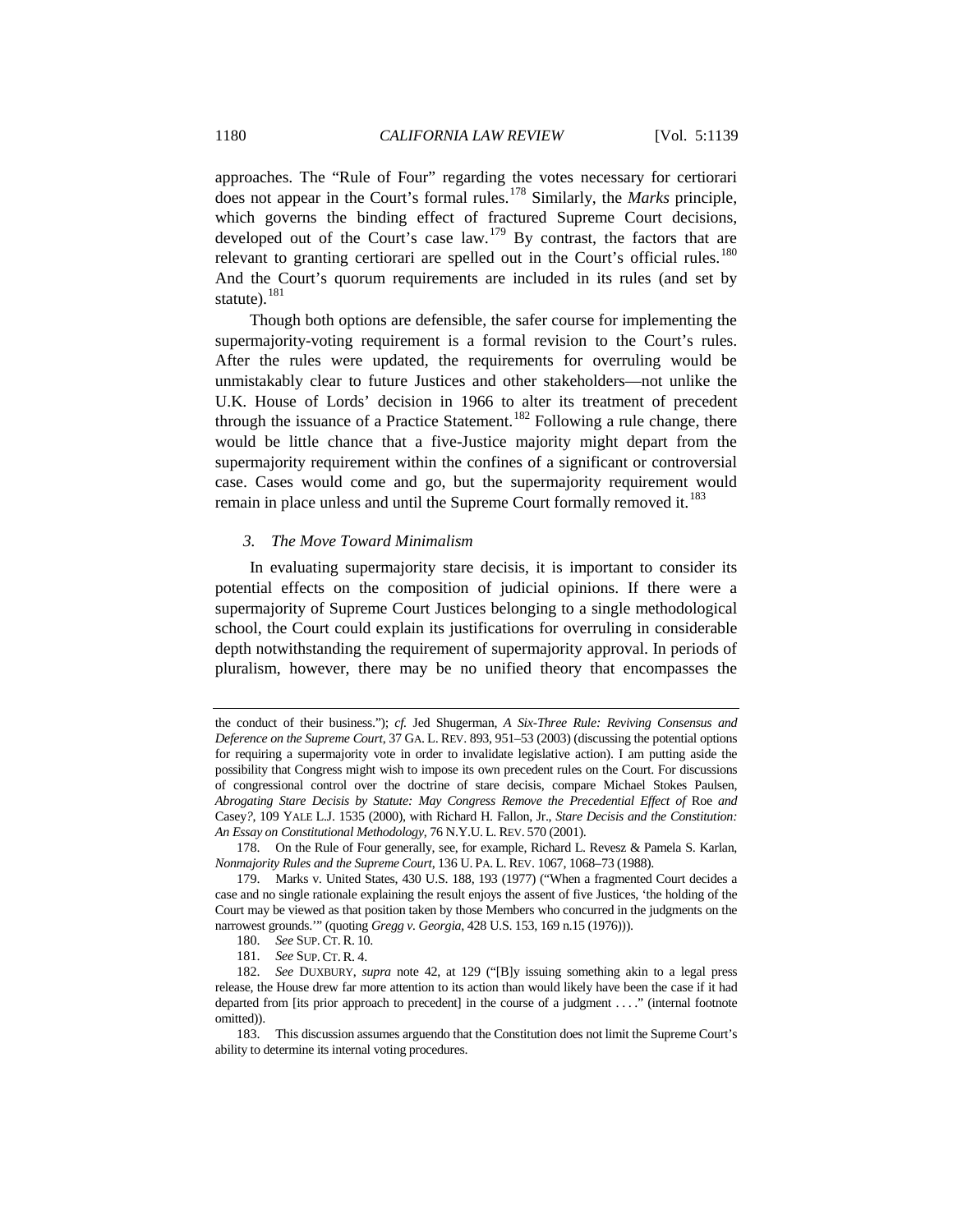approaches. The "Rule of Four" regarding the votes necessary for certiorari does not appear in the Court's formal rules.[178] Similarly, the *Marks* principle, which governs the binding effect of fractured Supreme Court decisions, developed out of the Court's case law.[179] By contrast, the factors that are relevant to granting certiorari are spelled out in the Court's official rules.[180] And the Court's quorum requirements are included in its rules (and set by statute).[181]

Though both options are defensible, the safer course for implementing the supermajority-voting requirement is a formal revision to the Court's rules. After the rules were updated, the requirements for overruling would be unmistakably clear to future Justices and other stakeholders—not unlike the U.K. House of Lords' decision in 1966 to alter its treatment of precedent through the issuance of a Practice Statement.[182] Following a rule change, there would be little chance that a five-Justice majority might depart from the supermajority requirement within the confines of a significant or controversial case. Cases would come and go, but the supermajority requirement would remain in place unless and until the Supreme Court formally removed it.[183]

### *3. The Move Toward Minimalism*

In evaluating supermajority stare decisis, it is important to consider its potential effects on the composition of judicial opinions. If there were a supermajority of Supreme Court Justices belonging to a single methodological school, the Court could explain its justifications for overruling in considerable depth notwithstanding the requirement of supermajority approval. In periods of pluralism, however, there may be no unified theory that encompasses the

---

the conduct of their business."); *cf.* Jed Shugerman, *A Six-Three Rule: Reviving Consensus and Deference on the Supreme Court*, 37 GA. L. REV. 893, 951–53 (2003) (discussing the potential options for requiring a supermajority vote in order to invalidate legislative action). I am putting aside the possibility that Congress might wish to impose its own precedent rules on the Court. For discussions of congressional control over the doctrine of stare decisis, compare Michael Stokes Paulsen, *Abrogating Stare Decisis by Statute: May Congress Remove the Precedential Effect of* Roe *and* Casey*?*, 109 YALE L.J. 1535 (2000), with Richard H. Fallon, Jr., *Stare Decisis and the Constitution: An Essay on Constitutional Methodology*, 76 N.Y.U. L. REV. 570 (2001).

178. On the Rule of Four generally, see, for example, Richard L. Revesz & Pamela S. Karlan, *Nonmajority Rules and the Supreme Court*, 136 U. PA. L. REV. 1067, 1068–73 (1988).

179. Marks v. United States, 430 U.S. 188, 193 (1977) ("When a fragmented Court decides a case and no single rationale explaining the result enjoys the assent of five Justices, 'the holding of the Court may be viewed as that position taken by those Members who concurred in the judgments on the narrowest grounds.'" (quoting *Gregg v. Georgia*, 428 U.S. 153, 169 n.15 (1976))).

180. *See* SUP. CT. R. 10.

181. *See* SUP. CT. R. 4.

182. *See* DUXBURY, *supra* note 42, at 129 ("[B]y issuing something akin to a legal press release, the House drew far more attention to its action than would likely have been the case if it had departed from [its prior approach to precedent] in the course of a judgment . . . ." (internal footnote omitted)).

183. This discussion assumes arguendo that the Constitution does not limit the Supreme Court's ability to determine its internal voting procedures.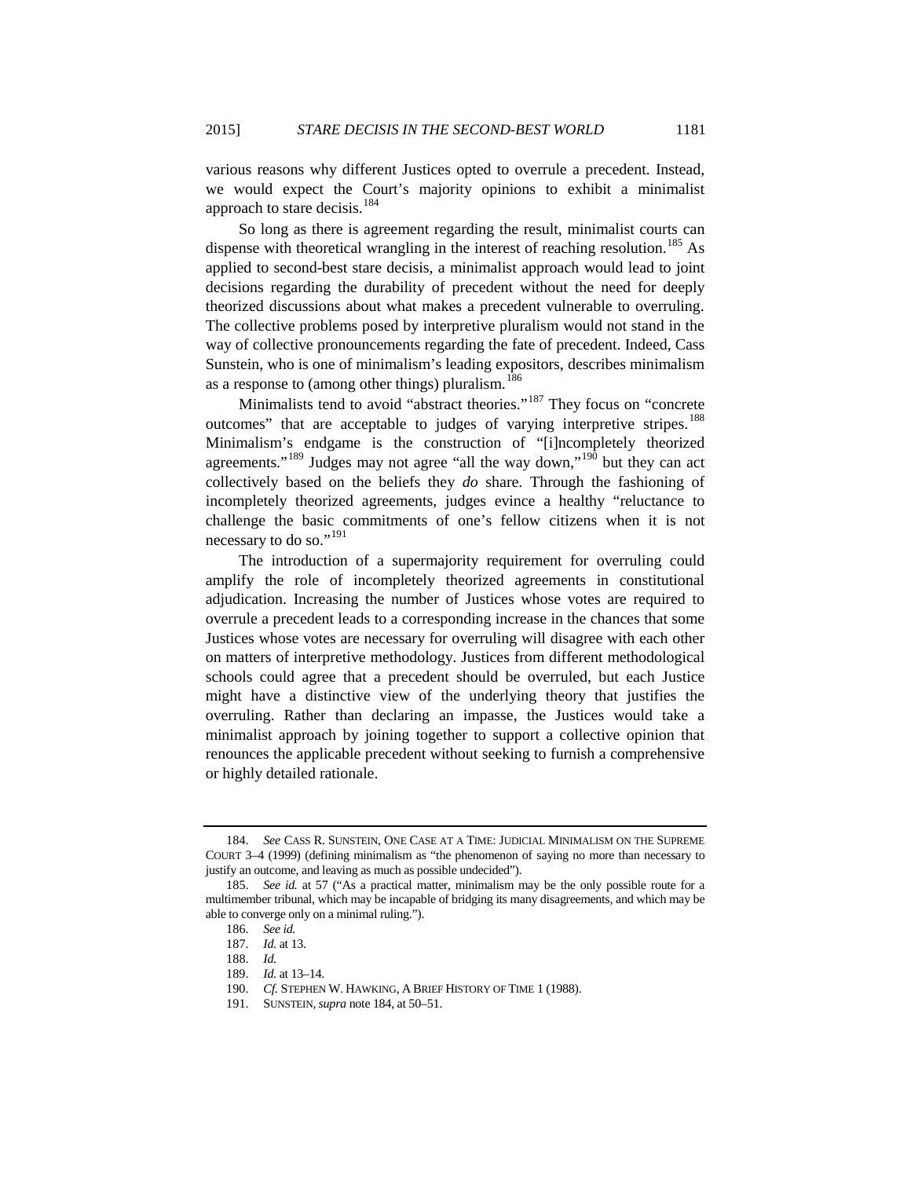various reasons why different Justices opted to overrule a precedent. Instead, we would expect the Court's majority opinions to exhibit a minimalist approach to stare decisis.[184]

So long as there is agreement regarding the result, minimalist courts can dispense with theoretical wrangling in the interest of reaching resolution.[185] As applied to second-best stare decisis, a minimalist approach would lead to joint decisions regarding the durability of precedent without the need for deeply theorized discussions about what makes a precedent vulnerable to overruling. The collective problems posed by interpretive pluralism would not stand in the way of collective pronouncements regarding the fate of precedent. Indeed, Cass Sunstein, who is one of minimalism's leading expositors, describes minimalism as a response to (among other things) pluralism.[186]

Minimalists tend to avoid "abstract theories."[187] They focus on "concrete outcomes" that are acceptable to judges of varying interpretive stripes.[188] Minimalism's endgame is the construction of "[i]ncompletely theorized agreements."[189] Judges may not agree "all the way down,"[190] but they can act collectively based on the beliefs they *do* share. Through the fashioning of incompletely theorized agreements, judges evince a healthy "reluctance to challenge the basic commitments of one's fellow citizens when it is not necessary to do so."[191]

The introduction of a supermajority requirement for overruling could amplify the role of incompletely theorized agreements in constitutional adjudication. Increasing the number of Justices whose votes are required to overrule a precedent leads to a corresponding increase in the chances that some Justices whose votes are necessary for overruling will disagree with each other on matters of interpretive methodology. Justices from different methodological schools could agree that a precedent should be overruled, but each Justice might have a distinctive view of the underlying theory that justifies the overruling. Rather than declaring an impasse, the Justices would take a minimalist approach by joining together to support a collective opinion that renounces the applicable precedent without seeking to furnish a comprehensive or highly detailed rationale.

---

184. *See* CASS R. SUNSTEIN, ONE CASE AT A TIME: JUDICIAL MINIMALISM ON THE SUPREME COURT 3–4 (1999) (defining minimalism as "the phenomenon of saying no more than necessary to justify an outcome, and leaving as much as possible undecided").

185. *See id.* at 57 ("As a practical matter, minimalism may be the only possible route for a multimember tribunal, which may be incapable of bridging its many disagreements, and which may be able to converge only on a minimal ruling.").

186. *See id.*

187. *Id.* at 13.

188. *Id.*

189. *Id.* at 13–14.

190. *Cf.* STEPHEN W. HAWKING, A BRIEF HISTORY OF TIME 1 (1988).

191. SUNSTEIN, *supra* note 184, at 50–51.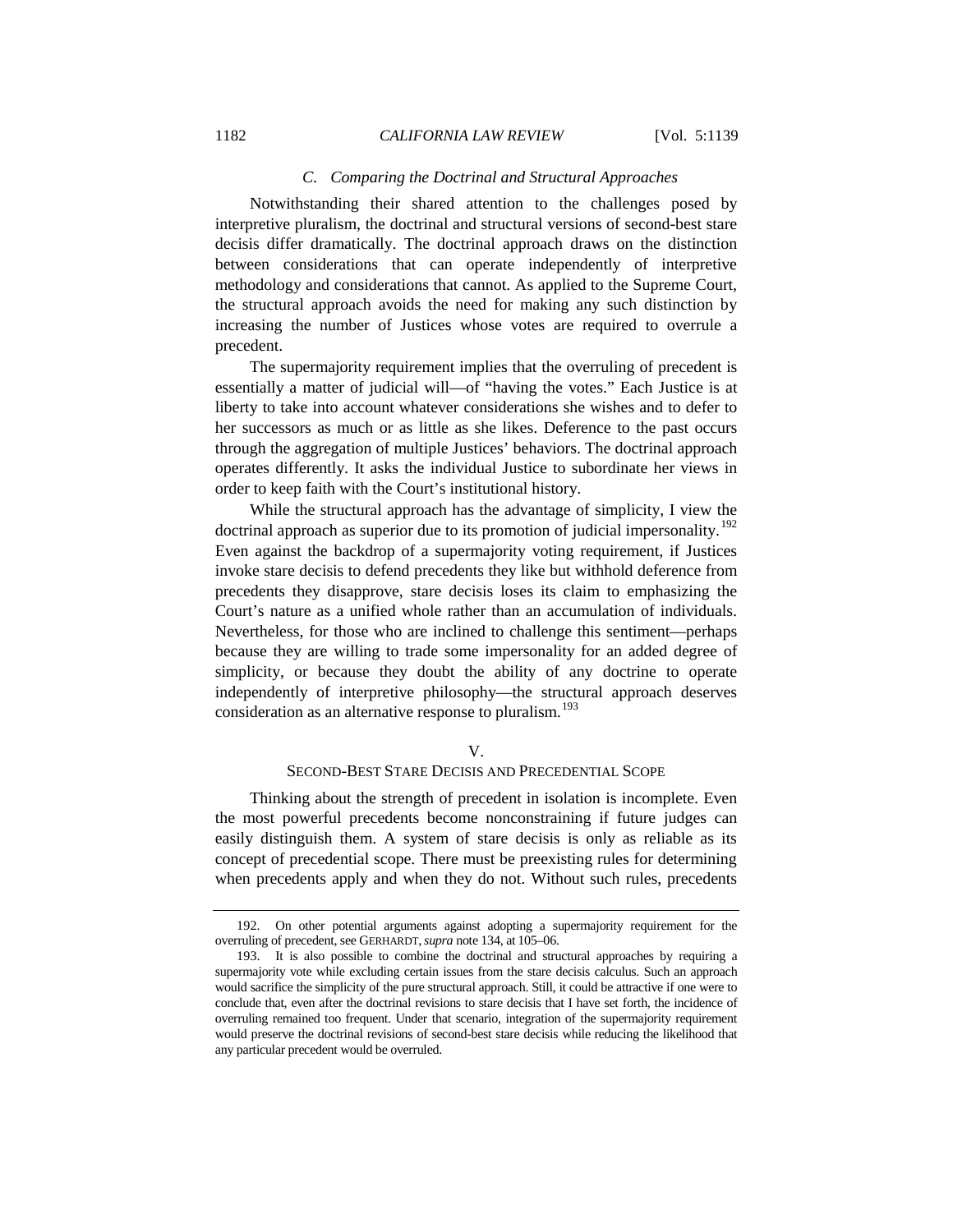### *C. Comparing the Doctrinal and Structural Approaches*

Notwithstanding their shared attention to the challenges posed by interpretive pluralism, the doctrinal and structural versions of second-best stare decisis differ dramatically. The doctrinal approach draws on the distinction between considerations that can operate independently of interpretive methodology and considerations that cannot. As applied to the Supreme Court, the structural approach avoids the need for making any such distinction by increasing the number of Justices whose votes are required to overrule a precedent.

The supermajority requirement implies that the overruling of precedent is essentially a matter of judicial will—of "having the votes." Each Justice is at liberty to take into account whatever considerations she wishes and to defer to her successors as much or as little as she likes. Deference to the past occurs through the aggregation of multiple Justices' behaviors. The doctrinal approach operates differently. It asks the individual Justice to subordinate her views in order to keep faith with the Court's institutional history.

While the structural approach has the advantage of simplicity, I view the doctrinal approach as superior due to its promotion of judicial impersonality.[192] Even against the backdrop of a supermajority voting requirement, if Justices invoke stare decisis to defend precedents they like but withhold deference from precedents they disapprove, stare decisis loses its claim to emphasizing the Court's nature as a unified whole rather than an accumulation of individuals. Nevertheless, for those who are inclined to challenge this sentiment—perhaps because they are willing to trade some impersonality for an added degree of simplicity, or because they doubt the ability of any doctrine to operate independently of interpretive philosophy—the structural approach deserves consideration as an alternative response to pluralism.[193]

## V.
## SECOND-BEST STARE DECISIS AND PRECEDENTIAL SCOPE

Thinking about the strength of precedent in isolation is incomplete. Even the most powerful precedents become nonconstraining if future judges can easily distinguish them. A system of stare decisis is only as reliable as its concept of precedential scope. There must be preexisting rules for determining when precedents apply and when they do not. Without such rules, precedents

---

192. On other potential arguments against adopting a supermajority requirement for the overruling of precedent, see GERHARDT, *supra* note 134, at 105–06.

193. It is also possible to combine the doctrinal and structural approaches by requiring a supermajority vote while excluding certain issues from the stare decisis calculus. Such an approach would sacrifice the simplicity of the pure structural approach. Still, it could be attractive if one were to conclude that, even after the doctrinal revisions to stare decisis that I have set forth, the incidence of overruling remained too frequent. Under that scenario, integration of the supermajority requirement would preserve the doctrinal revisions of second-best stare decisis while reducing the likelihood that any particular precedent would be overruled.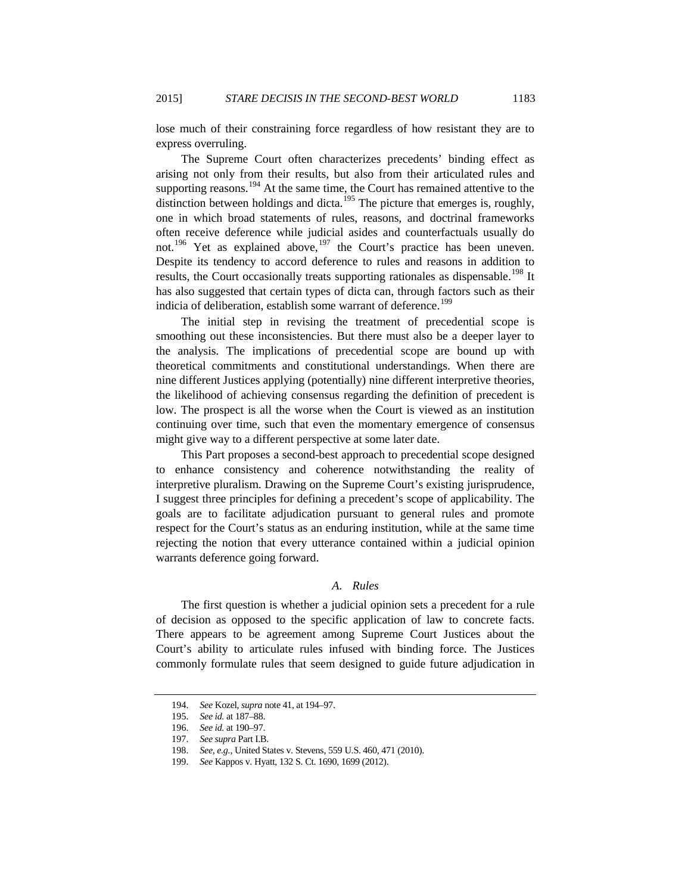lose much of their constraining force regardless of how resistant they are to express overruling.

The Supreme Court often characterizes precedents' binding effect as arising not only from their results, but also from their articulated rules and supporting reasons.[194] At the same time, the Court has remained attentive to the distinction between holdings and dicta.[195] The picture that emerges is, roughly, one in which broad statements of rules, reasons, and doctrinal frameworks often receive deference while judicial asides and counterfactuals usually do not.[196] Yet as explained above,[197] the Court's practice has been uneven. Despite its tendency to accord deference to rules and reasons in addition to results, the Court occasionally treats supporting rationales as dispensable.[198] It has also suggested that certain types of dicta can, through factors such as their indicia of deliberation, establish some warrant of deference.[199]

The initial step in revising the treatment of precedential scope is smoothing out these inconsistencies. But there must also be a deeper layer to the analysis. The implications of precedential scope are bound up with theoretical commitments and constitutional understandings. When there are nine different Justices applying (potentially) nine different interpretive theories, the likelihood of achieving consensus regarding the definition of precedent is low. The prospect is all the worse when the Court is viewed as an institution continuing over time, such that even the momentary emergence of consensus might give way to a different perspective at some later date.

This Part proposes a second-best approach to precedential scope designed to enhance consistency and coherence notwithstanding the reality of interpretive pluralism. Drawing on the Supreme Court's existing jurisprudence, I suggest three principles for defining a precedent's scope of applicability. The goals are to facilitate adjudication pursuant to general rules and promote respect for the Court's status as an enduring institution, while at the same time rejecting the notion that every utterance contained within a judicial opinion warrants deference going forward.

### *A. Rules*

The first question is whether a judicial opinion sets a precedent for a rule of decision as opposed to the specific application of law to concrete facts. There appears to be agreement among Supreme Court Justices about the Court's ability to articulate rules infused with binding force. The Justices commonly formulate rules that seem designed to guide future adjudication in

---

194. *See* Kozel, *supra* note 41, at 194–97.

195. *See id.* at 187–88.

196. *See id.* at 190–97.

197. *See supra* Part I.B.

198. *See, e.g.*, United States v. Stevens, 559 U.S. 460, 471 (2010).

199. *See* Kappos v. Hyatt, 132 S. Ct. 1690, 1699 (2012).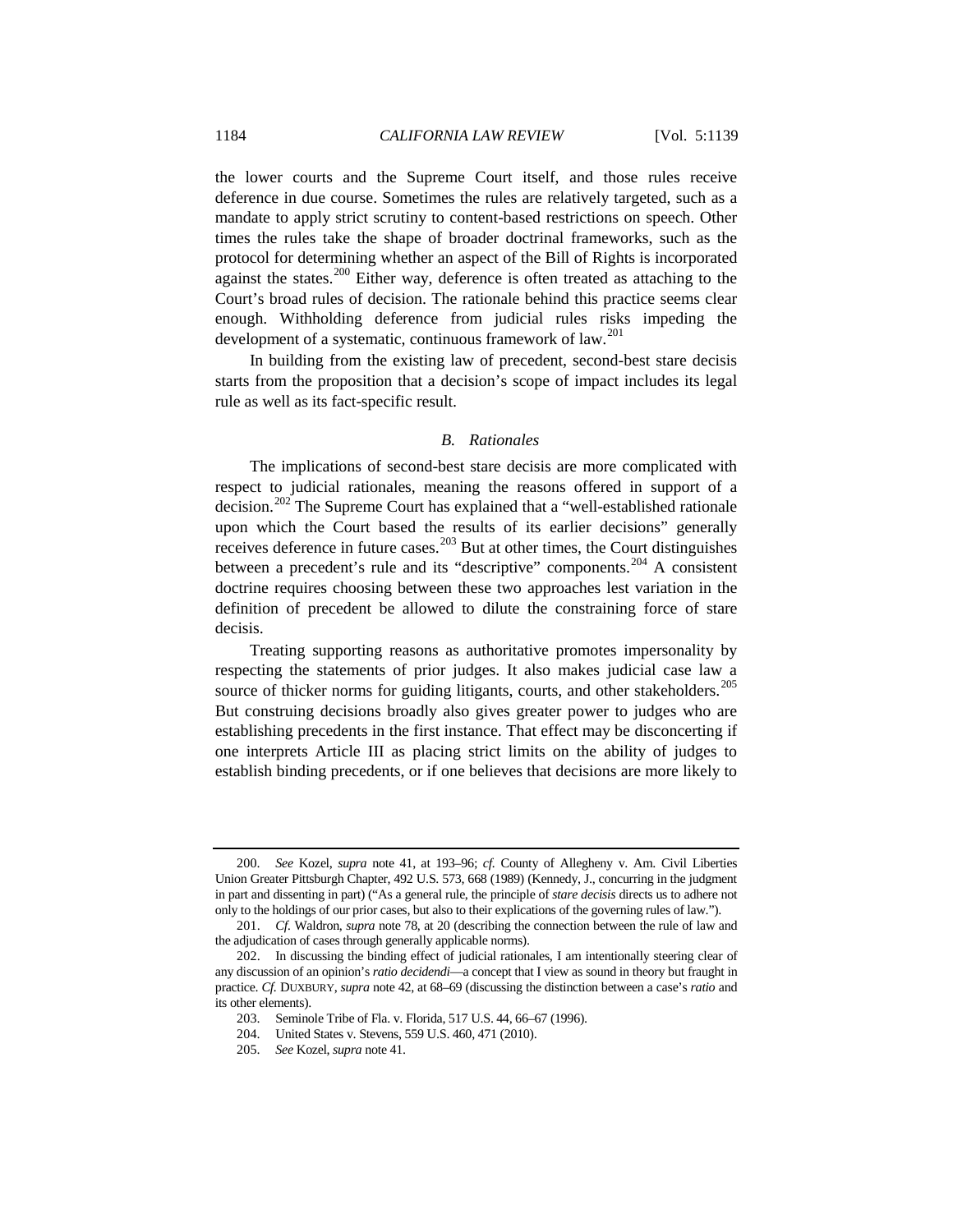the lower courts and the Supreme Court itself, and those rules receive deference in due course. Sometimes the rules are relatively targeted, such as a mandate to apply strict scrutiny to content-based restrictions on speech. Other times the rules take the shape of broader doctrinal frameworks, such as the protocol for determining whether an aspect of the Bill of Rights is incorporated against the states.[200] Either way, deference is often treated as attaching to the Court's broad rules of decision. The rationale behind this practice seems clear enough. Withholding deference from judicial rules risks impeding the development of a systematic, continuous framework of law.[201]

In building from the existing law of precedent, second-best stare decisis starts from the proposition that a decision's scope of impact includes its legal rule as well as its fact-specific result.

### *B. Rationales*

The implications of second-best stare decisis are more complicated with respect to judicial rationales, meaning the reasons offered in support of a decision.[202] The Supreme Court has explained that a "well-established rationale upon which the Court based the results of its earlier decisions" generally receives deference in future cases.[203] But at other times, the Court distinguishes between a precedent's rule and its "descriptive" components.[204] A consistent doctrine requires choosing between these two approaches lest variation in the definition of precedent be allowed to dilute the constraining force of stare decisis.

Treating supporting reasons as authoritative promotes impersonality by respecting the statements of prior judges. It also makes judicial case law a source of thicker norms for guiding litigants, courts, and other stakeholders.[205] But construing decisions broadly also gives greater power to judges who are establishing precedents in the first instance. That effect may be disconcerting if one interprets Article III as placing strict limits on the ability of judges to establish binding precedents, or if one believes that decisions are more likely to

---

200. *See* Kozel, *supra* note 41, at 193–96; *cf.* County of Allegheny v. Am. Civil Liberties Union Greater Pittsburgh Chapter, 492 U.S. 573, 668 (1989) (Kennedy, J., concurring in the judgment in part and dissenting in part) ("As a general rule, the principle of *stare decisis* directs us to adhere not only to the holdings of our prior cases, but also to their explications of the governing rules of law.").

201. *Cf.* Waldron, *supra* note 78, at 20 (describing the connection between the rule of law and the adjudication of cases through generally applicable norms).

202. In discussing the binding effect of judicial rationales, I am intentionally steering clear of any discussion of an opinion's *ratio decidendi*—a concept that I view as sound in theory but fraught in practice. *Cf.* DUXBURY, *supra* note 42, at 68–69 (discussing the distinction between a case's *ratio* and its other elements).

203. Seminole Tribe of Fla. v. Florida, 517 U.S. 44, 66–67 (1996).

204. United States v. Stevens, 559 U.S. 460, 471 (2010).

205. *See* Kozel, *supra* note 41.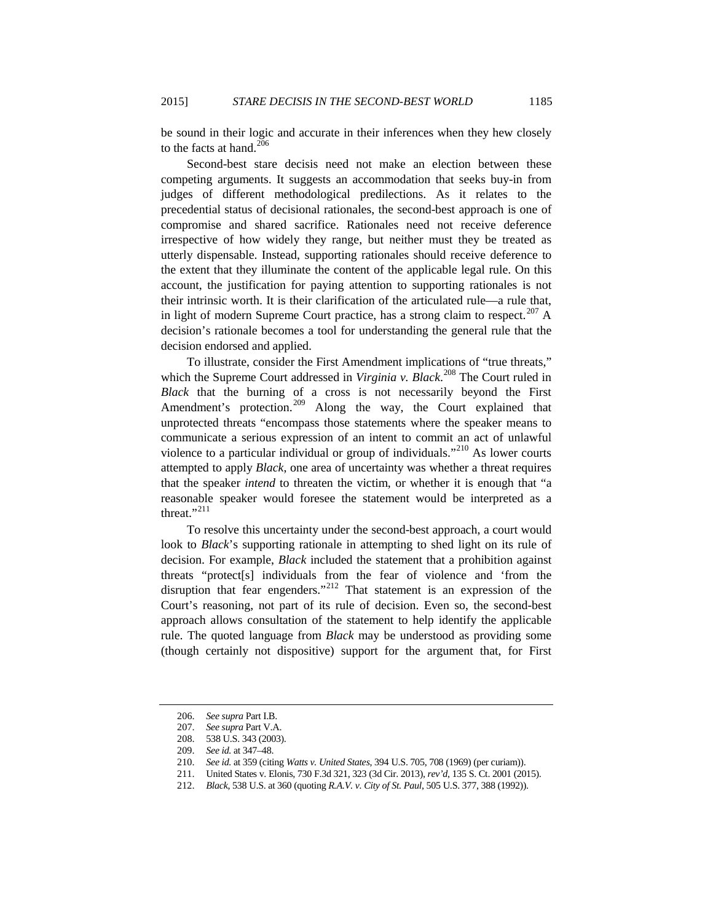be sound in their logic and accurate in their inferences when they hew closely to the facts at hand.[206]

Second-best stare decisis need not make an election between these competing arguments. It suggests an accommodation that seeks buy-in from judges of different methodological predilections. As it relates to the precedential status of decisional rationales, the second-best approach is one of compromise and shared sacrifice. Rationales need not receive deference irrespective of how widely they range, but neither must they be treated as utterly dispensable. Instead, supporting rationales should receive deference to the extent that they illuminate the content of the applicable legal rule. On this account, the justification for paying attention to supporting rationales is not their intrinsic worth. It is their clarification of the articulated rule—a rule that, in light of modern Supreme Court practice, has a strong claim to respect.[207] A decision's rationale becomes a tool for understanding the general rule that the decision endorsed and applied.

To illustrate, consider the First Amendment implications of "true threats," which the Supreme Court addressed in *Virginia v. Black*.[208] The Court ruled in *Black* that the burning of a cross is not necessarily beyond the First Amendment's protection.[209] Along the way, the Court explained that unprotected threats "encompass those statements where the speaker means to communicate a serious expression of an intent to commit an act of unlawful violence to a particular individual or group of individuals."[210] As lower courts attempted to apply *Black*, one area of uncertainty was whether a threat requires that the speaker *intend* to threaten the victim, or whether it is enough that "a reasonable speaker would foresee the statement would be interpreted as a threat."[211]

To resolve this uncertainty under the second-best approach, a court would look to *Black*'s supporting rationale in attempting to shed light on its rule of decision. For example, *Black* included the statement that a prohibition against threats "protect[s] individuals from the fear of violence and 'from the disruption that fear engenders.'"[212] That statement is an expression of the Court's reasoning, not part of its rule of decision. Even so, the second-best approach allows consultation of the statement to help identify the applicable rule. The quoted language from *Black* may be understood as providing some (though certainly not dispositive) support for the argument that, for First

---

206. *See supra* Part I.B.

207. *See supra* Part V.A.

208. 538 U.S. 343 (2003).

209. *See id.* at 347–48.

210. *See id.* at 359 (citing *Watts v. United States*, 394 U.S. 705, 708 (1969) (per curiam)).

211. United States v. Elonis, 730 F.3d 321, 323 (3d Cir. 2013), *rev'd*, 135 S. Ct. 2001 (2015).

212. *Black*, 538 U.S. at 360 (quoting *R.A.V. v. City of St. Paul*, 505 U.S. 377, 388 (1992)).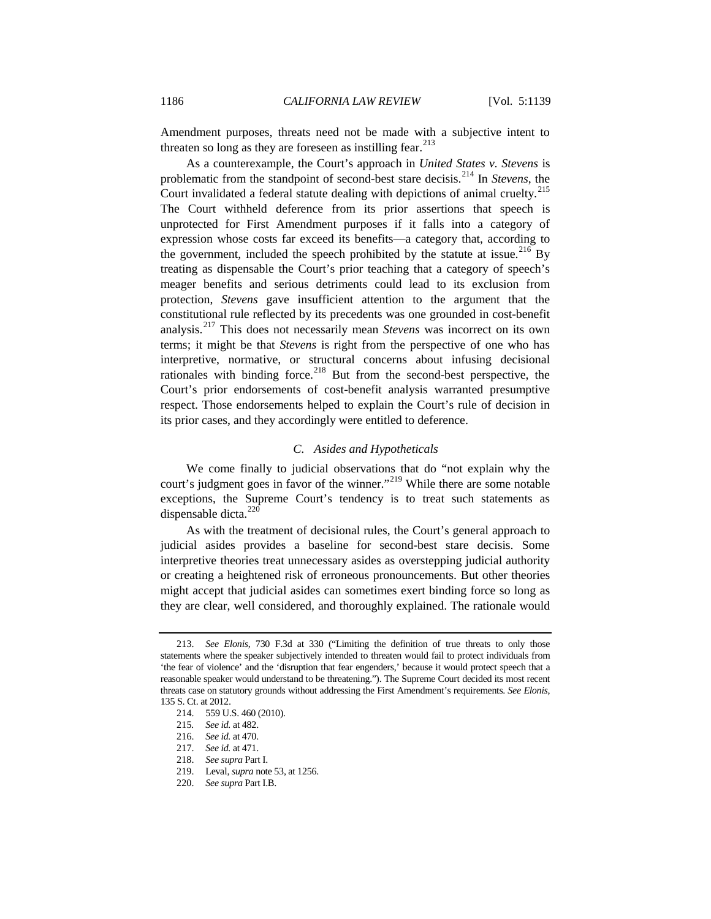Amendment purposes, threats need not be made with a subjective intent to threaten so long as they are foreseen as instilling fear.[213]

As a counterexample, the Court's approach in *United States v. Stevens* is problematic from the standpoint of second-best stare decisis.[214] In *Stevens*, the Court invalidated a federal statute dealing with depictions of animal cruelty.[215] The Court withheld deference from its prior assertions that speech is unprotected for First Amendment purposes if it falls into a category of expression whose costs far exceed its benefits—a category that, according to the government, included the speech prohibited by the statute at issue.[216] By treating as dispensable the Court's prior teaching that a category of speech's meager benefits and serious detriments could lead to its exclusion from protection, *Stevens* gave insufficient attention to the argument that the constitutional rule reflected by its precedents was one grounded in cost-benefit analysis.[217] This does not necessarily mean *Stevens* was incorrect on its own terms; it might be that *Stevens* is right from the perspective of one who has interpretive, normative, or structural concerns about infusing decisional rationales with binding force.[218] But from the second-best perspective, the Court's prior endorsements of cost-benefit analysis warranted presumptive respect. Those endorsements helped to explain the Court's rule of decision in its prior cases, and they accordingly were entitled to deference.

### *C. Asides and Hypotheticals*

We come finally to judicial observations that do "not explain why the court's judgment goes in favor of the winner."[219] While there are some notable exceptions, the Supreme Court's tendency is to treat such statements as dispensable dicta.[220]

As with the treatment of decisional rules, the Court's general approach to judicial asides provides a baseline for second-best stare decisis. Some interpretive theories treat unnecessary asides as overstepping judicial authority or creating a heightened risk of erroneous pronouncements. But other theories might accept that judicial asides can sometimes exert binding force so long as they are clear, well considered, and thoroughly explained. The rationale would

---

213. *See Elonis*, 730 F.3d at 330 ("Limiting the definition of true threats to only those statements where the speaker subjectively intended to threaten would fail to protect individuals from 'the fear of violence' and the 'disruption that fear engenders,' because it would protect speech that a reasonable speaker would understand to be threatening."). The Supreme Court decided its most recent threats case on statutory grounds without addressing the First Amendment's requirements. *See Elonis*, 135 S. Ct. at 2012.

214. 559 U.S. 460 (2010).

215. *See id.* at 482.

216. *See id.* at 470.

217. *See id.* at 471.

218. *See supra* Part I.

219. Leval, *supra* note 53, at 1256.

220. *See supra* Part I.B.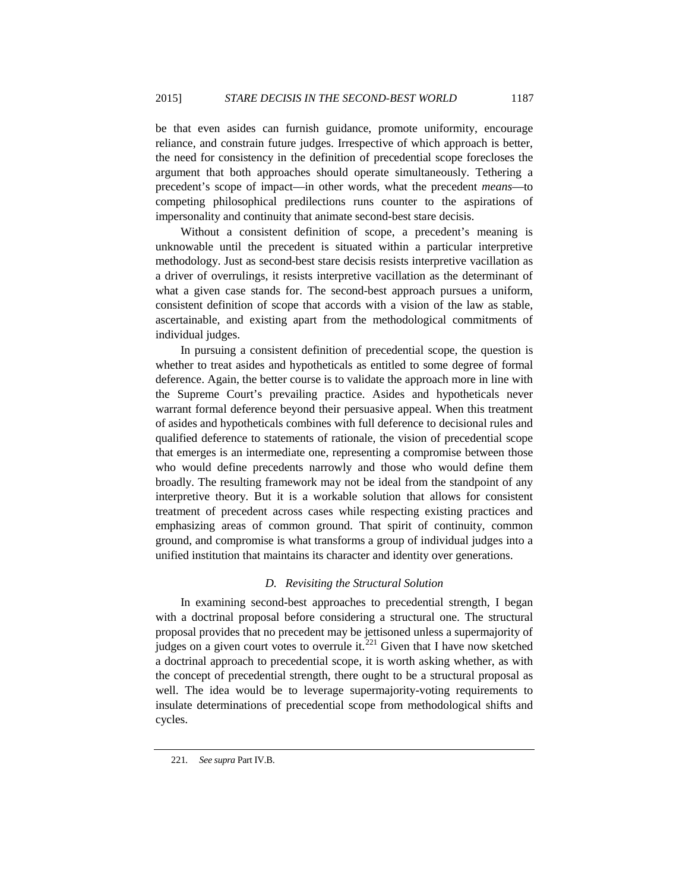be that even asides can furnish guidance, promote uniformity, encourage reliance, and constrain future judges. Irrespective of which approach is better, the need for consistency in the definition of precedential scope forecloses the argument that both approaches should operate simultaneously. Tethering a precedent's scope of impact—in other words, what the precedent *means*—to competing philosophical predilections runs counter to the aspirations of impersonality and continuity that animate second-best stare decisis.

Without a consistent definition of scope, a precedent's meaning is unknowable until the precedent is situated within a particular interpretive methodology. Just as second-best stare decisis resists interpretive vacillation as a driver of overrulings, it resists interpretive vacillation as the determinant of what a given case stands for. The second-best approach pursues a uniform, consistent definition of scope that accords with a vision of the law as stable, ascertainable, and existing apart from the methodological commitments of individual judges.

In pursuing a consistent definition of precedential scope, the question is whether to treat asides and hypotheticals as entitled to some degree of formal deference. Again, the better course is to validate the approach more in line with the Supreme Court's prevailing practice. Asides and hypotheticals never warrant formal deference beyond their persuasive appeal. When this treatment of asides and hypotheticals combines with full deference to decisional rules and qualified deference to statements of rationale, the vision of precedential scope that emerges is an intermediate one, representing a compromise between those who would define precedents narrowly and those who would define them broadly. The resulting framework may not be ideal from the standpoint of any interpretive theory. But it is a workable solution that allows for consistent treatment of precedent across cases while respecting existing practices and emphasizing areas of common ground. That spirit of continuity, common ground, and compromise is what transforms a group of individual judges into a unified institution that maintains its character and identity over generations.

### *D. Revisiting the Structural Solution*

In examining second-best approaches to precedential strength, I began with a doctrinal proposal before considering a structural one. The structural proposal provides that no precedent may be jettisoned unless a supermajority of judges on a given court votes to overrule it.[221] Given that I have now sketched a doctrinal approach to precedential scope, it is worth asking whether, as with the concept of precedential strength, there ought to be a structural proposal as well. The idea would be to leverage supermajority-voting requirements to insulate determinations of precedential scope from methodological shifts and cycles.

---

221. *See supra* Part IV.B.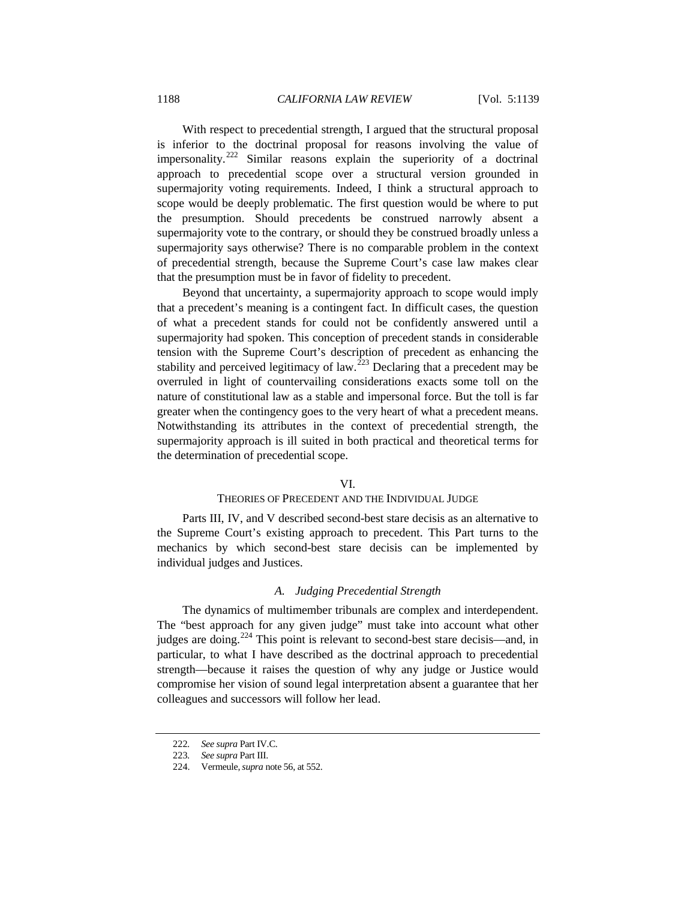With respect to precedential strength, I argued that the structural proposal is inferior to the doctrinal proposal for reasons involving the value of impersonality.[222] Similar reasons explain the superiority of a doctrinal approach to precedential scope over a structural version grounded in supermajority voting requirements. Indeed, I think a structural approach to scope would be deeply problematic. The first question would be where to put the presumption. Should precedents be construed narrowly absent a supermajority vote to the contrary, or should they be construed broadly unless a supermajority says otherwise? There is no comparable problem in the context of precedential strength, because the Supreme Court's case law makes clear that the presumption must be in favor of fidelity to precedent.

Beyond that uncertainty, a supermajority approach to scope would imply that a precedent's meaning is a contingent fact. In difficult cases, the question of what a precedent stands for could not be confidently answered until a supermajority had spoken. This conception of precedent stands in considerable tension with the Supreme Court's description of precedent as enhancing the stability and perceived legitimacy of law.[223] Declaring that a precedent may be overruled in light of countervailing considerations exacts some toll on the nature of constitutional law as a stable and impersonal force. But the toll is far greater when the contingency goes to the very heart of what a precedent means. Notwithstanding its attributes in the context of precedential strength, the supermajority approach is ill suited in both practical and theoretical terms for the determination of precedential scope.

## VI.
## THEORIES OF PRECEDENT AND THE INDIVIDUAL JUDGE

Parts III, IV, and V described second-best stare decisis as an alternative to the Supreme Court's existing approach to precedent. This Part turns to the mechanics by which second-best stare decisis can be implemented by individual judges and Justices.

### *A. Judging Precedential Strength*

The dynamics of multimember tribunals are complex and interdependent. The "best approach for any given judge" must take into account what other judges are doing.[224] This point is relevant to second-best stare decisis—and, in particular, to what I have described as the doctrinal approach to precedential strength—because it raises the question of why any judge or Justice would compromise her vision of sound legal interpretation absent a guarantee that her colleagues and successors will follow her lead.

---

222. *See supra* Part IV.C.

223. *See supra* Part III.

224. Vermeule, *supra* note 56, at 552.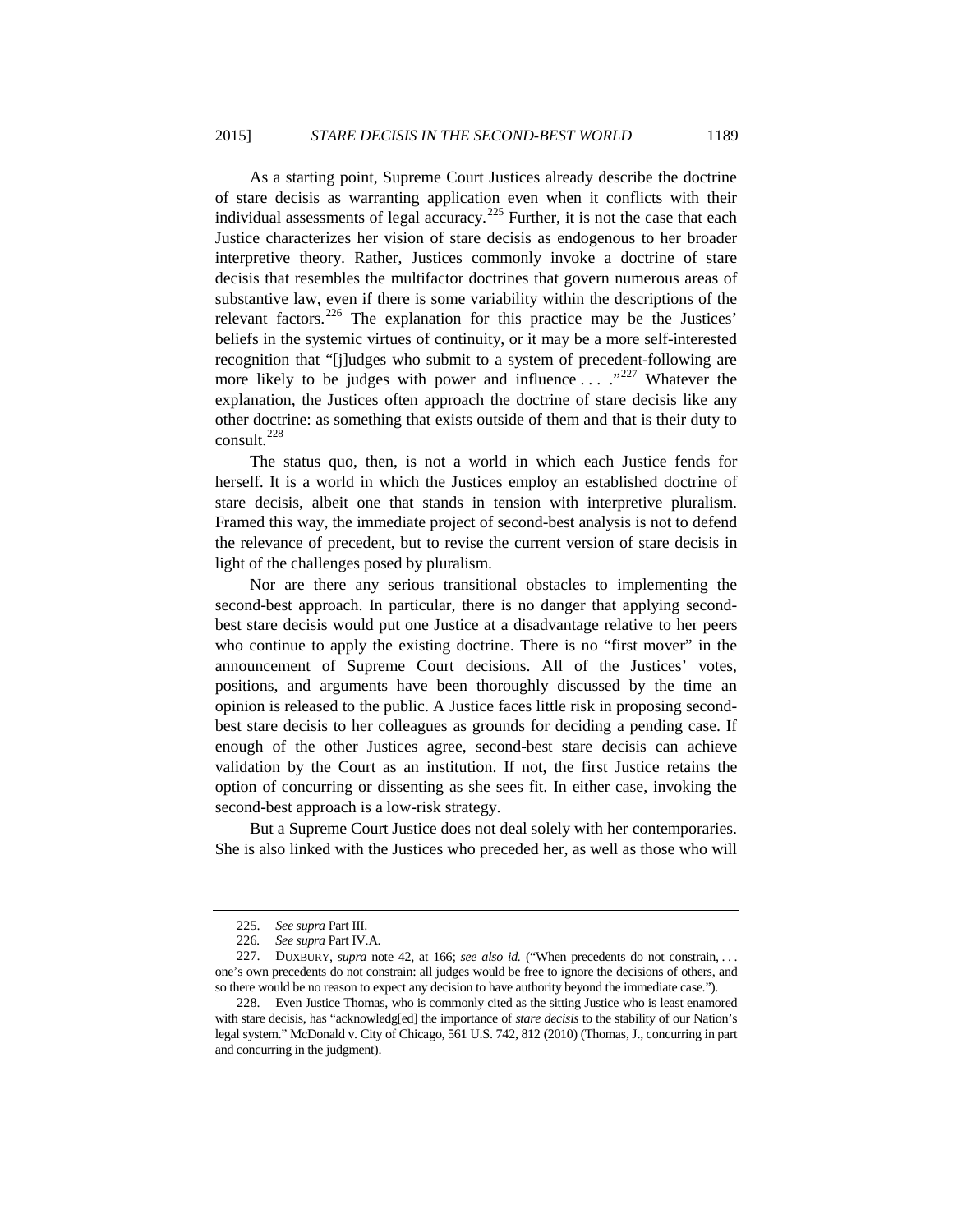As a starting point, Supreme Court Justices already describe the doctrine of stare decisis as warranting application even when it conflicts with their individual assessments of legal accuracy.[225] Further, it is not the case that each Justice characterizes her vision of stare decisis as endogenous to her broader interpretive theory. Rather, Justices commonly invoke a doctrine of stare decisis that resembles the multifactor doctrines that govern numerous areas of substantive law, even if there is some variability within the descriptions of the relevant factors.[226] The explanation for this practice may be the Justices' beliefs in the systemic virtues of continuity, or it may be a more self-interested recognition that "[j]udges who submit to a system of precedent-following are more likely to be judges with power and influence . . . ."[227] Whatever the explanation, the Justices often approach the doctrine of stare decisis like any other doctrine: as something that exists outside of them and that is their duty to consult.[228]

The status quo, then, is not a world in which each Justice fends for herself. It is a world in which the Justices employ an established doctrine of stare decisis, albeit one that stands in tension with interpretive pluralism. Framed this way, the immediate project of second-best analysis is not to defend the relevance of precedent, but to revise the current version of stare decisis in light of the challenges posed by pluralism.

Nor are there any serious transitional obstacles to implementing the second-best approach. In particular, there is no danger that applying second-best stare decisis would put one Justice at a disadvantage relative to her peers who continue to apply the existing doctrine. There is no "first mover" in the announcement of Supreme Court decisions. All of the Justices' votes, positions, and arguments have been thoroughly discussed by the time an opinion is released to the public. A Justice faces little risk in proposing second-best stare decisis to her colleagues as grounds for deciding a pending case. If enough of the other Justices agree, second-best stare decisis can achieve validation by the Court as an institution. If not, the first Justice retains the option of concurring or dissenting as she sees fit. In either case, invoking the second-best approach is a low-risk strategy.

But a Supreme Court Justice does not deal solely with her contemporaries. She is also linked with the Justices who preceded her, as well as those who will

---

225. *See supra* Part III.

226. *See supra* Part IV.A.

227. DUXBURY, *supra* note 42, at 166; *see also id.* ("When precedents do not constrain, . . . one's own precedents do not constrain: all judges would be free to ignore the decisions of others, and so there would be no reason to expect any decision to have authority beyond the immediate case.").

228. Even Justice Thomas, who is commonly cited as the sitting Justice who is least enamored with stare decisis, has "acknowledg[ed] the importance of *stare decisis* to the stability of our Nation's legal system." McDonald v. City of Chicago, 561 U.S. 742, 812 (2010) (Thomas, J., concurring in part and concurring in the judgment).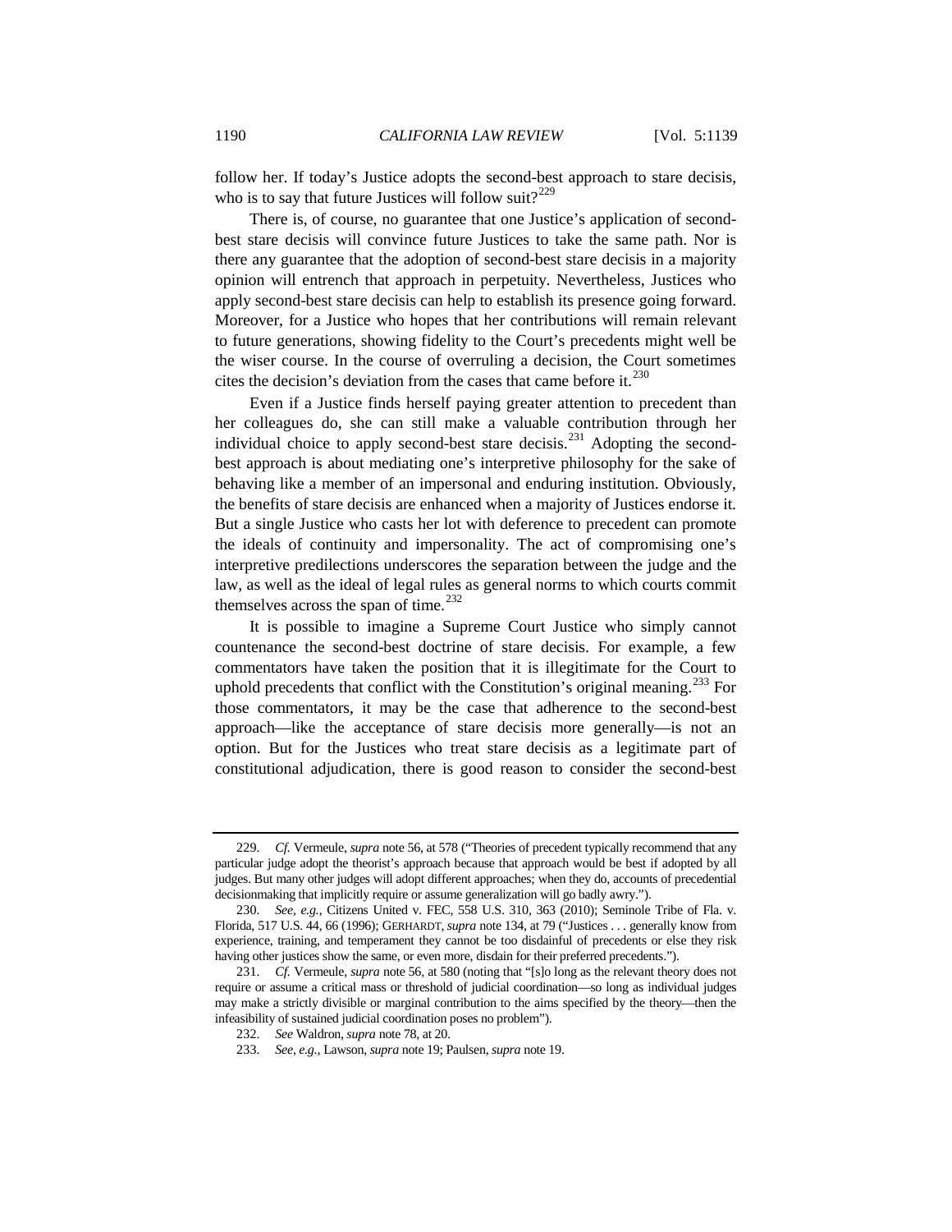follow her. If today's Justice adopts the second-best approach to stare decisis, who is to say that future Justices will follow suit?[229]

There is, of course, no guarantee that one Justice's application of second-best stare decisis will convince future Justices to take the same path. Nor is there any guarantee that the adoption of second-best stare decisis in a majority opinion will entrench that approach in perpetuity. Nevertheless, Justices who apply second-best stare decisis can help to establish its presence going forward. Moreover, for a Justice who hopes that her contributions will remain relevant to future generations, showing fidelity to the Court's precedents might well be the wiser course. In the course of overruling a decision, the Court sometimes cites the decision's deviation from the cases that came before it.[230]

Even if a Justice finds herself paying greater attention to precedent than her colleagues do, she can still make a valuable contribution through her individual choice to apply second-best stare decisis.[231] Adopting the second-best approach is about mediating one's interpretive philosophy for the sake of behaving like a member of an impersonal and enduring institution. Obviously, the benefits of stare decisis are enhanced when a majority of Justices endorse it. But a single Justice who casts her lot with deference to precedent can promote the ideals of continuity and impersonality. The act of compromising one's interpretive predilections underscores the separation between the judge and the law, as well as the ideal of legal rules as general norms to which courts commit themselves across the span of time.[232]

It is possible to imagine a Supreme Court Justice who simply cannot countenance the second-best doctrine of stare decisis. For example, a few commentators have taken the position that it is illegitimate for the Court to uphold precedents that conflict with the Constitution's original meaning.[233] For those commentators, it may be the case that adherence to the second-best approach—like the acceptance of stare decisis more generally—is not an option. But for the Justices who treat stare decisis as a legitimate part of constitutional adjudication, there is good reason to consider the second-best

---

229. *Cf.* Vermeule, *supra* note 56, at 578 ("Theories of precedent typically recommend that any particular judge adopt the theorist's approach because that approach would be best if adopted by all judges. But many other judges will adopt different approaches; when they do, accounts of precedential decisionmaking that implicitly require or assume generalization will go badly awry.").

230. *See, e.g.*, Citizens United v. FEC, 558 U.S. 310, 363 (2010); Seminole Tribe of Fla. v. Florida, 517 U.S. 44, 66 (1996); GERHARDT, *supra* note 134, at 79 ("Justices . . . generally know from experience, training, and temperament they cannot be too disdainful of precedents or else they risk having other justices show the same, or even more, disdain for their preferred precedents.").

231. *Cf.* Vermeule, *supra* note 56, at 580 (noting that "[s]o long as the relevant theory does not require or assume a critical mass or threshold of judicial coordination—so long as individual judges may make a strictly divisible or marginal contribution to the aims specified by the theory—then the infeasibility of sustained judicial coordination poses no problem").

232. *See* Waldron, *supra* note 78, at 20.

233. *See, e.g.*, Lawson, *supra* note 19; Paulsen, *supra* note 19.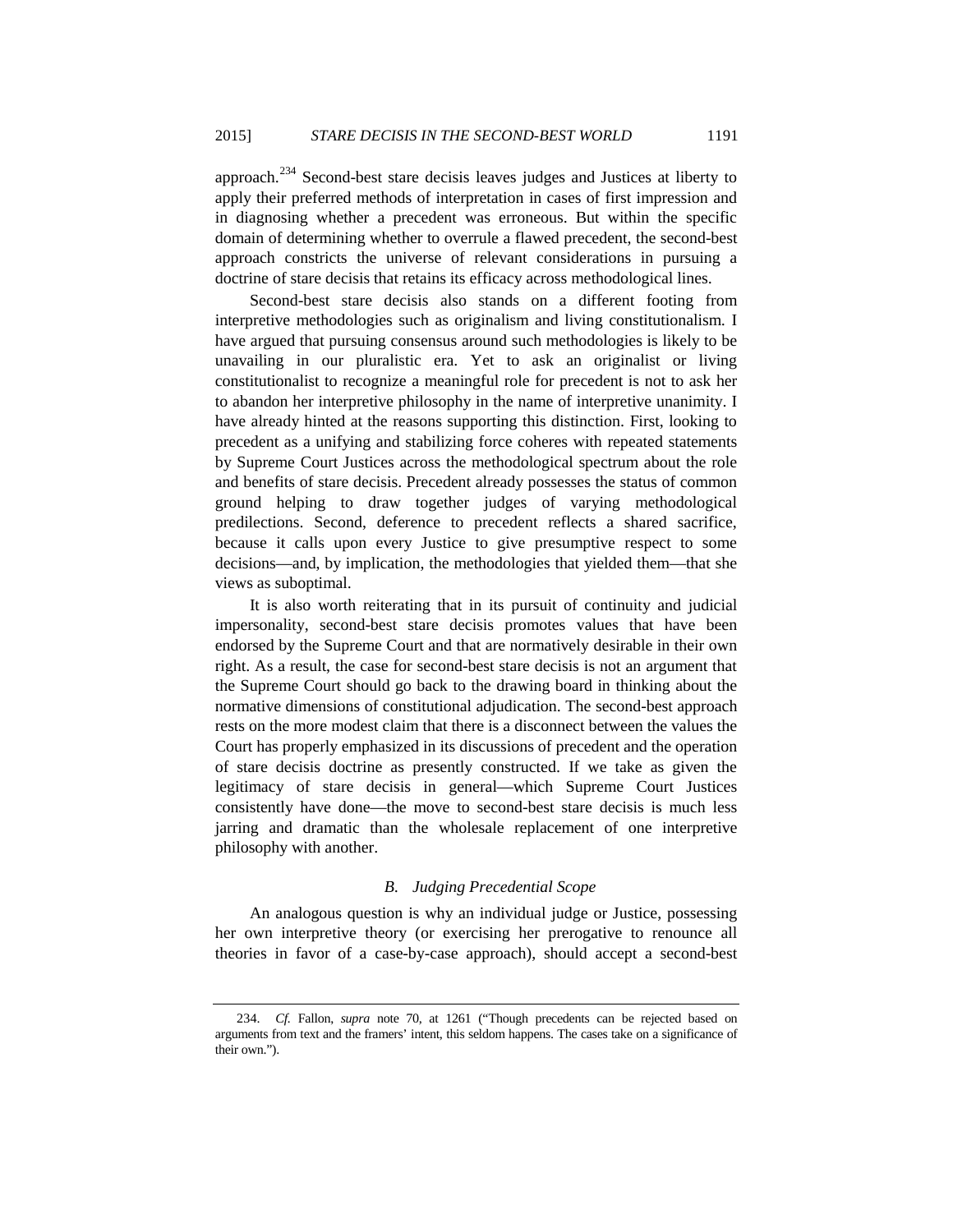approach.[234] Second-best stare decisis leaves judges and Justices at liberty to apply their preferred methods of interpretation in cases of first impression and in diagnosing whether a precedent was erroneous. But within the specific domain of determining whether to overrule a flawed precedent, the second-best approach constricts the universe of relevant considerations in pursuing a doctrine of stare decisis that retains its efficacy across methodological lines.

Second-best stare decisis also stands on a different footing from interpretive methodologies such as originalism and living constitutionalism. I have argued that pursuing consensus around such methodologies is likely to be unavailing in our pluralistic era. Yet to ask an originalist or living constitutionalist to recognize a meaningful role for precedent is not to ask her to abandon her interpretive philosophy in the name of interpretive unanimity. I have already hinted at the reasons supporting this distinction. First, looking to precedent as a unifying and stabilizing force coheres with repeated statements by Supreme Court Justices across the methodological spectrum about the role and benefits of stare decisis. Precedent already possesses the status of common ground helping to draw together judges of varying methodological predilections. Second, deference to precedent reflects a shared sacrifice, because it calls upon every Justice to give presumptive respect to some decisions—and, by implication, the methodologies that yielded them—that she views as suboptimal.

It is also worth reiterating that in its pursuit of continuity and judicial impersonality, second-best stare decisis promotes values that have been endorsed by the Supreme Court and that are normatively desirable in their own right. As a result, the case for second-best stare decisis is not an argument that the Supreme Court should go back to the drawing board in thinking about the normative dimensions of constitutional adjudication. The second-best approach rests on the more modest claim that there is a disconnect between the values the Court has properly emphasized in its discussions of precedent and the operation of stare decisis doctrine as presently constructed. If we take as given the legitimacy of stare decisis in general—which Supreme Court Justices consistently have done—the move to second-best stare decisis is much less jarring and dramatic than the wholesale replacement of one interpretive philosophy with another.

### *B. Judging Precedential Scope*

An analogous question is why an individual judge or Justice, possessing her own interpretive theory (or exercising her prerogative to renounce all theories in favor of a case-by-case approach), should accept a second-best

---

234. *Cf.* Fallon, *supra* note 70, at 1261 ("Though precedents can be rejected based on arguments from text and the framers' intent, this seldom happens. The cases take on a significance of their own.").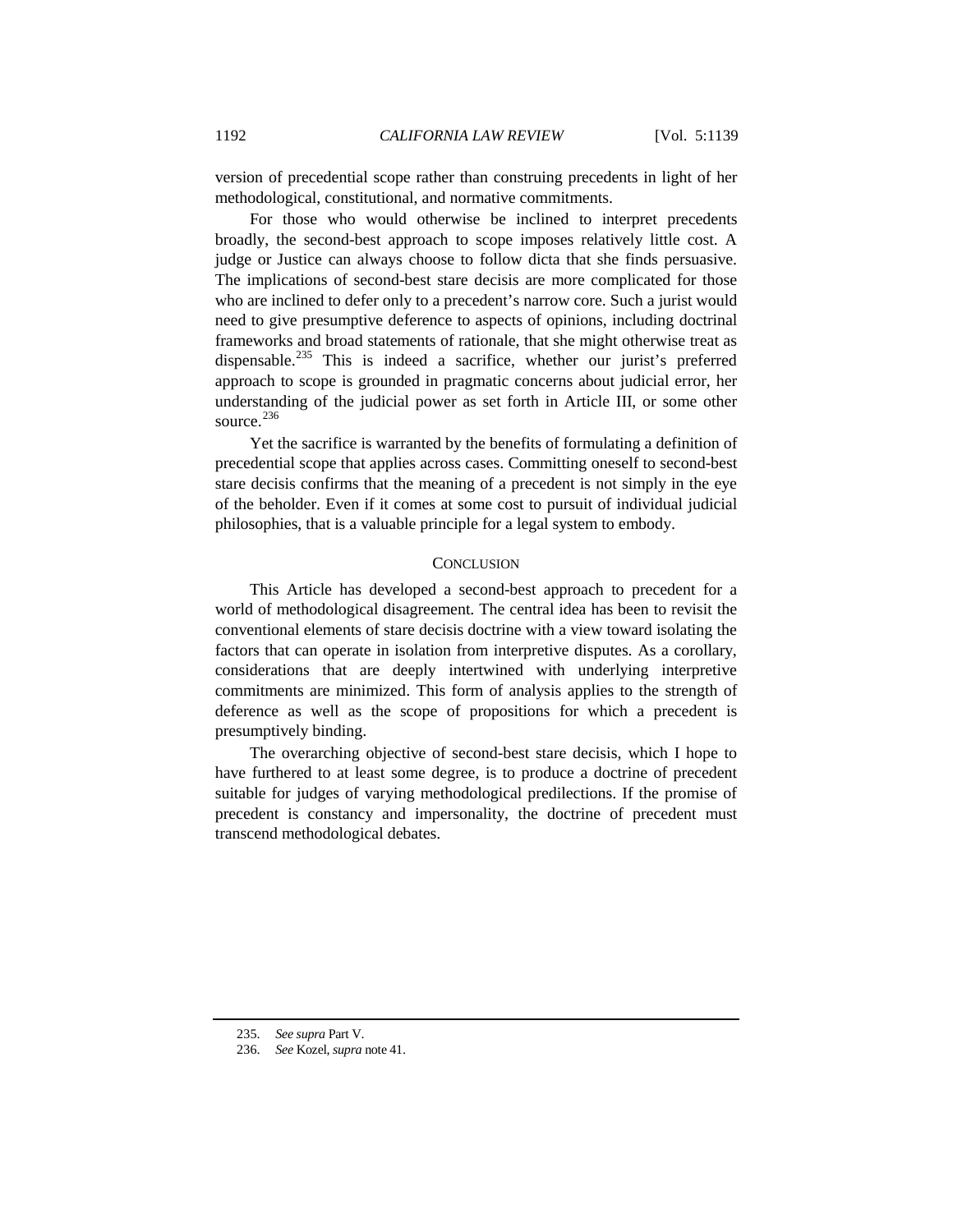version of precedential scope rather than construing precedents in light of her methodological, constitutional, and normative commitments.

For those who would otherwise be inclined to interpret precedents broadly, the second-best approach to scope imposes relatively little cost. A judge or Justice can always choose to follow dicta that she finds persuasive. The implications of second-best stare decisis are more complicated for those who are inclined to defer only to a precedent's narrow core. Such a jurist would need to give presumptive deference to aspects of opinions, including doctrinal frameworks and broad statements of rationale, that she might otherwise treat as dispensable.[235] This is indeed a sacrifice, whether our jurist's preferred approach to scope is grounded in pragmatic concerns about judicial error, her understanding of the judicial power as set forth in Article III, or some other source.[236]

Yet the sacrifice is warranted by the benefits of formulating a definition of precedential scope that applies across cases. Committing oneself to second-best stare decisis confirms that the meaning of a precedent is not simply in the eye of the beholder. Even if it comes at some cost to pursuit of individual judicial philosophies, that is a valuable principle for a legal system to embody.

## CONCLUSION

This Article has developed a second-best approach to precedent for a world of methodological disagreement. The central idea has been to revisit the conventional elements of stare decisis doctrine with a view toward isolating the factors that can operate in isolation from interpretive disputes. As a corollary, considerations that are deeply intertwined with underlying interpretive commitments are minimized. This form of analysis applies to the strength of deference as well as the scope of propositions for which a precedent is presumptively binding.

The overarching objective of second-best stare decisis, which I hope to have furthered to at least some degree, is to produce a doctrine of precedent suitable for judges of varying methodological predilections. If the promise of precedent is constancy and impersonality, the doctrine of precedent must transcend methodological debates.

---

235. *See supra* Part V.

236. *See* Kozel, *supra* note 41.